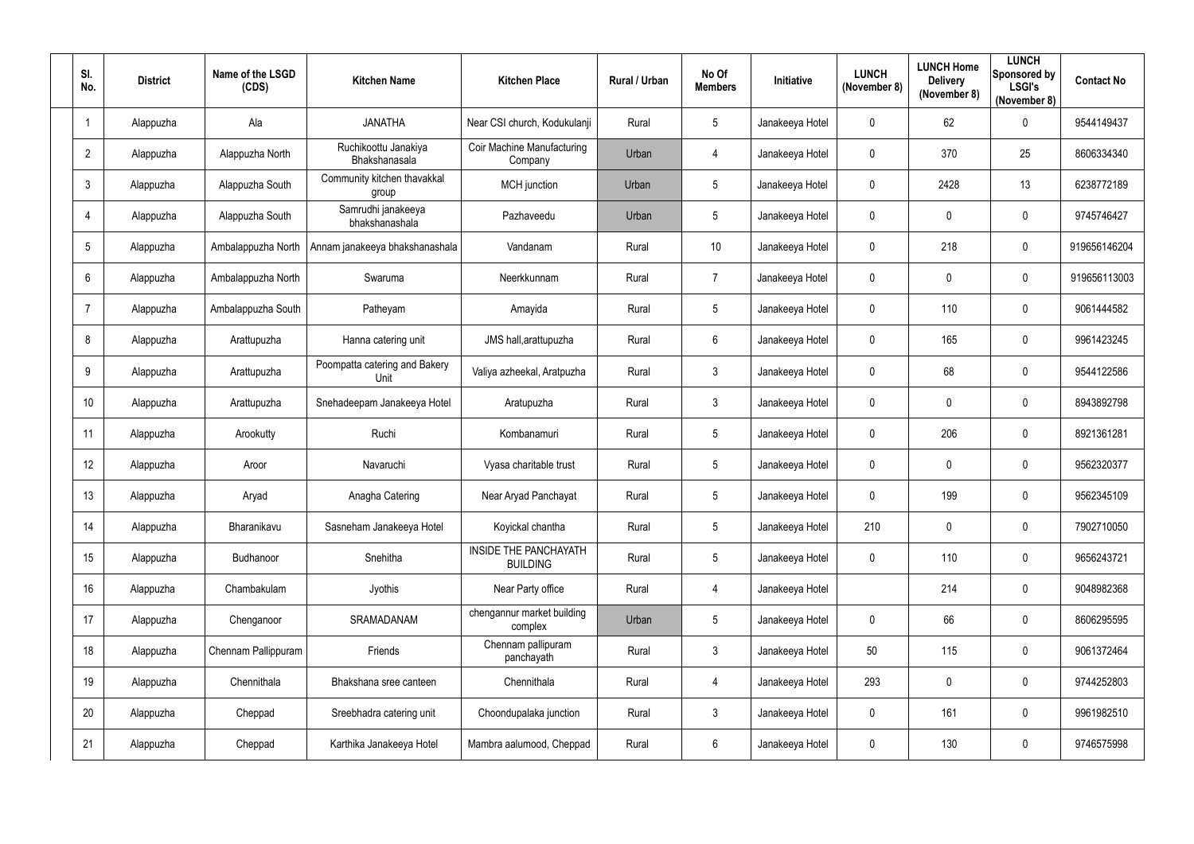| Sl. No. | District | Name of the LSGD (CDS) | Kitchen Name | Kitchen Place | Rural / Urban | No Of Members | Initiative | LUNCH (November 8) | LUNCH Home Delivery (November 8) | LUNCH Sponsored by LSGI's (November 8) | Contact No |
|---|---|---|---|---|---|---|---|---|---|---|---|
| 1 | Alappuzha | Ala | JANATHA | Near CSI church, Kodukulanji | Rural | 5 | Janakeeya Hotel | 0 | 62 | 0 | 9544149437 |
| 2 | Alappuzha | Alappuzha North | Ruchikoottu Janakiya Bhakshanasala | Coir Machine Manufacturing Company | Urban | 4 | Janakeeya Hotel | 0 | 370 | 25 | 8606334340 |
| 3 | Alappuzha | Alappuzha South | Community kitchen thavakkal group | MCH junction | Urban | 5 | Janakeeya Hotel | 0 | 2428 | 13 | 6238772189 |
| 4 | Alappuzha | Alappuzha South | Samrudhi janakeeya bhakshanashala | Pazhaveedu | Urban | 5 | Janakeeya Hotel | 0 | 0 | 0 | 9745746427 |
| 5 | Alappuzha | Ambalappuzha North | Annam janakeeya bhakshanashala | Vandanam | Rural | 10 | Janakeeya Hotel | 0 | 218 | 0 | 919656146204 |
| 6 | Alappuzha | Ambalappuzha North | Swaruma | Neerkkunnam | Rural | 7 | Janakeeya Hotel | 0 | 0 | 0 | 919656113003 |
| 7 | Alappuzha | Ambalappuzha South | Patheyam | Amayida | Rural | 5 | Janakeeya Hotel | 0 | 110 | 0 | 9061444582 |
| 8 | Alappuzha | Arattupuzha | Hanna catering unit | JMS hall,arattupuzha | Rural | 6 | Janakeeya Hotel | 0 | 165 | 0 | 9961423245 |
| 9 | Alappuzha | Arattupuzha | Poompatta catering and Bakery Unit | Valiya azheekal, Aratpuzha | Rural | 3 | Janakeeya Hotel | 0 | 68 | 0 | 9544122586 |
| 10 | Alappuzha | Arattupuzha | Snehadeepam Janakeeya Hotel | Aratupuzha | Rural | 3 | Janakeeya Hotel | 0 | 0 | 0 | 8943892798 |
| 11 | Alappuzha | Arookutty | Ruchi | Kombanamuri | Rural | 5 | Janakeeya Hotel | 0 | 206 | 0 | 8921361281 |
| 12 | Alappuzha | Aroor | Navaruchi | Vyasa charitable trust | Rural | 5 | Janakeeya Hotel | 0 | 0 | 0 | 9562320377 |
| 13 | Alappuzha | Aryad | Anagha Catering | Near Aryad Panchayat | Rural | 5 | Janakeeya Hotel | 0 | 199 | 0 | 9562345109 |
| 14 | Alappuzha | Bharanikavu | Sasneham Janakeeya Hotel | Koyickal chantha | Rural | 5 | Janakeeya Hotel | 210 | 0 | 0 | 7902710050 |
| 15 | Alappuzha | Budhanoor | Snehitha | INSIDE THE PANCHAYATH BUILDING | Rural | 5 | Janakeeya Hotel | 0 | 110 | 0 | 9656243721 |
| 16 | Alappuzha | Chambakulam | Jyothis | Near Party office | Rural | 4 | Janakeeya Hotel | | 214 | 0 | 9048982368 |
| 17 | Alappuzha | Chenganoor | SRAMADANAM | chengannur market building complex | Urban | 5 | Janakeeya Hotel | 0 | 66 | 0 | 8606295595 |
| 18 | Alappuzha | Chennam Pallippuram | Friends | Chennam pallipuram panchayath | Rural | 3 | Janakeeya Hotel | 50 | 115 | 0 | 9061372464 |
| 19 | Alappuzha | Chennithala | Bhakshana sree canteen | Chennithala | Rural | 4 | Janakeeya Hotel | 293 | 0 | 0 | 9744252803 |
| 20 | Alappuzha | Cheppad | Sreebhadra catering unit | Choondupalaka junction | Rural | 3 | Janakeeya Hotel | 0 | 161 | 0 | 9961982510 |
| 21 | Alappuzha | Cheppad | Karthika Janakeeya Hotel | Mambra aalumood, Cheppad | Rural | 6 | Janakeeya Hotel | 0 | 130 | 0 | 9746575998 |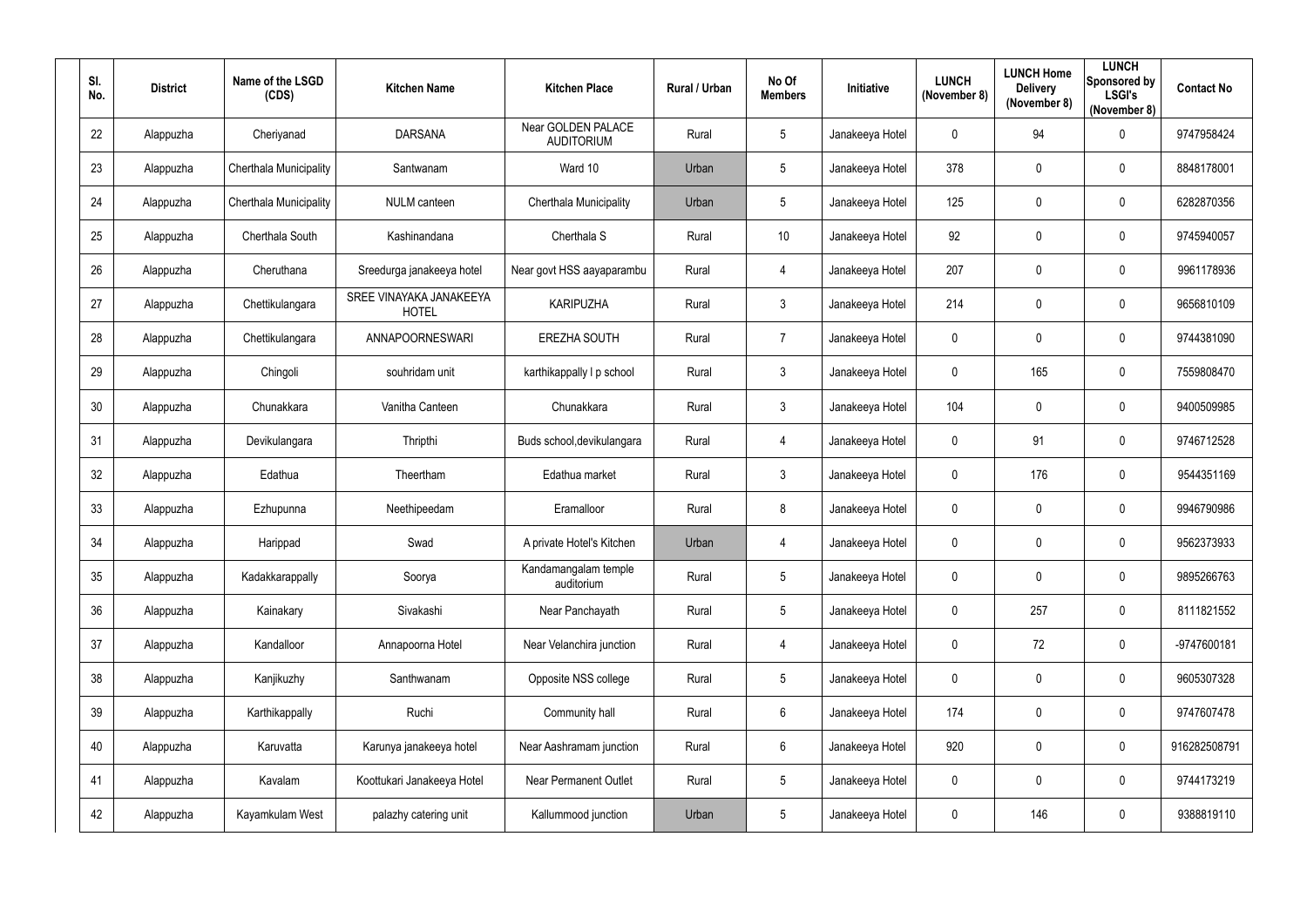| Sl. No. | District | Name of the LSGD (CDS) | Kitchen Name | Kitchen Place | Rural / Urban | No Of Members | Initiative | LUNCH (November 8) | LUNCH Home Delivery (November 8) | LUNCH Sponsored by LSGI's (November 8) | Contact No |
|---|---|---|---|---|---|---|---|---|---|---|---|
| 22 | Alappuzha | Cheriyanad | DARSANA | Near GOLDEN PALACE AUDITORIUM | Rural | 5 | Janakeeya Hotel | 0 | 94 | 0 | 9747958424 |
| 23 | Alappuzha | Cherthala Municipality | Santwanam | Ward 10 | Urban | 5 | Janakeeya Hotel | 378 | 0 | 0 | 8848178001 |
| 24 | Alappuzha | Cherthala Municipality | NULM canteen | Cherthala Municipality | Urban | 5 | Janakeeya Hotel | 125 | 0 | 0 | 6282870356 |
| 25 | Alappuzha | Cherthala South | Kashinandana | Cherthala S | Rural | 10 | Janakeeya Hotel | 92 | 0 | 0 | 9745940057 |
| 26 | Alappuzha | Cheruthana | Sreedurga janakeeya hotel | Near govt HSS aayaparambu | Rural | 4 | Janakeeya Hotel | 207 | 0 | 0 | 9961178936 |
| 27 | Alappuzha | Chettikulangara | SREE VINAYAKA JANAKEEYA HOTEL | KARIPUZHA | Rural | 3 | Janakeeya Hotel | 214 | 0 | 0 | 9656810109 |
| 28 | Alappuzha | Chettikulangara | ANNAPOORNESWARI | EREZHA SOUTH | Rural | 7 | Janakeeya Hotel | 0 | 0 | 0 | 9744381090 |
| 29 | Alappuzha | Chingoli | souhridam unit | karthikappally l p school | Rural | 3 | Janakeeya Hotel | 0 | 165 | 0 | 7559808470 |
| 30 | Alappuzha | Chunakkara | Vanitha Canteen | Chunakkara | Rural | 3 | Janakeeya Hotel | 104 | 0 | 0 | 9400509985 |
| 31 | Alappuzha | Devikulangara | Thripthi | Buds school,devikulangara | Rural | 4 | Janakeeya Hotel | 0 | 91 | 0 | 9746712528 |
| 32 | Alappuzha | Edathua | Theertham | Edathua market | Rural | 3 | Janakeeya Hotel | 0 | 176 | 0 | 9544351169 |
| 33 | Alappuzha | Ezhupunna | Neethipeedam | Eramalloor | Rural | 8 | Janakeeya Hotel | 0 | 0 | 0 | 9946790986 |
| 34 | Alappuzha | Harippad | Swad | A private Hotel's Kitchen | Urban | 4 | Janakeeya Hotel | 0 | 0 | 0 | 9562373933 |
| 35 | Alappuzha | Kadakkarappally | Soorya | Kandamangalam temple auditorium | Rural | 5 | Janakeeya Hotel | 0 | 0 | 0 | 9895266763 |
| 36 | Alappuzha | Kainakary | Sivakashi | Near Panchayath | Rural | 5 | Janakeeya Hotel | 0 | 257 | 0 | 8111821552 |
| 37 | Alappuzha | Kandalloor | Annapoorna Hotel | Near Velanchira junction | Rural | 4 | Janakeeya Hotel | 0 | 72 | 0 | -9747600181 |
| 38 | Alappuzha | Kanjikuzhy | Santhwanam | Opposite NSS college | Rural | 5 | Janakeeya Hotel | 0 | 0 | 0 | 9605307328 |
| 39 | Alappuzha | Karthikappally | Ruchi | Community hall | Rural | 6 | Janakeeya Hotel | 174 | 0 | 0 | 9747607478 |
| 40 | Alappuzha | Karuvatta | Karunya janakeeya hotel | Near Aashramam junction | Rural | 6 | Janakeeya Hotel | 920 | 0 | 0 | 916282508791 |
| 41 | Alappuzha | Kavalam | Koottukari Janakeeya Hotel | Near Permanent Outlet | Rural | 5 | Janakeeya Hotel | 0 | 0 | 0 | 9744173219 |
| 42 | Alappuzha | Kayamkulam West | palazhy catering unit | Kallummood junction | Urban | 5 | Janakeeya Hotel | 0 | 146 | 0 | 9388819110 |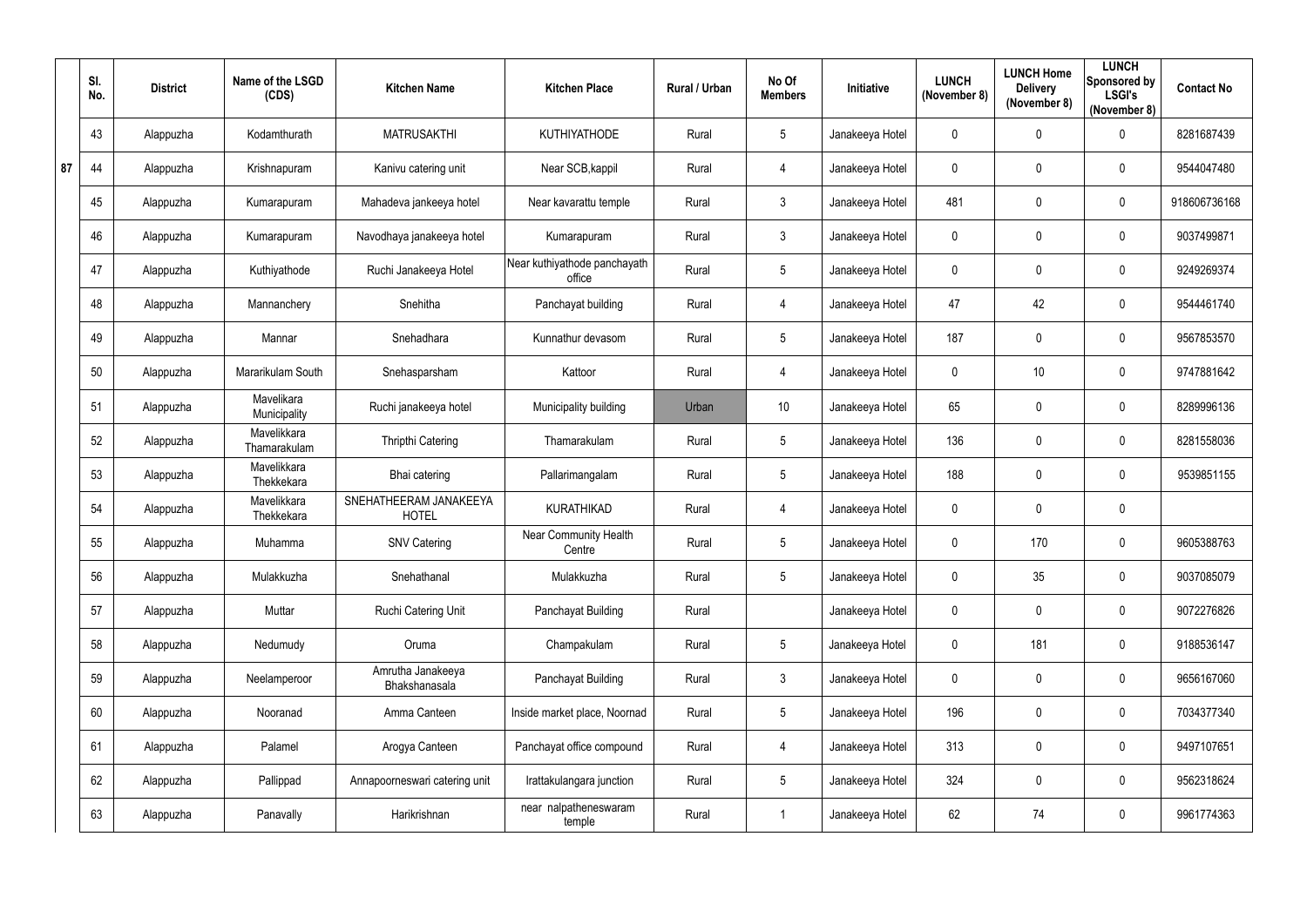| Sl. No. | District | Name of the LSGD (CDS) | Kitchen Name | Kitchen Place | Rural / Urban | No Of Members | Initiative | LUNCH (November 8) | LUNCH Home Delivery (November 8) | LUNCH Sponsored by LSGI's (November 8) | Contact No |
|---|---|---|---|---|---|---|---|---|---|---|---|
| 43 | Alappuzha | Kodamthurath | MATRUSAKTHI | KUTHIYATHODE | Rural | 5 | Janakeeya Hotel | 0 | 0 | 0 | 8281687439 |
| 44 | Alappuzha | Krishnapuram | Kanivu catering unit | Near SCB,kappil | Rural | 4 | Janakeeya Hotel | 0 | 0 | 0 | 9544047480 |
| 45 | Alappuzha | Kumarapuram | Mahadeva jankeeya hotel | Near kavarattu temple | Rural | 3 | Janakeeya Hotel | 481 | 0 | 0 | 918606736168 |
| 46 | Alappuzha | Kumarapuram | Navodhaya janakeeya hotel | Kumarapuram | Rural | 3 | Janakeeya Hotel | 0 | 0 | 0 | 9037499871 |
| 47 | Alappuzha | Kuthiyathode | Ruchi Janakeeya Hotel | Near kuthiyathode panchayath office | Rural | 5 | Janakeeya Hotel | 0 | 0 | 0 | 9249269374 |
| 48 | Alappuzha | Mannanchery | Snehitha | Panchayat building | Rural | 4 | Janakeeya Hotel | 47 | 42 | 0 | 9544461740 |
| 49 | Alappuzha | Mannar | Snehadhara | Kunnathur devasom | Rural | 5 | Janakeeya Hotel | 187 | 0 | 0 | 9567853570 |
| 50 | Alappuzha | Mararikulam South | Snehasparsham | Kattoor | Rural | 4 | Janakeeya Hotel | 0 | 10 | 0 | 9747881642 |
| 51 | Alappuzha | Mavelikara Municipality | Ruchi janakeeya hotel | Municipality building | Urban | 10 | Janakeeya Hotel | 65 | 0 | 0 | 8289996136 |
| 52 | Alappuzha | Mavelikkara Thamarakulam | Thripthi Catering | Thamarakulam | Rural | 5 | Janakeeya Hotel | 136 | 0 | 0 | 8281558036 |
| 53 | Alappuzha | Mavelikkara Thekkekara | Bhai catering | Pallarimangalam | Rural | 5 | Janakeeya Hotel | 188 | 0 | 0 | 9539851155 |
| 54 | Alappuzha | Mavelikkara Thekkekara | SNEHATHEERAM JANAKEEYA HOTEL | KURATHIKAD | Rural | 4 | Janakeeya Hotel | 0 | 0 | 0 | |
| 55 | Alappuzha | Muhamma | SNV Catering | Near Community Health Centre | Rural | 5 | Janakeeya Hotel | 0 | 170 | 0 | 9605388763 |
| 56 | Alappuzha | Mulakkuzha | Snehathanal | Mulakkuzha | Rural | 5 | Janakeeya Hotel | 0 | 35 | 0 | 9037085079 |
| 57 | Alappuzha | Muttar | Ruchi Catering Unit | Panchayat Building | Rural | | Janakeeya Hotel | 0 | 0 | 0 | 9072276826 |
| 58 | Alappuzha | Nedumudy | Oruma | Champakulam | Rural | 5 | Janakeeya Hotel | 0 | 181 | 0 | 9188536147 |
| 59 | Alappuzha | Neelamperoor | Amrutha Janakeeya Bhakshanasala | Panchayat Building | Rural | 3 | Janakeeya Hotel | 0 | 0 | 0 | 9656167060 |
| 60 | Alappuzha | Nooranad | Amma Canteen | Inside market place, Noornad | Rural | 5 | Janakeeya Hotel | 196 | 0 | 0 | 7034377340 |
| 61 | Alappuzha | Palamel | Arogya Canteen | Panchayat office compound | Rural | 4 | Janakeeya Hotel | 313 | 0 | 0 | 9497107651 |
| 62 | Alappuzha | Pallippad | Annapoorneswari catering unit | Irattakulangara junction | Rural | 5 | Janakeeya Hotel | 324 | 0 | 0 | 9562318624 |
| 63 | Alappuzha | Panavally | Harikrishnan | near nalpatheneswaram temple | Rural | 1 | Janakeeya Hotel | 62 | 74 | 0 | 9961774363 |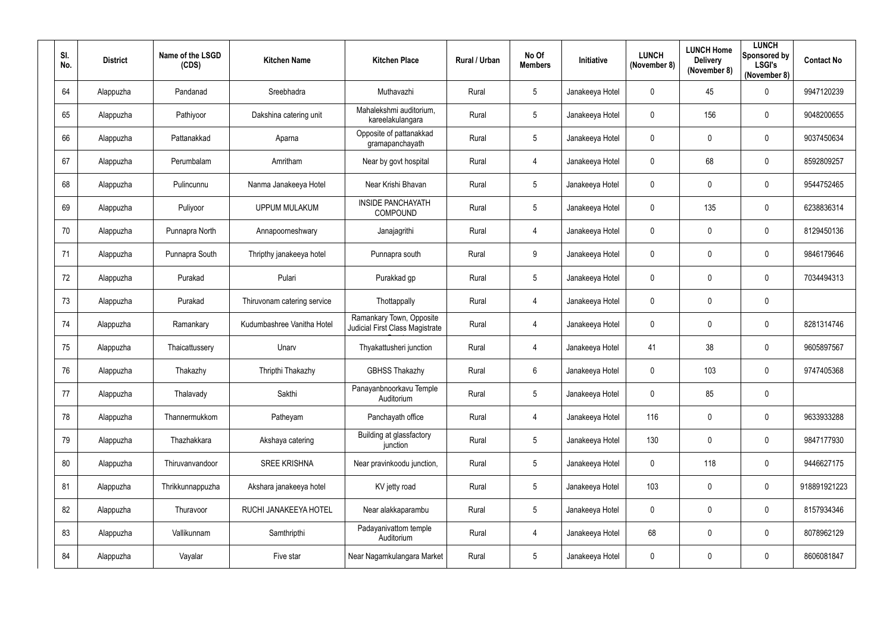| Sl. No. | District | Name of the LSGD (CDS) | Kitchen Name | Kitchen Place | Rural / Urban | No Of Members | Initiative | LUNCH (November 8) | LUNCH Home Delivery (November 8) | LUNCH Sponsored by LSGI's (November 8) | Contact No |
|---|---|---|---|---|---|---|---|---|---|---|---|
| 64 | Alappuzha | Pandanad | Sreebhadra | Muthavazhi | Rural | 5 | Janakeeya Hotel | 0 | 45 | 0 | 9947120239 |
| 65 | Alappuzha | Pathiyoor | Dakshina catering unit | Mahalekshmi auditorium, kareelakulangara | Rural | 5 | Janakeeya Hotel | 0 | 156 | 0 | 9048200655 |
| 66 | Alappuzha | Pattanakkad | Aparna | Opposite of pattanakkad gramapanchayath | Rural | 5 | Janakeeya Hotel | 0 | 0 | 0 | 9037450634 |
| 67 | Alappuzha | Perumbalam | Amritham | Near by govt hospital | Rural | 4 | Janakeeya Hotel | 0 | 68 | 0 | 8592809257 |
| 68 | Alappuzha | Pulincunnu | Nanma Janakeeya Hotel | Near Krishi Bhavan | Rural | 5 | Janakeeya Hotel | 0 | 0 | 0 | 9544752465 |
| 69 | Alappuzha | Puliyoor | UPPUM MULAKUM | INSIDE PANCHAYATH COMPOUND | Rural | 5 | Janakeeya Hotel | 0 | 135 | 0 | 6238836314 |
| 70 | Alappuzha | Punnapra North | Annapoorneshwary | Janajagrithi | Rural | 4 | Janakeeya Hotel | 0 | 0 | 0 | 8129450136 |
| 71 | Alappuzha | Punnapra South | Thripthy janakeeya hotel | Punnapra south | Rural | 9 | Janakeeya Hotel | 0 | 0 | 0 | 9846179646 |
| 72 | Alappuzha | Purakad | Pulari | Purakkad gp | Rural | 5 | Janakeeya Hotel | 0 | 0 | 0 | 7034494313 |
| 73 | Alappuzha | Purakad | Thiruvonam catering service | Thottappally | Rural | 4 | Janakeeya Hotel | 0 | 0 | 0 | |
| 74 | Alappuzha | Ramankary | Kudumbashree Vanitha Hotel | Ramankary Town, Opposite Judicial First Class Magistrate Court | Rural | 4 | Janakeeya Hotel | 0 | 0 | 0 | 8281314746 |
| 75 | Alappuzha | Thaicattussery | Unarv | Thyakattusheri junction | Rural | 4 | Janakeeya Hotel | 41 | 38 | 0 | 9605897567 |
| 76 | Alappuzha | Thakazhy | Thripthi Thakazhy | GBHSS Thakazhy | Rural | 6 | Janakeeya Hotel | 0 | 103 | 0 | 9747405368 |
| 77 | Alappuzha | Thalavady | Sakthi | Panayanbnoorkavu Temple Auditorium | Rural | 5 | Janakeeya Hotel | 0 | 85 | 0 | |
| 78 | Alappuzha | Thannermukkom | Patheyam | Panchayath office | Rural | 4 | Janakeeya Hotel | 116 | 0 | 0 | 9633933288 |
| 79 | Alappuzha | Thazhakkara | Akshaya catering | Building at glassfactory junction | Rural | 5 | Janakeeya Hotel | 130 | 0 | 0 | 9847177930 |
| 80 | Alappuzha | Thiruvanvandoor | SREE KRISHNA | Near pravinkoodu junction, | Rural | 5 | Janakeeya Hotel | 0 | 118 | 0 | 9446627175 |
| 81 | Alappuzha | Thrikkunnappuzha | Akshara janakeeya hotel | KV jetty road | Rural | 5 | Janakeeya Hotel | 103 | 0 | 0 | 918891921223 |
| 82 | Alappuzha | Thuravoor | RUCHI JANAKEEYA HOTEL | Near alakkaparambu | Rural | 5 | Janakeeya Hotel | 0 | 0 | 0 | 8157934346 |
| 83 | Alappuzha | Vallikunnam | Samthripthi | Padayanivattom temple Auditorium | Rural | 4 | Janakeeya Hotel | 68 | 0 | 0 | 8078962129 |
| 84 | Alappuzha | Vayalar | Five star | Near Nagamkulangara Market | Rural | 5 | Janakeeya Hotel | 0 | 0 | 0 | 8606081847 |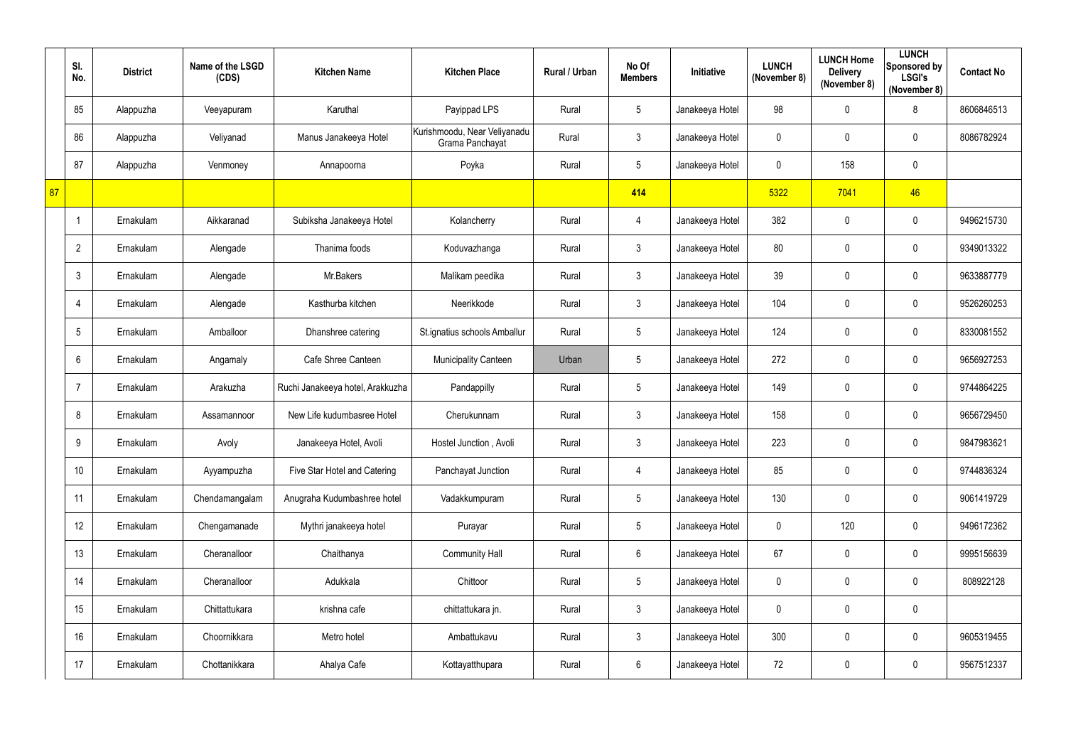| | Sl. No. | District | Name of the LSGD (CDS) | Kitchen Name | Kitchen Place | Rural / Urban | No Of Members | Initiative | LUNCH (November 8) | LUNCH Home Delivery (November 8) | LUNCH Sponsored by LSGI's (November 8) | Contact No |
|---|---|---|---|---|---|---|---|---|---|---|---|---|
| | 85 | Alappuzha | Veeyapuram | Karuthal | Payippad LPS | Rural | 5 | Janakeeya Hotel | 98 | 0 | 8 | 8606846513 |
| | 86 | Alappuzha | Veliyanad | Manus Janakeeya Hotel | Kurishmoodu, Near Veliyanadu Grama Panchayat | Rural | 3 | Janakeeya Hotel | 0 | 0 | 0 | 8086782924 |
| | 87 | Alappuzha | Venmoney | Annapoorna | Poyka | Rural | 5 | Janakeeya Hotel | 0 | 158 | 0 | |
| 87 | | | | | | | 414 | | 5322 | 7041 | 46 | |
| | 1 | Ernakulam | Aikkaranad | Subiksha Janakeeya Hotel | Kolancherry | Rural | 4 | Janakeeya Hotel | 382 | 0 | 0 | 9496215730 |
| | 2 | Ernakulam | Alengade | Thanima foods | Koduvazhanga | Rural | 3 | Janakeeya Hotel | 80 | 0 | 0 | 9349013322 |
| | 3 | Ernakulam | Alengade | Mr.Bakers | Malikam peedika | Rural | 3 | Janakeeya Hotel | 39 | 0 | 0 | 9633887779 |
| | 4 | Ernakulam | Alengade | Kasthurba kitchen | Neerikkode | Rural | 3 | Janakeeya Hotel | 104 | 0 | 0 | 9526260253 |
| | 5 | Ernakulam | Amballoor | Dhanshree catering | St.ignatius schools Amballur | Rural | 5 | Janakeeya Hotel | 124 | 0 | 0 | 8330081552 |
| | 6 | Ernakulam | Angamaly | Cafe Shree Canteen | Municipality Canteen | Urban | 5 | Janakeeya Hotel | 272 | 0 | 0 | 9656927253 |
| | 7 | Ernakulam | Arakuzha | Ruchi Janakeeya hotel, Arakkuzha | Pandappilly | Rural | 5 | Janakeeya Hotel | 149 | 0 | 0 | 9744864225 |
| | 8 | Ernakulam | Assamannoor | New Life kudumbasree Hotel | Cherukunnam | Rural | 3 | Janakeeya Hotel | 158 | 0 | 0 | 9656729450 |
| | 9 | Ernakulam | Avoly | Janakeeya Hotel, Avoli | Hostel Junction , Avoli | Rural | 3 | Janakeeya Hotel | 223 | 0 | 0 | 9847983621 |
| | 10 | Ernakulam | Ayyampuzha | Five Star Hotel and Catering | Panchayat Junction | Rural | 4 | Janakeeya Hotel | 85 | 0 | 0 | 9744836324 |
| | 11 | Ernakulam | Chendamangalam | Anugraha Kudumbashree hotel | Vadakkumpuram | Rural | 5 | Janakeeya Hotel | 130 | 0 | 0 | 9061419729 |
| | 12 | Ernakulam | Chengamanade | Mythri janakeeya hotel | Purayar | Rural | 5 | Janakeeya Hotel | 0 | 120 | 0 | 9496172362 |
| | 13 | Ernakulam | Cheranalloor | Chaithanya | Community Hall | Rural | 6 | Janakeeya Hotel | 67 | 0 | 0 | 9995156639 |
| | 14 | Ernakulam | Cheranalloor | Adukkala | Chittoor | Rural | 5 | Janakeeya Hotel | 0 | 0 | 0 | 808922128 |
| | 15 | Ernakulam | Chittattukara | krishna cafe | chittattukara jn. | Rural | 3 | Janakeeya Hotel | 0 | 0 | 0 | |
| | 16 | Ernakulam | Choornikkara | Metro hotel | Ambattukavu | Rural | 3 | Janakeeya Hotel | 300 | 0 | 0 | 9605319455 |
| | 17 | Ernakulam | Chottanikkara | Ahalya Cafe | Kottayatthupara | Rural | 6 | Janakeeya Hotel | 72 | 0 | 0 | 9567512337 |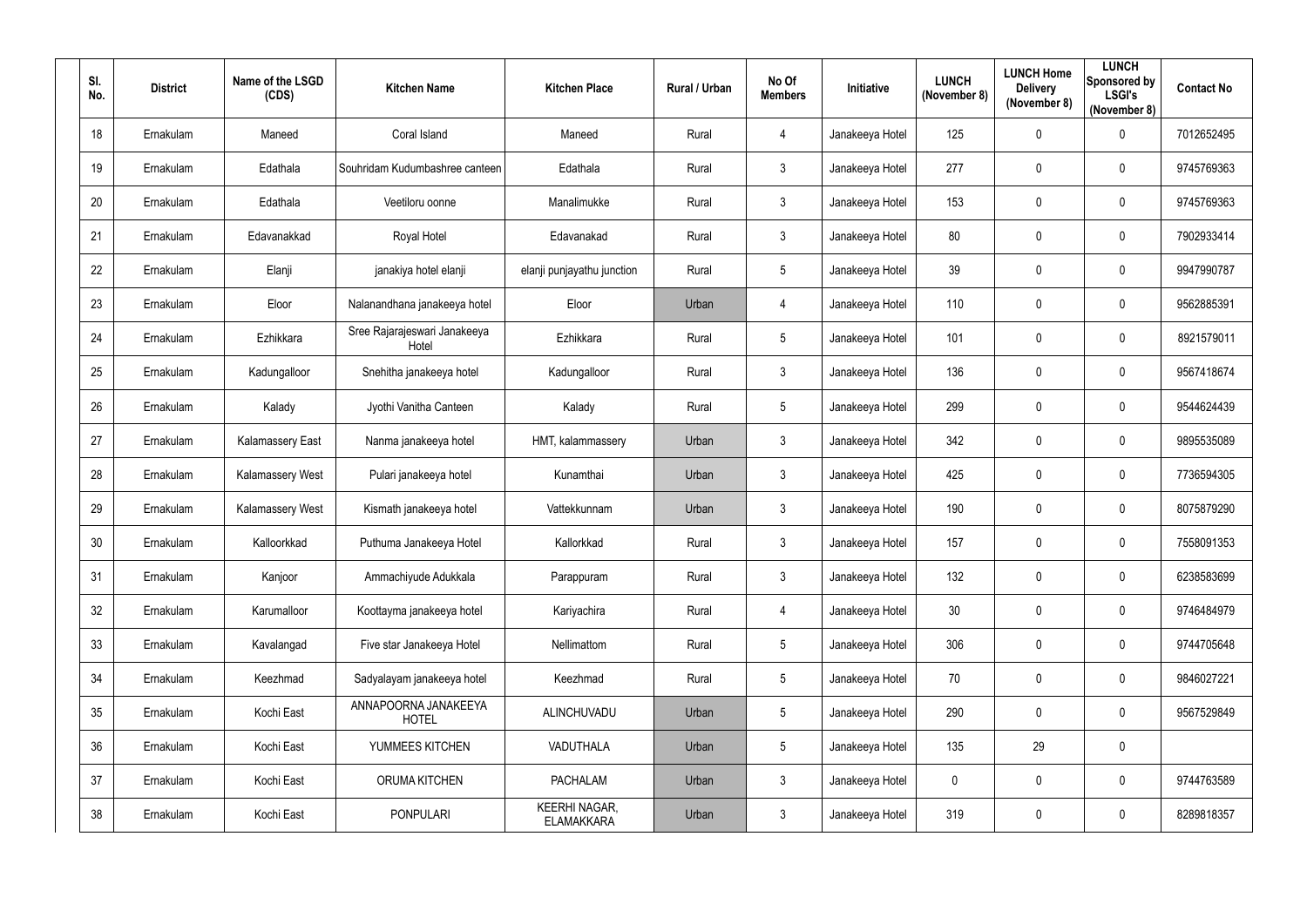| Sl. No. | District | Name of the LSGD (CDS) | Kitchen Name | Kitchen Place | Rural / Urban | No Of Members | Initiative | LUNCH (November 8) | LUNCH Home Delivery (November 8) | LUNCH Sponsored by LSGI's (November 8) | Contact No |
|---|---|---|---|---|---|---|---|---|---|---|---|
| 18 | Ernakulam | Maneed | Coral Island | Maneed | Rural | 4 | Janakeeya Hotel | 125 | 0 | 0 | 7012652495 |
| 19 | Ernakulam | Edathala | Souhridam Kudumbashree canteen | Edathala | Rural | 3 | Janakeeya Hotel | 277 | 0 | 0 | 9745769363 |
| 20 | Ernakulam | Edathala | Veetiloru oonne | Manalimukke | Rural | 3 | Janakeeya Hotel | 153 | 0 | 0 | 9745769363 |
| 21 | Ernakulam | Edavanakkad | Royal Hotel | Edavanakad | Rural | 3 | Janakeeya Hotel | 80 | 0 | 0 | 7902933414 |
| 22 | Ernakulam | Elanji | janakiya hotel elanji | elanji punjayathu junction | Rural | 5 | Janakeeya Hotel | 39 | 0 | 0 | 9947990787 |
| 23 | Ernakulam | Eloor | Nalanandhana janakeeya hotel | Eloor | Urban | 4 | Janakeeya Hotel | 110 | 0 | 0 | 9562885391 |
| 24 | Ernakulam | Ezhikkara | Sree Rajarajeswari Janakeeya Hotel | Ezhikkara | Rural | 5 | Janakeeya Hotel | 101 | 0 | 0 | 8921579011 |
| 25 | Ernakulam | Kadungalloor | Snehitha janakeeya hotel | Kadungalloor | Rural | 3 | Janakeeya Hotel | 136 | 0 | 0 | 9567418674 |
| 26 | Ernakulam | Kalady | Jyothi Vanitha Canteen | Kalady | Rural | 5 | Janakeeya Hotel | 299 | 0 | 0 | 9544624439 |
| 27 | Ernakulam | Kalamassery East | Nanma janakeeya hotel | HMT, kalammassery | Urban | 3 | Janakeeya Hotel | 342 | 0 | 0 | 9895535089 |
| 28 | Ernakulam | Kalamassery West | Pulari janakeeya hotel | Kunamthai | Urban | 3 | Janakeeya Hotel | 425 | 0 | 0 | 7736594305 |
| 29 | Ernakulam | Kalamassery West | Kismath janakeeya hotel | Vattekkunnam | Urban | 3 | Janakeeya Hotel | 190 | 0 | 0 | 8075879290 |
| 30 | Ernakulam | Kalloorkkad | Puthuma Janakeeya Hotel | Kallorkkad | Rural | 3 | Janakeeya Hotel | 157 | 0 | 0 | 7558091353 |
| 31 | Ernakulam | Kanjoor | Ammachiyude Adukkala | Parappuram | Rural | 3 | Janakeeya Hotel | 132 | 0 | 0 | 6238583699 |
| 32 | Ernakulam | Karumalloor | Koottayma janakeeya hotel | Kariyachira | Rural | 4 | Janakeeya Hotel | 30 | 0 | 0 | 9746484979 |
| 33 | Ernakulam | Kavalangad | Five star Janakeeya Hotel | Nellimattom | Rural | 5 | Janakeeya Hotel | 306 | 0 | 0 | 9744705648 |
| 34 | Ernakulam | Keezhmad | Sadyalayam janakeeya hotel | Keezhmad | Rural | 5 | Janakeeya Hotel | 70 | 0 | 0 | 9846027221 |
| 35 | Ernakulam | Kochi East | ANNAPOORNA JANAKEEYA HOTEL | ALINCHUVADU | Urban | 5 | Janakeeya Hotel | 290 | 0 | 0 | 9567529849 |
| 36 | Ernakulam | Kochi East | YUMMEES KITCHEN | VADUTHALA | Urban | 5 | Janakeeya Hotel | 135 | 29 | 0 | |
| 37 | Ernakulam | Kochi East | ORUMA KITCHEN | PACHALAM | Urban | 3 | Janakeeya Hotel | 0 | 0 | 0 | 9744763589 |
| 38 | Ernakulam | Kochi East | PONPULARI | KEERHI NAGAR, ELAMAKKARA | Urban | 3 | Janakeeya Hotel | 319 | 0 | 0 | 8289818357 |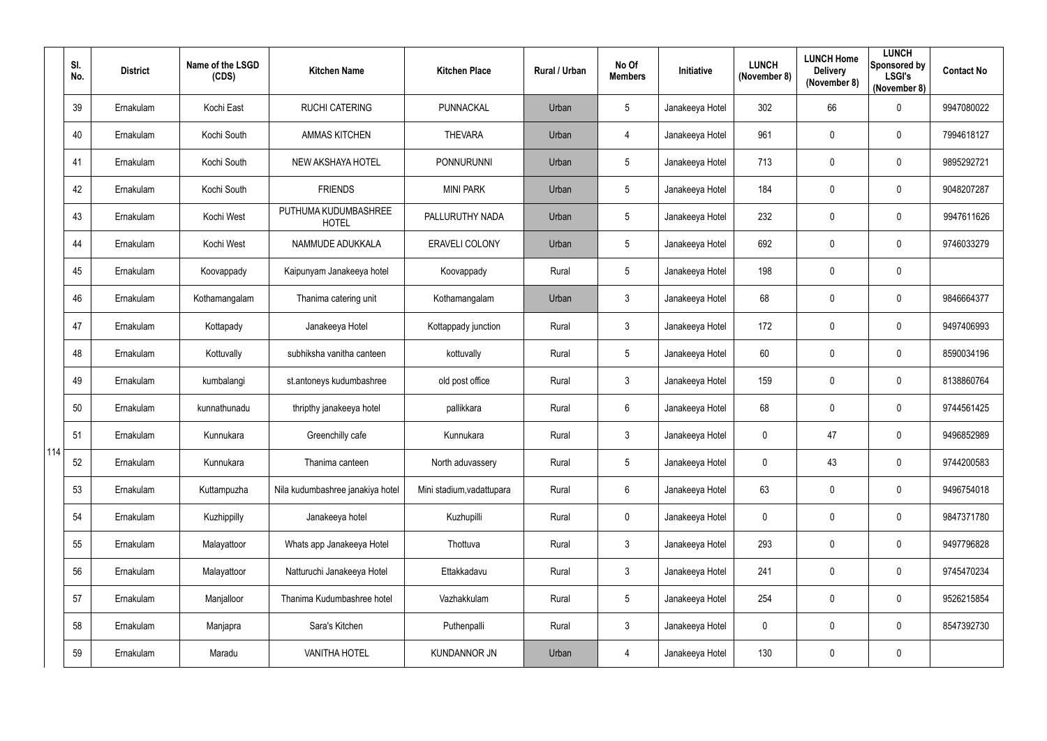| | Sl. No. | District | Name of the LSGD (CDS) | Kitchen Name | Kitchen Place | Rural / Urban | No Of Members | Initiative | LUNCH (November 8) | LUNCH Home Delivery (November 8) | LUNCH Sponsored by LSGI's (November 8) | Contact No |
|---|---|---|---|---|---|---|---|---|---|---|---|---|
| 114 | 39 | Ernakulam | Kochi East | RUCHI CATERING | PUNNACKAL | Urban | 5 | Janakeeya Hotel | 302 | 66 | 0 | 9947080022 |
| | 40 | Ernakulam | Kochi South | AMMAS KITCHEN | THEVARA | Urban | 4 | Janakeeya Hotel | 961 | 0 | 0 | 7994618127 |
| | 41 | Ernakulam | Kochi South | NEW AKSHAYA HOTEL | PONNURUNNI | Urban | 5 | Janakeeya Hotel | 713 | 0 | 0 | 9895292721 |
| | 42 | Ernakulam | Kochi South | FRIENDS | MINI PARK | Urban | 5 | Janakeeya Hotel | 184 | 0 | 0 | 9048207287 |
| | 43 | Ernakulam | Kochi West | PUTHUMA KUDUMBASHREE HOTEL | PALLURUTHY NADA | Urban | 5 | Janakeeya Hotel | 232 | 0 | 0 | 9947611626 |
| | 44 | Ernakulam | Kochi West | NAMMUDE ADUKKALA | ERAVELI COLONY | Urban | 5 | Janakeeya Hotel | 692 | 0 | 0 | 9746033279 |
| | 45 | Ernakulam | Koovappady | Kaipunyam Janakeeya hotel | Koovappady | Rural | 5 | Janakeeya Hotel | 198 | 0 | 0 | |
| | 46 | Ernakulam | Kothamangalam | Thanima catering unit | Kothamangalam | Urban | 3 | Janakeeya Hotel | 68 | 0 | 0 | 9846664377 |
| | 47 | Ernakulam | Kottapady | Janakeeya Hotel | Kottappady junction | Rural | 3 | Janakeeya Hotel | 172 | 0 | 0 | 9497406993 |
| | 48 | Ernakulam | Kottuvally | subhiksha vanitha canteen | kottuvally | Rural | 5 | Janakeeya Hotel | 60 | 0 | 0 | 8590034196 |
| | 49 | Ernakulam | kumbalangi | st.antoneys kudumbashree | old post office | Rural | 3 | Janakeeya Hotel | 159 | 0 | 0 | 8138860764 |
| | 50 | Ernakulam | kunnathunadu | thripthy janakeeya hotel | pallikkara | Rural | 6 | Janakeeya Hotel | 68 | 0 | 0 | 9744561425 |
| | 51 | Ernakulam | Kunnukara | Greenchilly cafe | Kunnukara | Rural | 3 | Janakeeya Hotel | 0 | 47 | 0 | 9496852989 |
| | 52 | Ernakulam | Kunnukara | Thanima canteen | North aduvassery | Rural | 5 | Janakeeya Hotel | 0 | 43 | 0 | 9744200583 |
| | 53 | Ernakulam | Kuttampuzha | Nila kudumbashree janakiya hotel | Mini stadium,vadattupara | Rural | 6 | Janakeeya Hotel | 63 | 0 | 0 | 9496754018 |
| | 54 | Ernakulam | Kuzhippilly | Janakeeya hotel | Kuzhupilli | Rural | 0 | Janakeeya Hotel | 0 | 0 | 0 | 9847371780 |
| | 55 | Ernakulam | Malayattoor | Whats app Janakeeya Hotel | Thottuva | Rural | 3 | Janakeeya Hotel | 293 | 0 | 0 | 9497796828 |
| | 56 | Ernakulam | Malayattoor | Natturuchi Janakeeya Hotel | Ettakkadavu | Rural | 3 | Janakeeya Hotel | 241 | 0 | 0 | 9745470234 |
| | 57 | Ernakulam | Manjalloor | Thanima Kudumbashree hotel | Vazhakkulam | Rural | 5 | Janakeeya Hotel | 254 | 0 | 0 | 9526215854 |
| | 58 | Ernakulam | Manjapra | Sara's Kitchen | Puthenpalli | Rural | 3 | Janakeeya Hotel | 0 | 0 | 0 | 8547392730 |
| | 59 | Ernakulam | Maradu | VANITHA HOTEL | KUNDANNOR JN | Urban | 4 | Janakeeya Hotel | 130 | 0 | 0 | |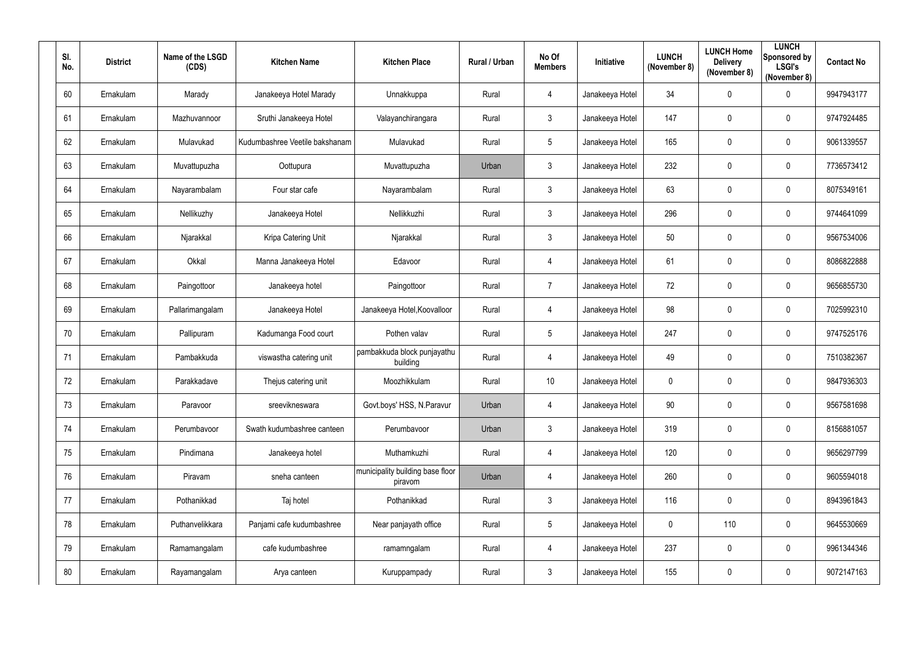| Sl. No. | District | Name of the LSGD (CDS) | Kitchen Name | Kitchen Place | Rural / Urban | No Of Members | Initiative | LUNCH (November 8) | LUNCH Home Delivery (November 8) | LUNCH Sponsored by LSGI's (November 8) | Contact No |
|---|---|---|---|---|---|---|---|---|---|---|---|
| 60 | Ernakulam | Marady | Janakeeya Hotel Marady | Unnakkuppa | Rural | 4 | Janakeeya Hotel | 34 | 0 | 0 | 9947943177 |
| 61 | Ernakulam | Mazhuvannoor | Sruthi Janakeeya Hotel | Valayanchirangara | Rural | 3 | Janakeeya Hotel | 147 | 0 | 0 | 9747924485 |
| 62 | Ernakulam | Mulavukad | Kudumbashree Veetile bakshanam | Mulavukad | Rural | 5 | Janakeeya Hotel | 165 | 0 | 0 | 9061339557 |
| 63 | Ernakulam | Muvattupuzha | Oottupura | Muvattupuzha | Urban | 3 | Janakeeya Hotel | 232 | 0 | 0 | 7736573412 |
| 64 | Ernakulam | Nayarambalam | Four star cafe | Nayarambalam | Rural | 3 | Janakeeya Hotel | 63 | 0 | 0 | 8075349161 |
| 65 | Ernakulam | Nellikuzhy | Janakeeya Hotel | Nellikkuzhi | Rural | 3 | Janakeeya Hotel | 296 | 0 | 0 | 9744641099 |
| 66 | Ernakulam | Njarakkal | Kripa Catering Unit | Njarakkal | Rural | 3 | Janakeeya Hotel | 50 | 0 | 0 | 9567534006 |
| 67 | Ernakulam | Okkal | Manna Janakeeya Hotel | Edavoor | Rural | 4 | Janakeeya Hotel | 61 | 0 | 0 | 8086822888 |
| 68 | Ernakulam | Paingottoor | Janakeeya hotel | Paingottoor | Rural | 7 | Janakeeya Hotel | 72 | 0 | 0 | 9656855730 |
| 69 | Ernakulam | Pallarimangalam | Janakeeya Hotel | Janakeeya Hotel,Koovalloor | Rural | 4 | Janakeeya Hotel | 98 | 0 | 0 | 7025992310 |
| 70 | Ernakulam | Pallipuram | Kadumanga Food court | Pothen valav | Rural | 5 | Janakeeya Hotel | 247 | 0 | 0 | 9747525176 |
| 71 | Ernakulam | Pambakkuda | viswastha catering unit | pambakkuda block punjayathu building | Rural | 4 | Janakeeya Hotel | 49 | 0 | 0 | 7510382367 |
| 72 | Ernakulam | Parakkadave | Thejus catering unit | Moozhikkulam | Rural | 10 | Janakeeya Hotel | 0 | 0 | 0 | 9847936303 |
| 73 | Ernakulam | Paravoor | sreevikneswara | Govt.boys' HSS, N.Paravur | Urban | 4 | Janakeeya Hotel | 90 | 0 | 0 | 9567581698 |
| 74 | Ernakulam | Perumbavoor | Swath kudumbashree canteen | Perumbavoor | Urban | 3 | Janakeeya Hotel | 319 | 0 | 0 | 8156881057 |
| 75 | Ernakulam | Pindimana | Janakeeya hotel | Muthamkuzhi | Rural | 4 | Janakeeya Hotel | 120 | 0 | 0 | 9656297799 |
| 76 | Ernakulam | Piravam | sneha canteen | municipality building base floor piravom | Urban | 4 | Janakeeya Hotel | 260 | 0 | 0 | 9605594018 |
| 77 | Ernakulam | Pothanikkad | Taj hotel | Pothanikkad | Rural | 3 | Janakeeya Hotel | 116 | 0 | 0 | 8943961843 |
| 78 | Ernakulam | Puthanvelikkara | Panjami cafe kudumbashree | Near panjayath office | Rural | 5 | Janakeeya Hotel | 0 | 110 | 0 | 9645530669 |
| 79 | Ernakulam | Ramamangalam | cafe kudumbashree | ramamngalam | Rural | 4 | Janakeeya Hotel | 237 | 0 | 0 | 9961344346 |
| 80 | Ernakulam | Rayamangalam | Arya canteen | Kuruppampady | Rural | 3 | Janakeeya Hotel | 155 | 0 | 0 | 9072147163 |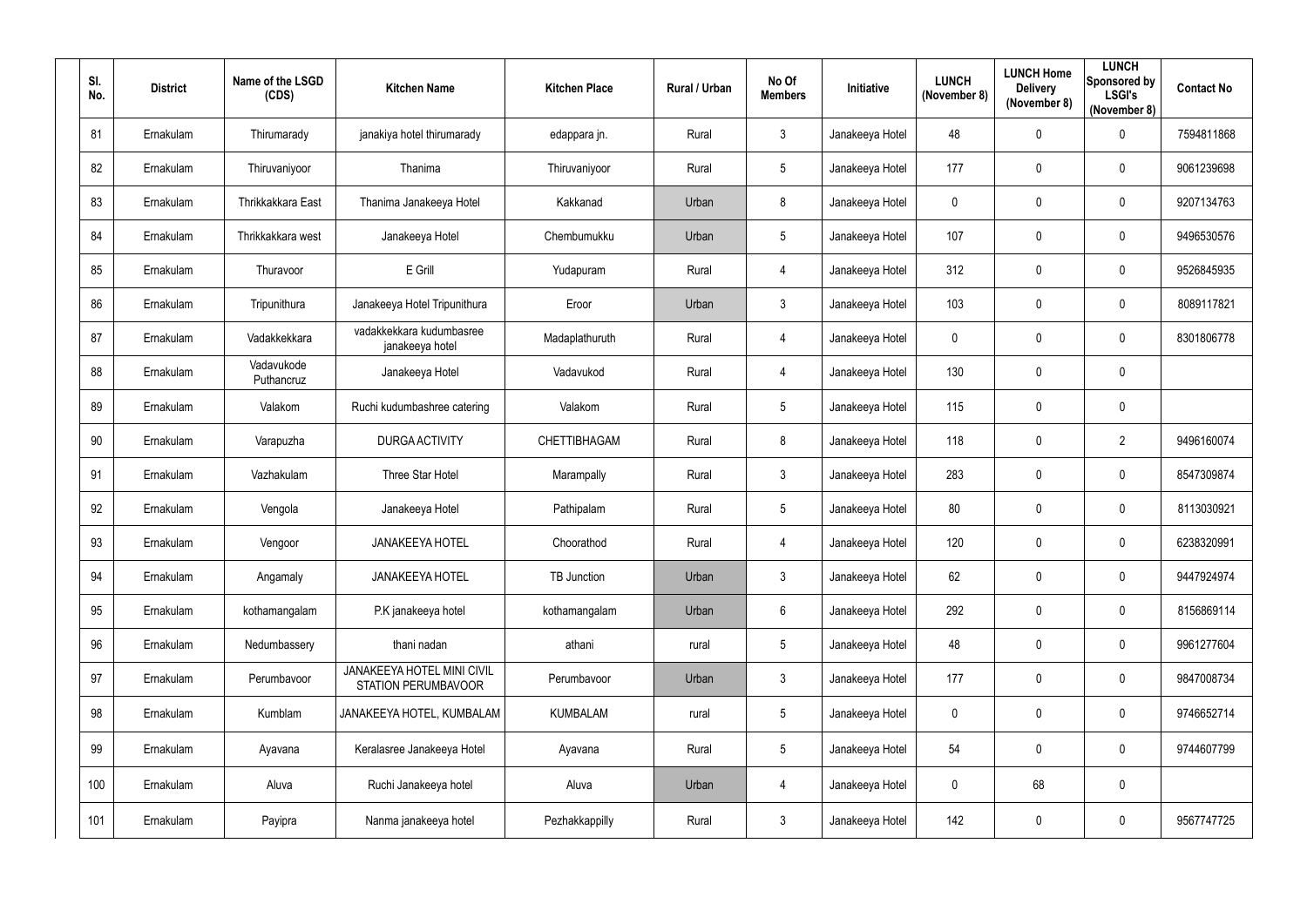| Sl. No. | District | Name of the LSGD (CDS) | Kitchen Name | Kitchen Place | Rural / Urban | No Of Members | Initiative | LUNCH (November 8) | LUNCH Home Delivery (November 8) | LUNCH Sponsored by LSGI's (November 8) | Contact No |
|---|---|---|---|---|---|---|---|---|---|---|---|
| 81 | Ernakulam | Thirumarady | janakiya hotel thirumarady | edappara jn. | Rural | 3 | Janakeeya Hotel | 48 | 0 | 0 | 7594811868 |
| 82 | Ernakulam | Thiruvaniyoor | Thanima | Thiruvaniyoor | Rural | 5 | Janakeeya Hotel | 177 | 0 | 0 | 9061239698 |
| 83 | Ernakulam | Thrikkakkara East | Thanima Janakeeya Hotel | Kakkanad | Urban | 8 | Janakeeya Hotel | 0 | 0 | 0 | 9207134763 |
| 84 | Ernakulam | Thrikkakkara west | Janakeeya Hotel | Chembumukku | Urban | 5 | Janakeeya Hotel | 107 | 0 | 0 | 9496530576 |
| 85 | Ernakulam | Thuravoor | E Grill | Yudapuram | Rural | 4 | Janakeeya Hotel | 312 | 0 | 0 | 9526845935 |
| 86 | Ernakulam | Tripunithura | Janakeeya Hotel Tripunithura | Eroor | Urban | 3 | Janakeeya Hotel | 103 | 0 | 0 | 8089117821 |
| 87 | Ernakulam | Vadakkekkara | vadakkekkara kudumbasree janakeeya hotel | Madaplathuruth | Rural | 4 | Janakeeya Hotel | 0 | 0 | 0 | 8301806778 |
| 88 | Ernakulam | Vadavukode Puthancruz | Janakeeya Hotel | Vadavukod | Rural | 4 | Janakeeya Hotel | 130 | 0 | 0 | |
| 89 | Ernakulam | Valakom | Ruchi kudumbashree catering | Valakom | Rural | 5 | Janakeeya Hotel | 115 | 0 | 0 | |
| 90 | Ernakulam | Varapuzha | DURGA ACTIVITY | CHETTIBHAGAM | Rural | 8 | Janakeeya Hotel | 118 | 0 | 2 | 9496160074 |
| 91 | Ernakulam | Vazhakulam | Three Star Hotel | Marampally | Rural | 3 | Janakeeya Hotel | 283 | 0 | 0 | 8547309874 |
| 92 | Ernakulam | Vengola | Janakeeya Hotel | Pathipalam | Rural | 5 | Janakeeya Hotel | 80 | 0 | 0 | 8113030921 |
| 93 | Ernakulam | Vengoor | JANAKEEYA HOTEL | Choorathod | Rural | 4 | Janakeeya Hotel | 120 | 0 | 0 | 6238320991 |
| 94 | Ernakulam | Angamaly | JANAKEEYA HOTEL | TB Junction | Urban | 3 | Janakeeya Hotel | 62 | 0 | 0 | 9447924974 |
| 95 | Ernakulam | kothamangalam | P.K janakeeya hotel | kothamangalam | Urban | 6 | Janakeeya Hotel | 292 | 0 | 0 | 8156869114 |
| 96 | Ernakulam | Nedumbassery | thani nadan | athani | rural | 5 | Janakeeya Hotel | 48 | 0 | 0 | 9961277604 |
| 97 | Ernakulam | Perumbavoor | JANAKEEYA HOTEL MINI CIVIL STATION PERUMBAVOOR | Perumbavoor | Urban | 3 | Janakeeya Hotel | 177 | 0 | 0 | 9847008734 |
| 98 | Ernakulam | Kumblam | JANAKEEYA HOTEL, KUMBALAM | KUMBALAM | rural | 5 | Janakeeya Hotel | 0 | 0 | 0 | 9746652714 |
| 99 | Ernakulam | Ayavana | Keralasree Janakeeya Hotel | Ayavana | Rural | 5 | Janakeeya Hotel | 54 | 0 | 0 | 9744607799 |
| 100 | Ernakulam | Aluva | Ruchi Janakeeya hotel | Aluva | Urban | 4 | Janakeeya Hotel | 0 | 68 | 0 | |
| 101 | Ernakulam | Payipra | Nanma janakeeya hotel | Pezhakkappilly | Rural | 3 | Janakeeya Hotel | 142 | 0 | 0 | 9567747725 |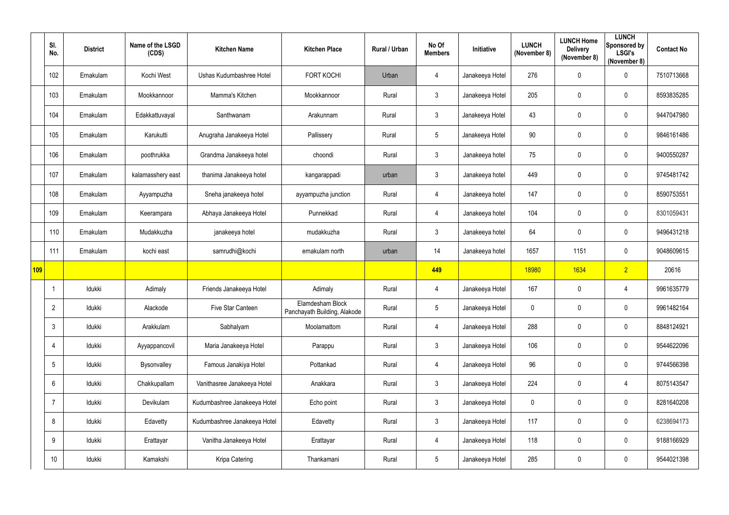| | Sl. No. | District | Name of the LSGD (CDS) | Kitchen Name | Kitchen Place | Rural / Urban | No Of Members | Initiative | LUNCH (November 8) | LUNCH Home Delivery (November 8) | LUNCH Sponsored by LSGI's (November 8) | Contact No |
|---|---|---|---|---|---|---|---|---|---|---|---|---|
| | 102 | Ernakulam | Kochi West | Ushas Kudumbashree Hotel | FORT KOCHI | Urban | 4 | Janakeeya Hotel | 276 | 0 | 0 | 7510713668 |
| | 103 | Ernakulam | Mookkannoor | Mamma's Kitchen | Mookkannoor | Rural | 3 | Janakeeya Hotel | 205 | 0 | 0 | 8593835285 |
| | 104 | Ernakulam | Edakkattuvayal | Santhwanam | Arakunnam | Rural | 3 | Janakeeya Hotel | 43 | 0 | 0 | 9447047980 |
| | 105 | Ernakulam | Karukutti | Anugraha Janakeeya Hotel | Pallissery | Rural | 5 | Janakeeya Hotel | 90 | 0 | 0 | 9846161486 |
| | 106 | Ernakulam | poothrukka | Grandma Janakeeya hotel | choondi | Rural | 3 | Janakeeya hotel | 75 | 0 | 0 | 9400550287 |
| | 107 | Ernakulam | kalamasshery east | thanima Janakeeya hotel | kangarappadi | urban | 3 | Janakeeya hotel | 449 | 0 | 0 | 9745481742 |
| | 108 | Ernakulam | Ayyampuzha | Sneha janakeeya hotel | ayyampuzha junction | Rural | 4 | Janakeeya hotel | 147 | 0 | 0 | 8590753551 |
| | 109 | Ernakulam | Keerampara | Abhaya Janakeeya Hotel | Punnekkad | Rural | 4 | Janakeeya hotel | 104 | 0 | 0 | 8301059431 |
| | 110 | Ernakulam | Mudakkuzha | janakeeya hotel | mudakkuzha | Rural | 3 | Janakeeya hotel | 64 | 0 | 0 | 9496431218 |
| | 111 | Ernakulam | kochi east | samrudhi@kochi | ernakulam north | urban | 14 | Janakeeya hotel | 1657 | 1151 | 0 | 9048609615 |
| **109** | | | | | | | **449** | | 18980 | 1634 | 2 | 20616 |
| | 1 | Idukki | Adimaly | Friends Janakeeya Hotel | Adimaly | Rural | 4 | Janakeeya Hotel | 167 | 0 | 4 | 9961635779 |
| | 2 | Idukki | Alackode | Five Star Canteen | Elamdesham Block Panchayath Building, Alakode | Rural | 5 | Janakeeya Hotel | 0 | 0 | 0 | 9961482164 |
| | 3 | Idukki | Arakkulam | Sabhalyam | Moolamattom | Rural | 4 | Janakeeya Hotel | 288 | 0 | 0 | 8848124921 |
| | 4 | Idukki | Ayyappancovil | Maria Janakeeya Hotel | Parappu | Rural | 3 | Janakeeya Hotel | 106 | 0 | 0 | 9544622096 |
| | 5 | Idukki | Bysonvalley | Famous Janakiya Hotel | Pottankad | Rural | 4 | Janakeeya Hotel | 96 | 0 | 0 | 9744566398 |
| | 6 | Idukki | Chakkupallam | Vanithasree Janakeeya Hotel | Anakkara | Rural | 3 | Janakeeya Hotel | 224 | 0 | 4 | 8075143547 |
| | 7 | Idukki | Devikulam | Kudumbashree Janakeeya Hotel | Echo point | Rural | 3 | Janakeeya Hotel | 0 | 0 | 0 | 8281640208 |
| | 8 | Idukki | Edavetty | Kudumbashree Janakeeya Hotel | Edavetty | Rural | 3 | Janakeeya Hotel | 117 | 0 | 0 | 6238694173 |
| | 9 | Idukki | Erattayar | Vanitha Janakeeya Hotel | Erattayar | Rural | 4 | Janakeeya Hotel | 118 | 0 | 0 | 9188166929 |
| | 10 | Idukki | Kamakshi | Kripa Catering | Thankamani | Rural | 5 | Janakeeya Hotel | 285 | 0 | 0 | 9544021398 |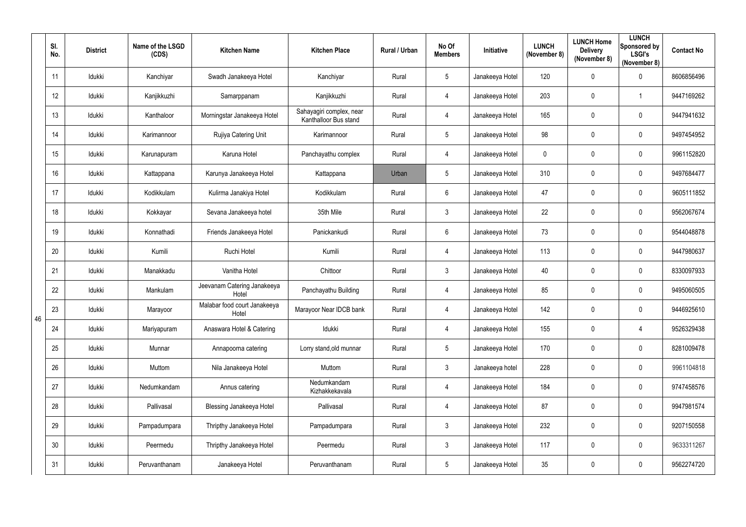|  | Sl. No. | District | Name of the LSGD (CDS) | Kitchen Name | Kitchen Place | Rural / Urban | No Of Members | Initiative | LUNCH (November 8) | LUNCH Home Delivery (November 8) | LUNCH Sponsored by LSGI's (November 8) | Contact No |
|---|---|---|---|---|---|---|---|---|---|---|---|---|
| 46 | 11 | Idukki | Kanchiyar | Swadh Janakeeya Hotel | Kanchiyar | Rural | 5 | Janakeeya Hotel | 120 | 0 | 0 | 8606856496 |
|  | 12 | Idukki | Kanjikkuzhi | Samarppanam | Kanjikkuzhi | Rural | 4 | Janakeeya Hotel | 203 | 0 | 1 | 9447169262 |
|  | 13 | Idukki | Kanthaloor | Morningstar Janakeeya Hotel | Sahayagiri complex, near Kanthalloor Bus stand | Rural | 4 | Janakeeya Hotel | 165 | 0 | 0 | 9447941632 |
|  | 14 | Idukki | Karimannoor | Rujiya Catering Unit | Karimannoor | Rural | 5 | Janakeeya Hotel | 98 | 0 | 0 | 9497454952 |
|  | 15 | Idukki | Karunapuram | Karuna Hotel | Panchayathu complex | Rural | 4 | Janakeeya Hotel | 0 | 0 | 0 | 9961152820 |
|  | 16 | Idukki | Kattappana | Karunya Janakeeya Hotel | Kattappana | Urban | 5 | Janakeeya Hotel | 310 | 0 | 0 | 9497684477 |
|  | 17 | Idukki | Kodikkulam | Kulirma Janakiya Hotel | Kodikkulam | Rural | 6 | Janakeeya Hotel | 47 | 0 | 0 | 9605111852 |
|  | 18 | Idukki | Kokkayar | Sevana Janakeeya hotel | 35th Mile | Rural | 3 | Janakeeya Hotel | 22 | 0 | 0 | 9562067674 |
|  | 19 | Idukki | Konnathadi | Friends Janakeeya Hotel | Panickankudi | Rural | 6 | Janakeeya Hotel | 73 | 0 | 0 | 9544048878 |
|  | 20 | Idukki | Kumili | Ruchi Hotel | Kumili | Rural | 4 | Janakeeya Hotel | 113 | 0 | 0 | 9447980637 |
|  | 21 | Idukki | Manakkadu | Vanitha Hotel | Chittoor | Rural | 3 | Janakeeya Hotel | 40 | 0 | 0 | 8330097933 |
|  | 22 | Idukki | Mankulam | Jeevanam Catering Janakeeya Hotel | Panchayathu Building | Rural | 4 | Janakeeya Hotel | 85 | 0 | 0 | 9495060505 |
|  | 23 | Idukki | Marayoor | Malabar food court Janakeeya Hotel | Marayoor Near IDCB bank | Rural | 4 | Janakeeya Hotel | 142 | 0 | 0 | 9446925610 |
|  | 24 | Idukki | Mariyapuram | Anaswara Hotel & Catering | Idukki | Rural | 4 | Janakeeya Hotel | 155 | 0 | 4 | 9526329438 |
|  | 25 | Idukki | Munnar | Annapoorna catering | Lorry stand,old munnar | Rural | 5 | Janakeeya Hotel | 170 | 0 | 0 | 8281009478 |
|  | 26 | Idukki | Muttom | Nila Janakeeya Hotel | Muttom | Rural | 3 | Janakeeya hotel | 228 | 0 | 0 | 9961104818 |
|  | 27 | Idukki | Nedumkandam | Annus catering | Nedumkandam Kizhakkekavala | Rural | 4 | Janakeeya Hotel | 184 | 0 | 0 | 9747458576 |
|  | 28 | Idukki | Pallivasal | Blessing Janakeeya Hotel | Pallivasal | Rural | 4 | Janakeeya Hotel | 87 | 0 | 0 | 9947981574 |
|  | 29 | Idukki | Pampadumpara | Thripthy Janakeeya Hotel | Pampadumpara | Rural | 3 | Janakeeya Hotel | 232 | 0 | 0 | 9207150558 |
|  | 30 | Idukki | Peermedu | Thripthy Janakeeya Hotel | Peermedu | Rural | 3 | Janakeeya Hotel | 117 | 0 | 0 | 9633311267 |
|  | 31 | Idukki | Peruvanthanam | Janakeeya Hotel | Peruvanthanam | Rural | 5 | Janakeeya Hotel | 35 | 0 | 0 | 9562274720 |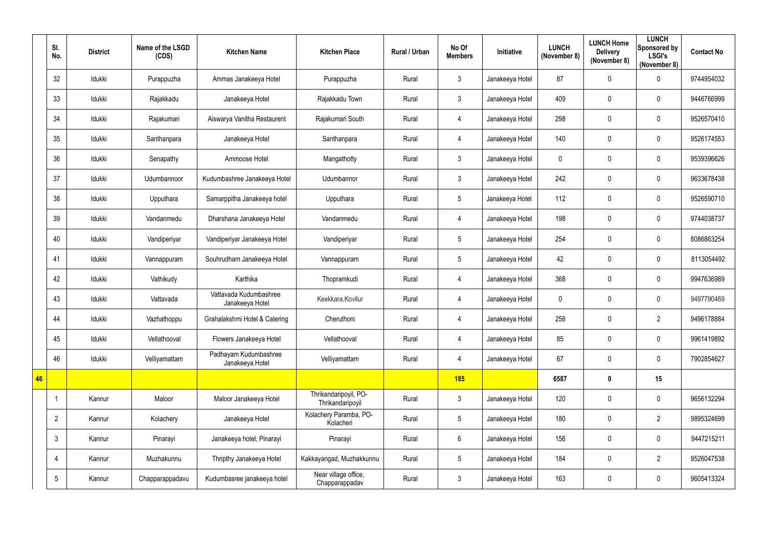| | Sl. No. | District | Name of the LSGD (CDS) | Kitchen Name | Kitchen Place | Rural / Urban | No Of Members | Initiative | LUNCH (November 8) | LUNCH Home Delivery (November 8) | LUNCH Sponsored by LSGI's (November 8) | Contact No |
|---|---|---|---|---|---|---|---|---|---|---|---|---|
| | 32 | Idukki | Purappuzha | Ammas Janakeeya Hotel | Purappuzha | Rural | 3 | Janakeeya Hotel | 87 | 0 | 0 | 9744954032 |
| | 33 | Idukki | Rajakkadu | Janakeeya Hotel | Rajakkadu Town | Rural | 3 | Janakeeya Hotel | 409 | 0 | 0 | 9446766999 |
| | 34 | Idukki | Rajakumari | Aiswarya Vanitha Restaurent | Rajakumari South | Rural | 4 | Janakeeya Hotel | 298 | 0 | 0 | 9526570410 |
| | 35 | Idukki | Santhanpara | Janakeeya Hotel | Santhanpara | Rural | 4 | Janakeeya Hotel | 140 | 0 | 0 | 9526174553 |
| | 36 | Idukki | Senapathy | Ammoose Hotel | Mangathotty | Rural | 3 | Janakeeya Hotel | 0 | 0 | 0 | 9539396626 |
| | 37 | Idukki | Udumbannoor | Kudumbashree Janakeeya Hotel | Udumbannor | Rural | 3 | Janakeeya Hotel | 242 | 0 | 0 | 9633678438 |
| | 38 | Idukki | Upputhara | Samarppitha Janakeeya hotel | Upputhara | Rural | 5 | Janakeeya Hotel | 112 | 0 | 0 | 9526590710 |
| | 39 | Idukki | Vandanmedu | Dharshana Janakeeya Hotel | Vandanmedu | Rural | 4 | Janakeeya Hotel | 198 | 0 | 0 | 9744038737 |
| | 40 | Idukki | Vandiperiyar | Vandiperiyar Janakeeya Hotel | Vandiperiyar | Rural | 5 | Janakeeya Hotel | 254 | 0 | 0 | 8086863254 |
| | 41 | Idukki | Vannappuram | Souhrudham Janakeeya Hotel | Vannappuram | Rural | 5 | Janakeeya Hotel | 42 | 0 | 0 | 8113054492 |
| | 42 | Idukki | Vathikudy | Karthika | Thopramkudi | Rural | 4 | Janakeeya Hotel | 368 | 0 | 0 | 9947636989 |
| | 43 | Idukki | Vattavada | Vattavada Kudumbashree Janakeeya Hotel | Keekkara,Kovilur | Rural | 4 | Janakeeya Hotel | 0 | 0 | 0 | 9497790469 |
| | 44 | Idukki | Vazhathoppu | Grahalakshmi Hotel & Catering | Cheruthoni | Rural | 4 | Janakeeya Hotel | 258 | 0 | 2 | 9496178884 |
| | 45 | Idukki | Vellathooval | Flowers Janakeeya Hotel | Vellathooval | Rural | 4 | Janakeeya Hotel | 85 | 0 | 0 | 9961419892 |
| | 46 | Idukki | Velliyamattam | Padhayam Kudumbashree Janakeeya Hotel | Velliyamattam | Rural | 4 | Janakeeya Hotel | 67 | 0 | 0 | 7902854627 |
| **46** | | | | | | | **185** | | **6587** | **0** | **15** | |
| | 1 | Kannur | Maloor | Maloor Janakeeya Hotel | Thrikandaripoyil, PO-Thrikandaripoyil | Rural | 3 | Janakeeya Hotel | 120 | 0 | 0 | 9656132294 |
| | 2 | Kannur | Kolachery | Janakeeya Hotel | Kolachery Paramba, PO-Kolacheri | Rural | 5 | Janakeeya Hotel | 180 | 0 | 2 | 9895324699 |
| | 3 | Kannur | Pinarayi | Janakeeya hotel, Pinarayi | Pinarayi | Rural | 6 | Janakeeya Hotel | 156 | 0 | 0 | 9447215211 |
| | 4 | Kannur | Muzhakunnu | Thripthy Janakeeya Hotel | Kakkayangad, Muzhakkunnu | Rural | 5 | Janakeeya Hotel | 184 | 0 | 2 | 9526047538 |
| | 5 | Kannur | Chapparappadavu | Kudumbasree janakeeya hotel | Near village office, Chapparappadav | Rural | 3 | Janakeeya Hotel | 163 | 0 | 0 | 9605413324 |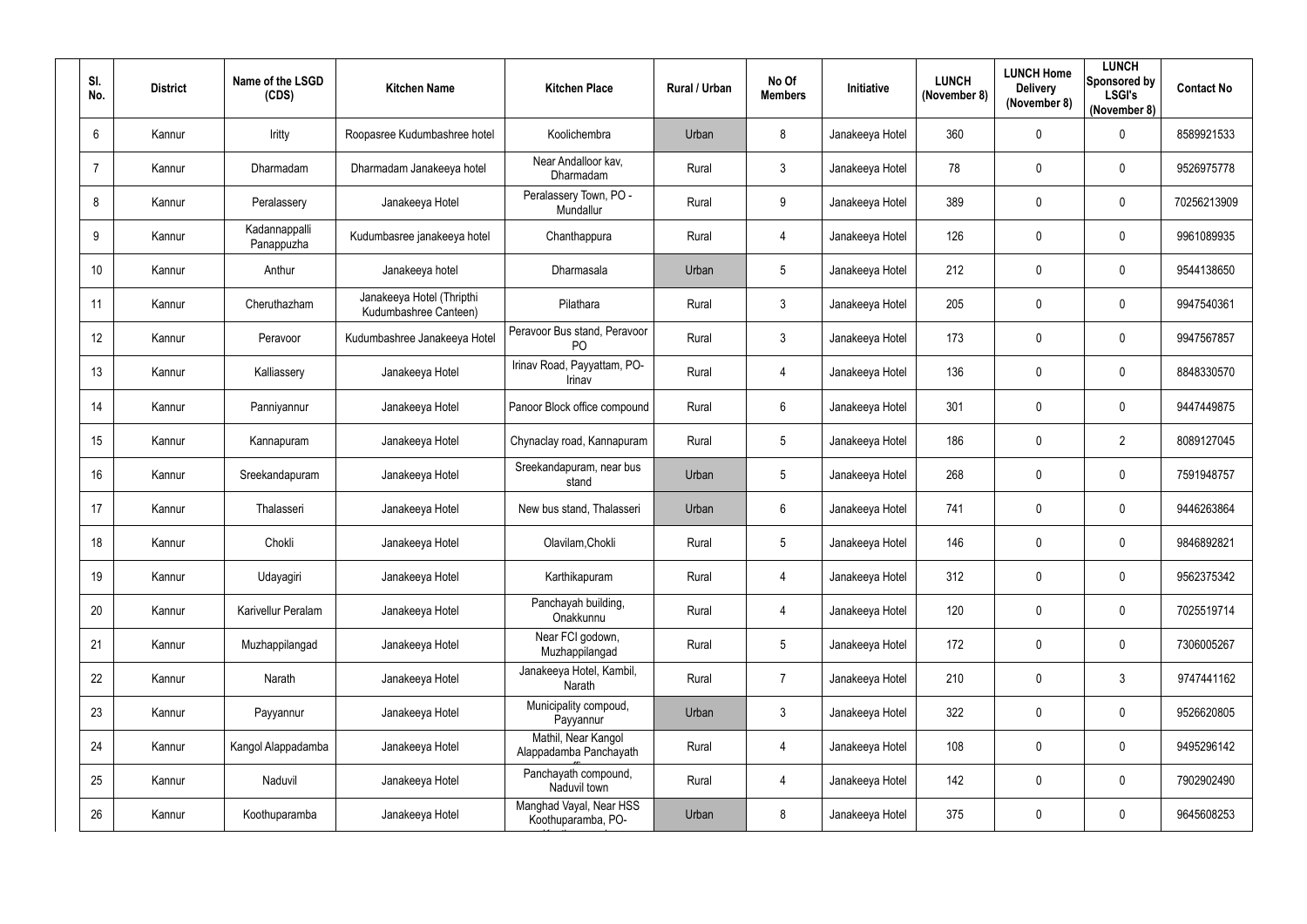| Sl. No. | District | Name of the LSGD (CDS) | Kitchen Name | Kitchen Place | Rural / Urban | No Of Members | Initiative | LUNCH (November 8) | LUNCH Home Delivery (November 8) | LUNCH Sponsored by LSGI's (November 8) | Contact No |
|---|---|---|---|---|---|---|---|---|---|---|---|
| 6 | Kannur | Iritty | Roopasree Kudumbashree hotel | Koolichembra | Urban | 8 | Janakeeya Hotel | 360 | 0 | 0 | 8589921533 |
| 7 | Kannur | Dharmadam | Dharmadam Janakeeya hotel | Near Andalloor kav, Dharmadam | Rural | 3 | Janakeeya Hotel | 78 | 0 | 0 | 9526975778 |
| 8 | Kannur | Peralassery | Janakeeya Hotel | Peralassery Town, PO - Mundallur | Rural | 9 | Janakeeya Hotel | 389 | 0 | 0 | 70256213909 |
| 9 | Kannur | Kadannappalli Panappuzha | Kudumbasree janakeeya hotel | Chanthappura | Rural | 4 | Janakeeya Hotel | 126 | 0 | 0 | 9961089935 |
| 10 | Kannur | Anthur | Janakeeya hotel | Dharmasala | Urban | 5 | Janakeeya Hotel | 212 | 0 | 0 | 9544138650 |
| 11 | Kannur | Cheruthazham | Janakeeya Hotel (Thripthi Kudumbashree Canteen) | Pilathara | Rural | 3 | Janakeeya Hotel | 205 | 0 | 0 | 9947540361 |
| 12 | Kannur | Peravoor | Kudumbashree Janakeeya Hotel | Peravoor Bus stand, Peravoor PO | Rural | 3 | Janakeeya Hotel | 173 | 0 | 0 | 9947567857 |
| 13 | Kannur | Kalliassery | Janakeeya Hotel | Irinav Road, Payyattam, PO-Irinav | Rural | 4 | Janakeeya Hotel | 136 | 0 | 0 | 8848330570 |
| 14 | Kannur | Panniyannur | Janakeeya Hotel | Panoor Block office compound | Rural | 6 | Janakeeya Hotel | 301 | 0 | 0 | 9447449875 |
| 15 | Kannur | Kannapuram | Janakeeya Hotel | Chynaclay road, Kannapuram | Rural | 5 | Janakeeya Hotel | 186 | 0 | 2 | 8089127045 |
| 16 | Kannur | Sreekandapuram | Janakeeya Hotel | Sreekandapuram, near bus stand | Urban | 5 | Janakeeya Hotel | 268 | 0 | 0 | 7591948757 |
| 17 | Kannur | Thalasseri | Janakeeya Hotel | New bus stand, Thalasseri | Urban | 6 | Janakeeya Hotel | 741 | 0 | 0 | 9446263864 |
| 18 | Kannur | Chokli | Janakeeya Hotel | Olavilam,Chokli | Rural | 5 | Janakeeya Hotel | 146 | 0 | 0 | 9846892821 |
| 19 | Kannur | Udayagiri | Janakeeya Hotel | Karthikapuram | Rural | 4 | Janakeeya Hotel | 312 | 0 | 0 | 9562375342 |
| 20 | Kannur | Karivellur Peralam | Janakeeya Hotel | Panchayah building, Onakkunnu | Rural | 4 | Janakeeya Hotel | 120 | 0 | 0 | 7025519714 |
| 21 | Kannur | Muzhappilangad | Janakeeya Hotel | Near FCI godown, Muzhappilangad | Rural | 5 | Janakeeya Hotel | 172 | 0 | 0 | 7306005267 |
| 22 | Kannur | Narath | Janakeeya Hotel | Janakeeya Hotel, Kambil, Narath | Rural | 7 | Janakeeya Hotel | 210 | 0 | 3 | 9747441162 |
| 23 | Kannur | Payyannur | Janakeeya Hotel | Municipality compoud, Payyannur | Urban | 3 | Janakeeya Hotel | 322 | 0 | 0 | 9526620805 |
| 24 | Kannur | Kangol Alappadamba | Janakeeya Hotel | Mathil, Near Kangol Alappadamba Panchayath | Rural | 4 | Janakeeya Hotel | 108 | 0 | 0 | 9495296142 |
| 25 | Kannur | Naduvil | Janakeeya Hotel | Panchayath compound, Naduvil town | Rural | 4 | Janakeeya Hotel | 142 | 0 | 0 | 7902902490 |
| 26 | Kannur | Koothuparamba | Janakeeya Hotel | Manghad Vayal, Near HSS Koothuparamba, PO- | Urban | 8 | Janakeeya Hotel | 375 | 0 | 0 | 9645608253 |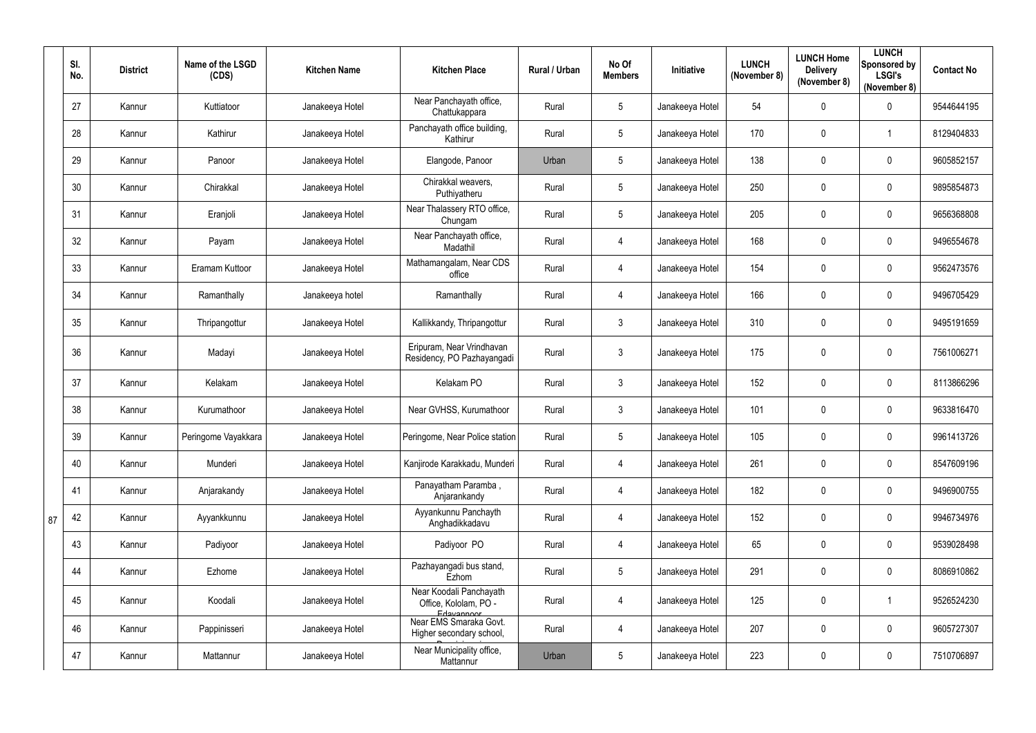|  | Sl. No. | District | Name of the LSGD (CDS) | Kitchen Name | Kitchen Place | Rural / Urban | No Of Members | Initiative | LUNCH (November 8) | LUNCH Home Delivery (November 8) | LUNCH Sponsored by LSGI's (November 8) | Contact No |
|---|---|---|---|---|---|---|---|---|---|---|---|---|
|  | 27 | Kannur | Kuttiatoor | Janakeeya Hotel | Near Panchayath office, Chattukappara | Rural | 5 | Janakeeya Hotel | 54 | 0 | 0 | 9544644195 |
|  | 28 | Kannur | Kathirur | Janakeeya Hotel | Panchayath office building, Kathirur | Rural | 5 | Janakeeya Hotel | 170 | 0 | 1 | 8129404833 |
|  | 29 | Kannur | Panoor | Janakeeya Hotel | Elangode, Panoor | Urban | 5 | Janakeeya Hotel | 138 | 0 | 0 | 9605852157 |
|  | 30 | Kannur | Chirakkal | Janakeeya Hotel | Chirakkal weavers, Puthiyatheru | Rural | 5 | Janakeeya Hotel | 250 | 0 | 0 | 9895854873 |
|  | 31 | Kannur | Eranjoli | Janakeeya Hotel | Near Thalassery RTO office, Chungam | Rural | 5 | Janakeeya Hotel | 205 | 0 | 0 | 9656368808 |
|  | 32 | Kannur | Payam | Janakeeya Hotel | Near Panchayath office, Madathil | Rural | 4 | Janakeeya Hotel | 168 | 0 | 0 | 9496554678 |
|  | 33 | Kannur | Eramam Kuttoor | Janakeeya Hotel | Mathamangalam, Near CDS office | Rural | 4 | Janakeeya Hotel | 154 | 0 | 0 | 9562473576 |
|  | 34 | Kannur | Ramanthally | Janakeeya hotel | Ramanthally | Rural | 4 | Janakeeya Hotel | 166 | 0 | 0 | 9496705429 |
|  | 35 | Kannur | Thripangottur | Janakeeya Hotel | Kallikkandy, Thripangottur | Rural | 3 | Janakeeya Hotel | 310 | 0 | 0 | 9495191659 |
|  | 36 | Kannur | Madayi | Janakeeya Hotel | Eripuram, Near Vrindhavan Residency, PO Pazhayangadi | Rural | 3 | Janakeeya Hotel | 175 | 0 | 0 | 7561006271 |
|  | 37 | Kannur | Kelakam | Janakeeya Hotel | Kelakam PO | Rural | 3 | Janakeeya Hotel | 152 | 0 | 0 | 8113866296 |
|  | 38 | Kannur | Kurumathoor | Janakeeya Hotel | Near GVHSS, Kurumathoor | Rural | 3 | Janakeeya Hotel | 101 | 0 | 0 | 9633816470 |
|  | 39 | Kannur | Peringome Vayakkara | Janakeeya Hotel | Peringome, Near Police station | Rural | 5 | Janakeeya Hotel | 105 | 0 | 0 | 9961413726 |
|  | 40 | Kannur | Munderi | Janakeeya Hotel | Kanjirode Karakkadu, Munderi | Rural | 4 | Janakeeya Hotel | 261 | 0 | 0 | 8547609196 |
|  | 41 | Kannur | Anjarakandy | Janakeeya Hotel | Panayatham Paramba , Anjarankandy | Rural | 4 | Janakeeya Hotel | 182 | 0 | 0 | 9496900755 |
| 87 | 42 | Kannur | Ayyankkunnu | Janakeeya Hotel | Ayyankunnu Panchayth Anghadikkadavu | Rural | 4 | Janakeeya Hotel | 152 | 0 | 0 | 9946734976 |
|  | 43 | Kannur | Padiyoor | Janakeeya Hotel | Padiyoor PO | Rural | 4 | Janakeeya Hotel | 65 | 0 | 0 | 9539028498 |
|  | 44 | Kannur | Ezhome | Janakeeya Hotel | Pazhayangadi bus stand, Ezhom | Rural | 5 | Janakeeya Hotel | 291 | 0 | 0 | 8086910862 |
|  | 45 | Kannur | Koodali | Janakeeya Hotel | Near Koodali Panchayath Office, Kololam, PO - Edavannoor | Rural | 4 | Janakeeya Hotel | 125 | 0 | 1 | 9526524230 |
|  | 46 | Kannur | Pappinisseri | Janakeeya Hotel | Near EMS Smaraka Govt. Higher secondary school, | Rural | 4 | Janakeeya Hotel | 207 | 0 | 0 | 9605727307 |
|  | 47 | Kannur | Mattannur | Janakeeya Hotel | Near Municipality office, Mattannur | Urban | 5 | Janakeeya Hotel | 223 | 0 | 0 | 7510706897 |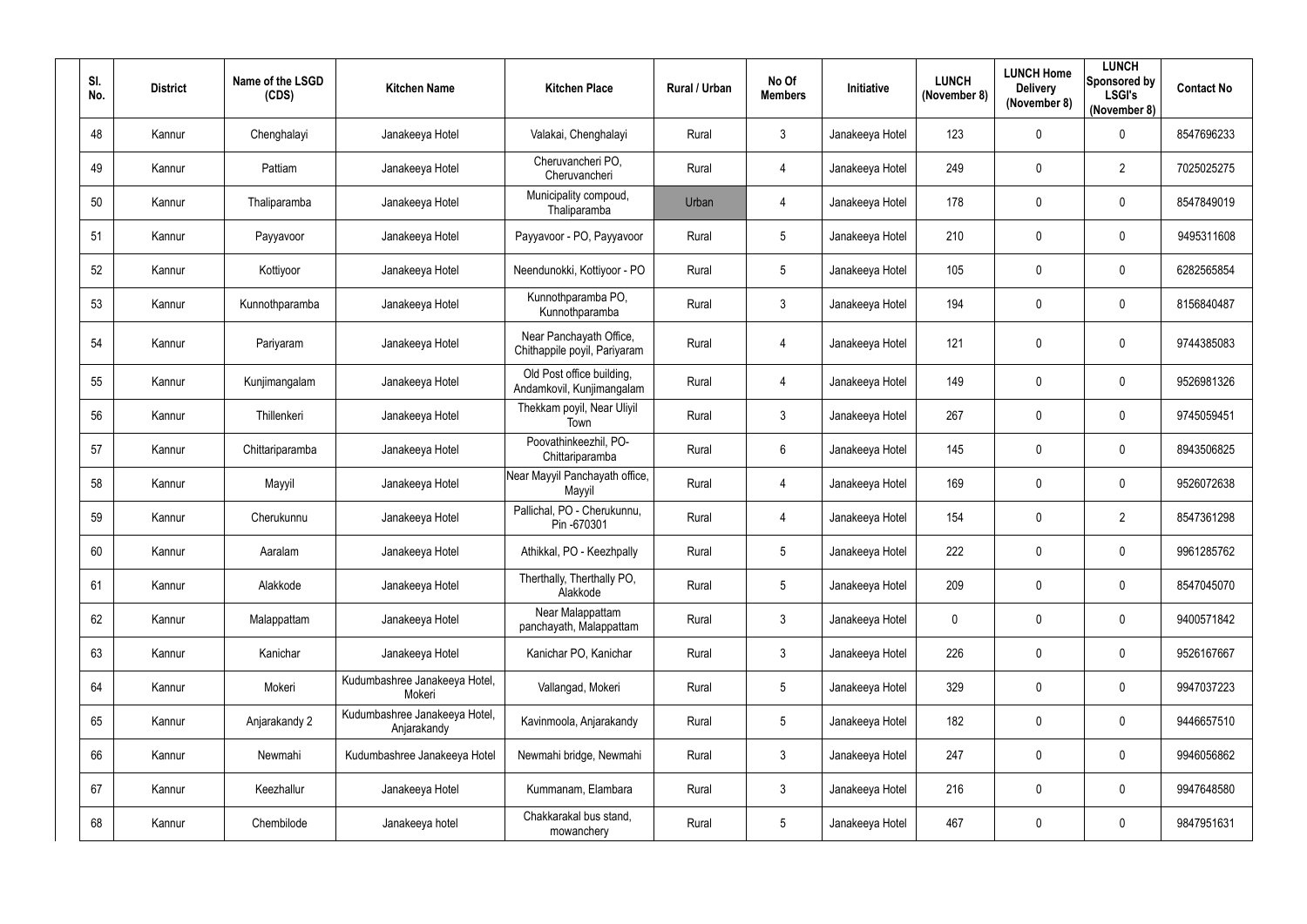| Sl. No. | District | Name of the LSGD (CDS) | Kitchen Name | Kitchen Place | Rural / Urban | No Of Members | Initiative | LUNCH (November 8) | LUNCH Home Delivery (November 8) | LUNCH Sponsored by LSGI's (November 8) | Contact No |
|---|---|---|---|---|---|---|---|---|---|---|---|
| 48 | Kannur | Chenghalayi | Janakeeya Hotel | Valakai, Chenghalayi | Rural | 3 | Janakeeya Hotel | 123 | 0 | 0 | 8547696233 |
| 49 | Kannur | Pattiam | Janakeeya Hotel | Cheruvancheri PO, Cheruvancheri | Rural | 4 | Janakeeya Hotel | 249 | 0 | 2 | 7025025275 |
| 50 | Kannur | Thaliparamba | Janakeeya Hotel | Municipality compoud, Thaliparamba | Urban | 4 | Janakeeya Hotel | 178 | 0 | 0 | 8547849019 |
| 51 | Kannur | Payyavoor | Janakeeya Hotel | Payyavoor - PO, Payyavoor | Rural | 5 | Janakeeya Hotel | 210 | 0 | 0 | 9495311608 |
| 52 | Kannur | Kottiyoor | Janakeeya Hotel | Neendunokki, Kottiyoor - PO | Rural | 5 | Janakeeya Hotel | 105 | 0 | 0 | 6282565854 |
| 53 | Kannur | Kunnothparamba | Janakeeya Hotel | Kunnothparamba PO, Kunnothparamba | Rural | 3 | Janakeeya Hotel | 194 | 0 | 0 | 8156840487 |
| 54 | Kannur | Pariyaram | Janakeeya Hotel | Near Panchayath Office, Chithappile poyil, Pariyaram | Rural | 4 | Janakeeya Hotel | 121 | 0 | 0 | 9744385083 |
| 55 | Kannur | Kunjimangalam | Janakeeya Hotel | Old Post office building, Andamkovil, Kunjimangalam | Rural | 4 | Janakeeya Hotel | 149 | 0 | 0 | 9526981326 |
| 56 | Kannur | Thillenkeri | Janakeeya Hotel | Thekkam poyil, Near Uliyil Town | Rural | 3 | Janakeeya Hotel | 267 | 0 | 0 | 9745059451 |
| 57 | Kannur | Chittariparamba | Janakeeya Hotel | Poovathinkeezhil, PO-Chittariparamba | Rural | 6 | Janakeeya Hotel | 145 | 0 | 0 | 8943506825 |
| 58 | Kannur | Mayyil | Janakeeya Hotel | Near Mayyil Panchayath office, Mayyil | Rural | 4 | Janakeeya Hotel | 169 | 0 | 0 | 9526072638 |
| 59 | Kannur | Cherukunnu | Janakeeya Hotel | Pallichal, PO - Cherukunnu, Pin -670301 | Rural | 4 | Janakeeya Hotel | 154 | 0 | 2 | 8547361298 |
| 60 | Kannur | Aaralam | Janakeeya Hotel | Athikkal, PO - Keezhpally | Rural | 5 | Janakeeya Hotel | 222 | 0 | 0 | 9961285762 |
| 61 | Kannur | Alakkode | Janakeeya Hotel | Therthally, Therthally PO, Alakkode | Rural | 5 | Janakeeya Hotel | 209 | 0 | 0 | 8547045070 |
| 62 | Kannur | Malappattam | Janakeeya Hotel | Near Malappattam panchayath, Malappattam | Rural | 3 | Janakeeya Hotel | 0 | 0 | 0 | 9400571842 |
| 63 | Kannur | Kanichar | Janakeeya Hotel | Kanichar PO, Kanichar | Rural | 3 | Janakeeya Hotel | 226 | 0 | 0 | 9526167667 |
| 64 | Kannur | Mokeri | Kudumbashree Janakeeya Hotel, Mokeri | Vallangad, Mokeri | Rural | 5 | Janakeeya Hotel | 329 | 0 | 0 | 9947037223 |
| 65 | Kannur | Anjarakandy 2 | Kudumbashree Janakeeya Hotel, Anjarakandy | Kavinmoola, Anjarakandy | Rural | 5 | Janakeeya Hotel | 182 | 0 | 0 | 9446657510 |
| 66 | Kannur | Newmahi | Kudumbashree Janakeeya Hotel | Newmahi bridge, Newmahi | Rural | 3 | Janakeeya Hotel | 247 | 0 | 0 | 9946056862 |
| 67 | Kannur | Keezhallur | Janakeeya Hotel | Kummanam, Elambara | Rural | 3 | Janakeeya Hotel | 216 | 0 | 0 | 9947648580 |
| 68 | Kannur | Chembilode | Janakeeya hotel | Chakkarakal bus stand, mowanchery | Rural | 5 | Janakeeya Hotel | 467 | 0 | 0 | 9847951631 |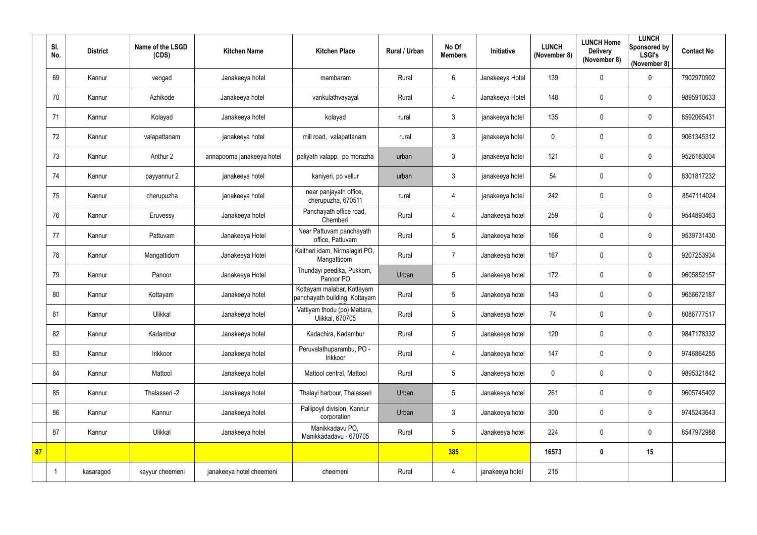| | Sl. No. | District | Name of the LSGD (CDS) | Kitchen Name | Kitchen Place | Rural / Urban | No Of Members | Initiative | LUNCH (November 8) | LUNCH Home Delivery (November 8) | LUNCH Sponsored by LSGI's (November 8) | Contact No |
|---|---|---|---|---|---|---|---|---|---|---|---|---|
| | 69 | Kannur | vengad | Janakeeya hotel | mambaram | Rural | 6 | Janakeeya Hotel | 139 | 0 | 0 | 7902970902 |
| | 70 | Kannur | Azhikode | Janakeeya hotel | vankulathvayayal | Rural | 4 | Janakeeya Hotel | 148 | 0 | 0 | 9895910633 |
| | 71 | Kannur | Kolayad | Janakeeya hotel | kolayad | rural | 3 | janakeeya hotel | 135 | 0 | 0 | 8592065431 |
| | 72 | Kannur | valapattanam | janakeeya hotel | mill road, valapattanam | rural | 3 | janakeeya hotel | 0 | 0 | 0 | 9061345312 |
| | 73 | Kannur | Anthur 2 | annapoorna janakeeya hotel | paliyath valapp, po morazha | urban | 3 | janakeeya hotel | 121 | 0 | 0 | 9526183004 |
| | 74 | Kannur | payyannur 2 | janakeeya hotel | kaniyeri, po vellur | urban | 3 | janakeeya hotel | 54 | 0 | 0 | 8301817232 |
| | 75 | Kannur | cherupuzha | janakeeya hotel | near panjayath office, cherupuzha, 670511 | rural | 4 | janakeeya hotel | 242 | 0 | 0 | 8547114024 |
| | 76 | Kannur | Eruvessy | Janakeeya hotel | Panchayath office road, Chemberi | Rural | 4 | Janakeeya hotel | 259 | 0 | 0 | 9544893463 |
| | 77 | Kannur | Pattuvam | Janakeeya Hotel | Near Pattuvam panchayath office, Pattuvam | Rural | 5 | Janakeeya hotel | 166 | 0 | 0 | 9539731430 |
| | 78 | Kannur | Mangattidom | Janakeeya Hotel | Kaitheri idam, Nirmalagiri PO, Mangattidom | Rural | 7 | Janakeeya hotel | 167 | 0 | 0 | 9207253934 |
| | 79 | Kannur | Panoor | Janakeeya Hotel | Thundayi peedika, Pukkom, Panoor PO | Urban | 5 | Janakeeya hotel | 172 | 0 | 0 | 9605852157 |
| | 80 | Kannur | Kottayam | Janakeeya hotel | Kottayam malabar, Kottayam panchayath building, Kottayam | Rural | 5 | Janakeeya hotel | 143 | 0 | 0 | 9656672187 |
| | 81 | Kannur | Ulikkal | Janakeeya hotel | Vattiyam thodu (po) Mattara, Ulikkal, 670705 | Rural | 5 | Janakeeya hotel | 74 | 0 | 0 | 8086777517 |
| | 82 | Kannur | Kadambur | Janakeeya hotel | Kadachira, Kadambur | Rural | 5 | Janakeeya hotel | 120 | 0 | 0 | 9847178332 |
| | 83 | Kannur | Irikkoor | Janakeeya hotel | Peruvalathuparambu, PO - Irikkoor | Rural | 4 | Janakeeya hotel | 147 | 0 | 0 | 9746864255 |
| | 84 | Kannur | Mattool | Janakeeya hotel | Mattool central, Mattool | Rural | 5 | Janakeeya hotel | 0 | 0 | 0 | 9895321842 |
| | 85 | Kannur | Thalasseri -2 | Janakeeya hotel | Thalayi harbour, Thalasseri | Urban | 5 | Janakeeya hotel | 261 | 0 | 0 | 9605745402 |
| | 86 | Kannur | Kannur | Janakeeya hotel | Pallipoyil division, Kannur corporation | Urban | 3 | Janakeeya hotel | 300 | 0 | 0 | 9745243643 |
| | 87 | Kannur | Ulikkal | Janakeeya hotel | Manikkadavu PO, Manikkadadavu - 670705 | Rural | 5 | Janakeeya hotel | 224 | 0 | 0 | 8547972988 |
| **87** | | | | | | | **385** | | **16573** | **0** | **15** | |
| | 1 | kasaragod | kayyur cheemeni | janakeeya hotel cheemeni | cheemeni | Rural | 4 | janakeeya hotel | 215 | | | |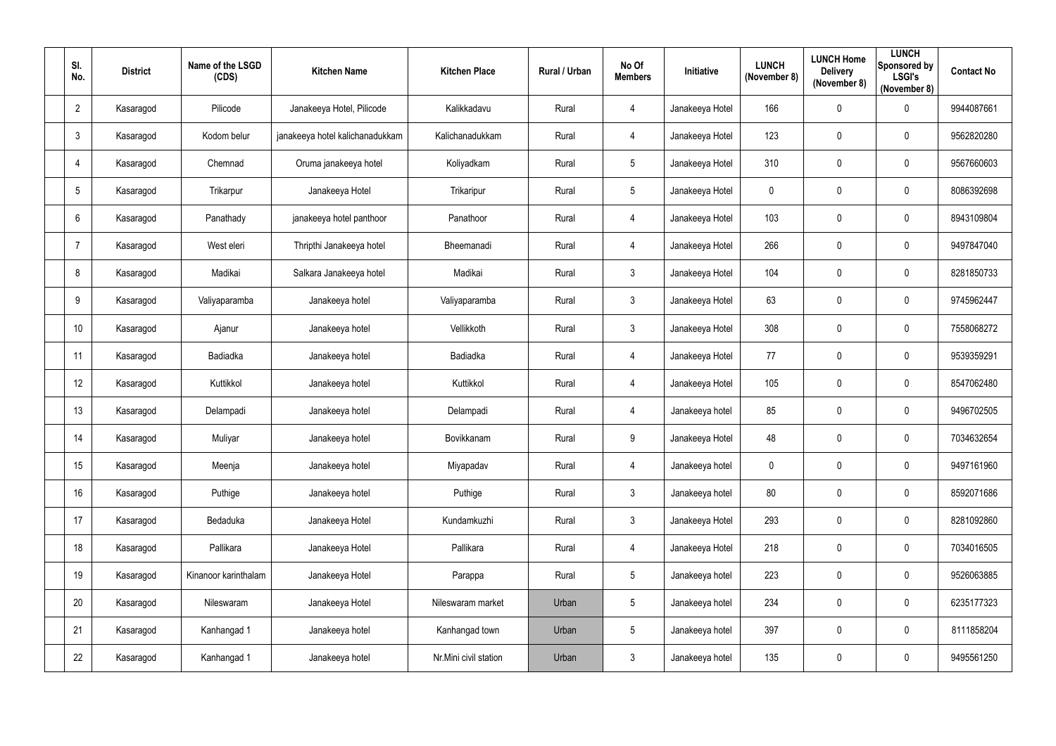| Sl. No. | District | Name of the LSGD (CDS) | Kitchen Name | Kitchen Place | Rural / Urban | No Of Members | Initiative | LUNCH (November 8) | LUNCH Home Delivery (November 8) | LUNCH Sponsored by LSGI's (November 8) | Contact No |
|---|---|---|---|---|---|---|---|---|---|---|---|
| 2 | Kasaragod | Pilicode | Janakeeya Hotel, Pilicode | Kalikkadavu | Rural | 4 | Janakeeya Hotel | 166 | 0 | 0 | 9944087661 |
| 3 | Kasaragod | Kodom belur | janakeeya hotel kalichanadukkam | Kalichanadukkam | Rural | 4 | Janakeeya Hotel | 123 | 0 | 0 | 9562820280 |
| 4 | Kasaragod | Chemnad | Oruma janakeeya hotel | Koliyadkam | Rural | 5 | Janakeeya Hotel | 310 | 0 | 0 | 9567660603 |
| 5 | Kasaragod | Trikarpur | Janakeeya Hotel | Trikaripur | Rural | 5 | Janakeeya Hotel | 0 | 0 | 0 | 8086392698 |
| 6 | Kasaragod | Panathady | janakeeya hotel panthoor | Panathoor | Rural | 4 | Janakeeya Hotel | 103 | 0 | 0 | 8943109804 |
| 7 | Kasaragod | West eleri | Thripthi Janakeeya hotel | Bheemanadi | Rural | 4 | Janakeeya Hotel | 266 | 0 | 0 | 9497847040 |
| 8 | Kasaragod | Madikai | Salkara Janakeeya hotel | Madikai | Rural | 3 | Janakeeya Hotel | 104 | 0 | 0 | 8281850733 |
| 9 | Kasaragod | Valiyaparamba | Janakeeya hotel | Valiyaparamba | Rural | 3 | Janakeeya Hotel | 63 | 0 | 0 | 9745962447 |
| 10 | Kasaragod | Ajanur | Janakeeya hotel | Vellikkoth | Rural | 3 | Janakeeya Hotel | 308 | 0 | 0 | 7558068272 |
| 11 | Kasaragod | Badiadka | Janakeeya hotel | Badiadka | Rural | 4 | Janakeeya Hotel | 77 | 0 | 0 | 9539359291 |
| 12 | Kasaragod | Kuttikkol | Janakeeya hotel | Kuttikkol | Rural | 4 | Janakeeya Hotel | 105 | 0 | 0 | 8547062480 |
| 13 | Kasaragod | Delampadi | Janakeeya hotel | Delampadi | Rural | 4 | Janakeeya hotel | 85 | 0 | 0 | 9496702505 |
| 14 | Kasaragod | Muliyar | Janakeeya hotel | Bovikkanam | Rural | 9 | Janakeeya Hotel | 48 | 0 | 0 | 7034632654 |
| 15 | Kasaragod | Meenja | Janakeeya hotel | Miyapadav | Rural | 4 | Janakeeya hotel | 0 | 0 | 0 | 9497161960 |
| 16 | Kasaragod | Puthige | Janakeeya hotel | Puthige | Rural | 3 | Janakeeya hotel | 80 | 0 | 0 | 8592071686 |
| 17 | Kasaragod | Bedaduka | Janakeeya Hotel | Kundamkuzhi | Rural | 3 | Janakeeya Hotel | 293 | 0 | 0 | 8281092860 |
| 18 | Kasaragod | Pallikara | Janakeeya Hotel | Pallikara | Rural | 4 | Janakeeya Hotel | 218 | 0 | 0 | 7034016505 |
| 19 | Kasaragod | Kinanoor karinthalam | Janakeeya Hotel | Parappa | Rural | 5 | Janakeeya hotel | 223 | 0 | 0 | 9526063885 |
| 20 | Kasaragod | Nileswaram | Janakeeya Hotel | Nileswaram market | Urban | 5 | Janakeeya hotel | 234 | 0 | 0 | 6235177323 |
| 21 | Kasaragod | Kanhangad 1 | Janakeeya hotel | Kanhangad town | Urban | 5 | Janakeeya hotel | 397 | 0 | 0 | 8111858204 |
| 22 | Kasaragod | Kanhangad 1 | Janakeeya hotel | Nr.Mini civil station | Urban | 3 | Janakeeya hotel | 135 | 0 | 0 | 9495561250 |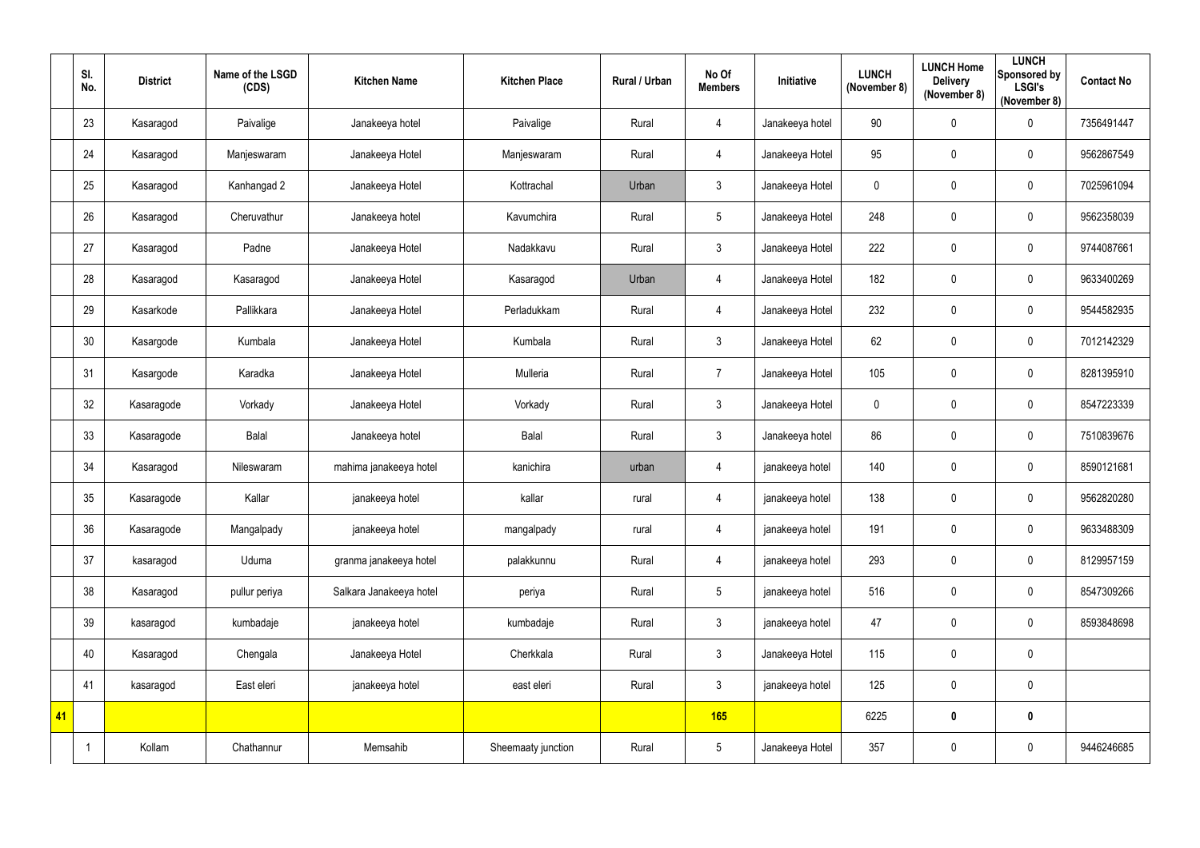| | Sl. No. | District | Name of the LSGD (CDS) | Kitchen Name | Kitchen Place | Rural / Urban | No Of Members | Initiative | LUNCH (November 8) | LUNCH Home Delivery (November 8) | LUNCH Sponsored by LSGI's (November 8) | Contact No |
|---|---|---|---|---|---|---|---|---|---|---|---|---|
| | 23 | Kasaragod | Paivalige | Janakeeya hotel | Paivalige | Rural | 4 | Janakeeya hotel | 90 | 0 | 0 | 7356491447 |
| | 24 | Kasaragod | Manjeswaram | Janakeeya Hotel | Manjeswaram | Rural | 4 | Janakeeya Hotel | 95 | 0 | 0 | 9562867549 |
| | 25 | Kasaragod | Kanhangad 2 | Janakeeya Hotel | Kottrachal | Urban | 3 | Janakeeya Hotel | 0 | 0 | 0 | 7025961094 |
| | 26 | Kasaragod | Cheruvathur | Janakeeya hotel | Kavumchira | Rural | 5 | Janakeeya Hotel | 248 | 0 | 0 | 9562358039 |
| | 27 | Kasaragod | Padne | Janakeeya Hotel | Nadakkavu | Rural | 3 | Janakeeya Hotel | 222 | 0 | 0 | 9744087661 |
| | 28 | Kasaragod | Kasaragod | Janakeeya Hotel | Kasaragod | Urban | 4 | Janakeeya Hotel | 182 | 0 | 0 | 9633400269 |
| | 29 | Kasarkode | Pallikkara | Janakeeya Hotel | Perladukkam | Rural | 4 | Janakeeya Hotel | 232 | 0 | 0 | 9544582935 |
| | 30 | Kasargode | Kumbala | Janakeeya Hotel | Kumbala | Rural | 3 | Janakeeya Hotel | 62 | 0 | 0 | 7012142329 |
| | 31 | Kasargode | Karadka | Janakeeya Hotel | Mulleria | Rural | 7 | Janakeeya Hotel | 105 | 0 | 0 | 8281395910 |
| | 32 | Kasaragode | Vorkady | Janakeeya Hotel | Vorkady | Rural | 3 | Janakeeya Hotel | 0 | 0 | 0 | 8547223339 |
| | 33 | Kasaragode | Balal | Janakeeya hotel | Balal | Rural | 3 | Janakeeya hotel | 86 | 0 | 0 | 7510839676 |
| | 34 | Kasaragod | Nileswaram | mahima janakeeya hotel | kanichira | urban | 4 | janakeeya hotel | 140 | 0 | 0 | 8590121681 |
| | 35 | Kasaragode | Kallar | janakeeya hotel | kallar | rural | 4 | janakeeya hotel | 138 | 0 | 0 | 9562820280 |
| | 36 | Kasaragode | Mangalpady | janakeeya hotel | mangalpady | rural | 4 | janakeeya hotel | 191 | 0 | 0 | 9633488309 |
| | 37 | kasaragod | Uduma | granma janakeeya hotel | palakkunnu | Rural | 4 | janakeeya hotel | 293 | 0 | 0 | 8129957159 |
| | 38 | Kasaragod | pullur periya | Salkara Janakeeya hotel | periya | Rural | 5 | janakeeya hotel | 516 | 0 | 0 | 8547309266 |
| | 39 | kasaragod | kumbadaje | janakeeya hotel | kumbadaje | Rural | 3 | janakeeya hotel | 47 | 0 | 0 | 8593848698 |
| | 40 | Kasaragod | Chengala | Janakeeya Hotel | Cherkkala | Rural | 3 | Janakeeya Hotel | 115 | 0 | 0 | |
| | 41 | kasaragod | East eleri | janakeeya hotel | east eleri | Rural | 3 | janakeeya hotel | 125 | 0 | 0 | |
| **41** | | | | | | | **165** | | 6225 | **0** | **0** | |
| | 1 | Kollam | Chathannur | Memsahib | Sheemaaty junction | Rural | 5 | Janakeeya Hotel | 357 | 0 | 0 | 9446246685 |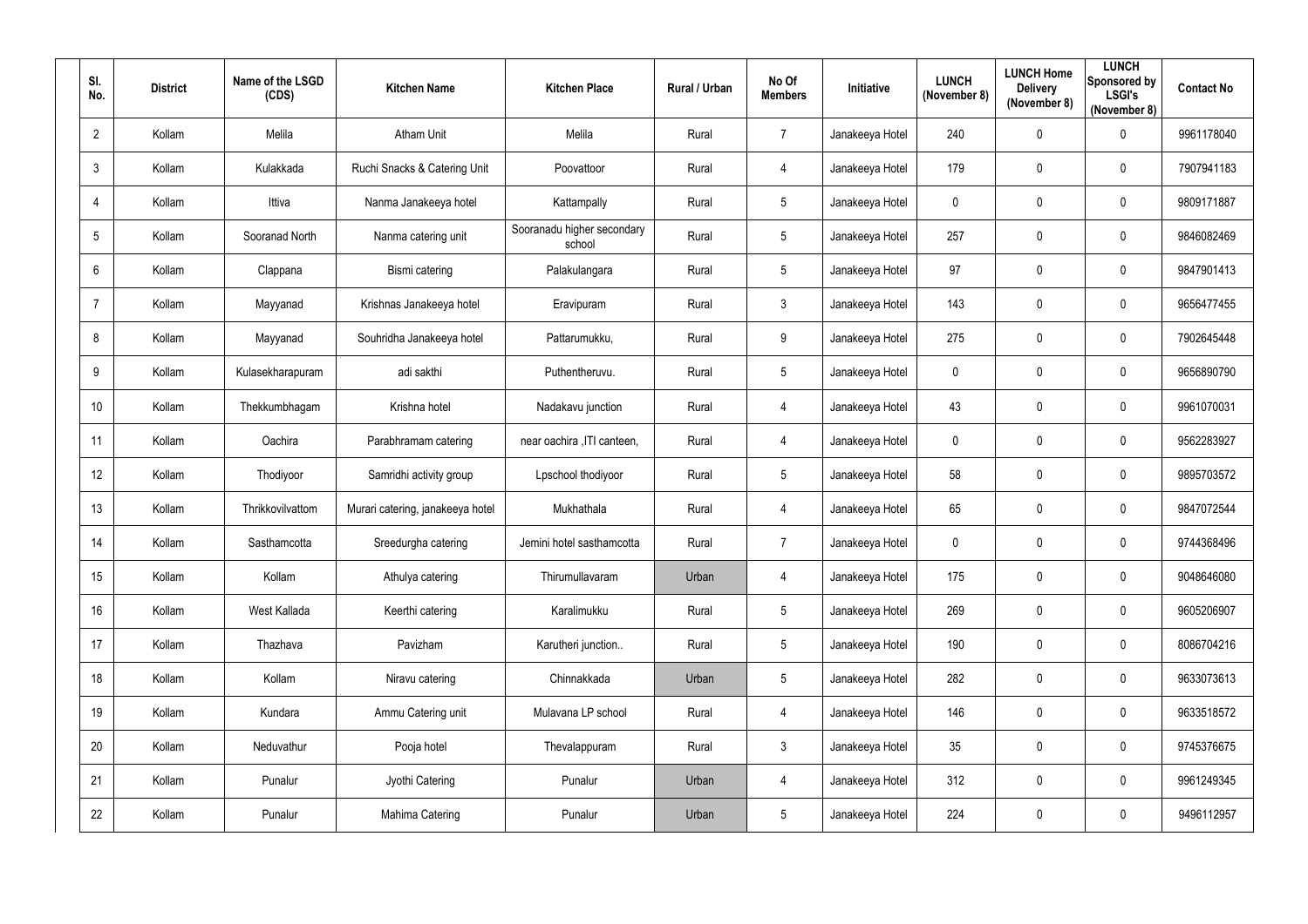| Sl. No. | District | Name of the LSGD (CDS) | Kitchen Name | Kitchen Place | Rural / Urban | No Of Members | Initiative | LUNCH (November 8) | LUNCH Home Delivery (November 8) | LUNCH Sponsored by LSGI's (November 8) | Contact No |
|---|---|---|---|---|---|---|---|---|---|---|---|
| 2 | Kollam | Melila | Atham Unit | Melila | Rural | 7 | Janakeeya Hotel | 240 | 0 | 0 | 9961178040 |
| 3 | Kollam | Kulakkada | Ruchi Snacks & Catering Unit | Poovattoor | Rural | 4 | Janakeeya Hotel | 179 | 0 | 0 | 7907941183 |
| 4 | Kollam | Ittiva | Nanma Janakeeya hotel | Kattampally | Rural | 5 | Janakeeya Hotel | 0 | 0 | 0 | 9809171887 |
| 5 | Kollam | Sooranad North | Nanma catering unit | Sooranadu higher secondary school | Rural | 5 | Janakeeya Hotel | 257 | 0 | 0 | 9846082469 |
| 6 | Kollam | Clappana | Bismi catering | Palakulangara | Rural | 5 | Janakeeya Hotel | 97 | 0 | 0 | 9847901413 |
| 7 | Kollam | Mayyanad | Krishnas Janakeeya hotel | Eravipuram | Rural | 3 | Janakeeya Hotel | 143 | 0 | 0 | 9656477455 |
| 8 | Kollam | Mayyanad | Souhridha Janakeeya hotel | Pattarumukku, | Rural | 9 | Janakeeya Hotel | 275 | 0 | 0 | 7902645448 |
| 9 | Kollam | Kulasekharapuram | adi sakthi | Puthentheruvu. | Rural | 5 | Janakeeya Hotel | 0 | 0 | 0 | 9656890790 |
| 10 | Kollam | Thekkumbhagam | Krishna hotel | Nadakavu junction | Rural | 4 | Janakeeya Hotel | 43 | 0 | 0 | 9961070031 |
| 11 | Kollam | Oachira | Parabhramam catering | near oachira ,ITI canteen, | Rural | 4 | Janakeeya Hotel | 0 | 0 | 0 | 9562283927 |
| 12 | Kollam | Thodiyoor | Samridhi activity group | Lpschool thodiyoor | Rural | 5 | Janakeeya Hotel | 58 | 0 | 0 | 9895703572 |
| 13 | Kollam | Thrikkovilvattom | Murari catering, janakeeya hotel | Mukhathala | Rural | 4 | Janakeeya Hotel | 65 | 0 | 0 | 9847072544 |
| 14 | Kollam | Sasthamcotta | Sreedurgha catering | Jemini hotel sasthamcotta | Rural | 7 | Janakeeya Hotel | 0 | 0 | 0 | 9744368496 |
| 15 | Kollam | Kollam | Athulya catering | Thirumullavaram | Urban | 4 | Janakeeya Hotel | 175 | 0 | 0 | 9048646080 |
| 16 | Kollam | West Kallada | Keerthi catering | Karalimukku | Rural | 5 | Janakeeya Hotel | 269 | 0 | 0 | 9605206907 |
| 17 | Kollam | Thazhava | Pavizham | Karutheri junction.. | Rural | 5 | Janakeeya Hotel | 190 | 0 | 0 | 8086704216 |
| 18 | Kollam | Kollam | Niravu catering | Chinnakkada | Urban | 5 | Janakeeya Hotel | 282 | 0 | 0 | 9633073613 |
| 19 | Kollam | Kundara | Ammu Catering unit | Mulavana LP school | Rural | 4 | Janakeeya Hotel | 146 | 0 | 0 | 9633518572 |
| 20 | Kollam | Neduvathur | Pooja hotel | Thevalappuram | Rural | 3 | Janakeeya Hotel | 35 | 0 | 0 | 9745376675 |
| 21 | Kollam | Punalur | Jyothi Catering | Punalur | Urban | 4 | Janakeeya Hotel | 312 | 0 | 0 | 9961249345 |
| 22 | Kollam | Punalur | Mahima Catering | Punalur | Urban | 5 | Janakeeya Hotel | 224 | 0 | 0 | 9496112957 |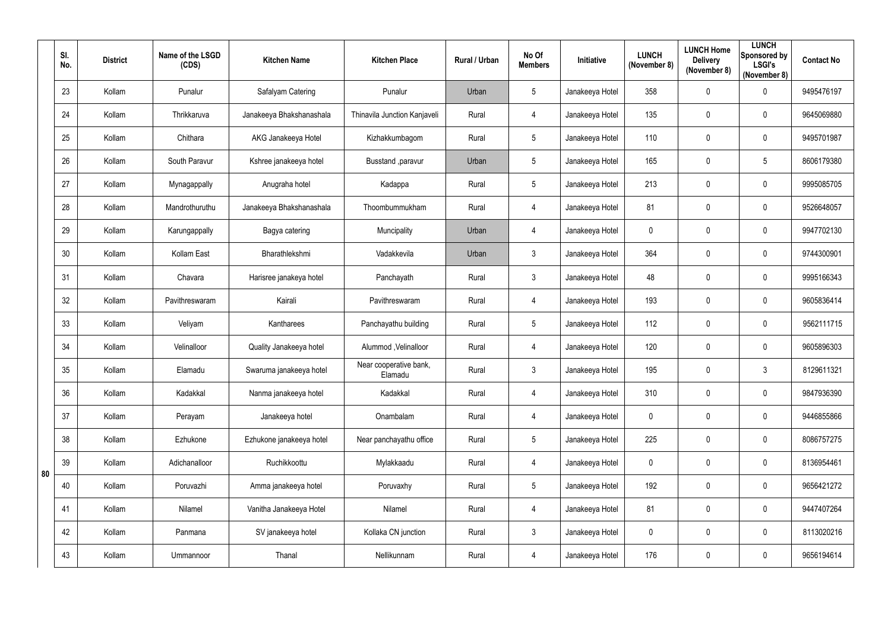| | Sl. No. | District | Name of the LSGD (CDS) | Kitchen Name | Kitchen Place | Rural / Urban | No Of Members | Initiative | LUNCH (November 8) | LUNCH Home Delivery (November 8) | LUNCH Sponsored by LSGI's (November 8) | Contact No |
|---|---|---|---|---|---|---|---|---|---|---|---|---|
| 80 | 23 | Kollam | Punalur | Safalyam Catering | Punalur | Urban | 5 | Janakeeya Hotel | 358 | 0 | 0 | 9495476197 |
| | 24 | Kollam | Thrikkaruva | Janakeeya Bhakshanashala | Thinavila Junction Kanjaveli | Rural | 4 | Janakeeya Hotel | 135 | 0 | 0 | 9645069880 |
| | 25 | Kollam | Chithara | AKG Janakeeya Hotel | Kizhakkumbagom | Rural | 5 | Janakeeya Hotel | 110 | 0 | 0 | 9495701987 |
| | 26 | Kollam | South Paravur | Kshree janakeeya hotel | Busstand ,paravur | Urban | 5 | Janakeeya Hotel | 165 | 0 | 5 | 8606179380 |
| | 27 | Kollam | Mynagappally | Anugraha hotel | Kadappa | Rural | 5 | Janakeeya Hotel | 213 | 0 | 0 | 9995085705 |
| | 28 | Kollam | Mandrothuruthu | Janakeeya Bhakshanashala | Thoombummukham | Rural | 4 | Janakeeya Hotel | 81 | 0 | 0 | 9526648057 |
| | 29 | Kollam | Karungappally | Bagya catering | Muncipality | Urban | 4 | Janakeeya Hotel | 0 | 0 | 0 | 9947702130 |
| | 30 | Kollam | Kollam East | Bharathlekshmi | Vadakkevila | Urban | 3 | Janakeeya Hotel | 364 | 0 | 0 | 9744300901 |
| | 31 | Kollam | Chavara | Harisree janakeya hotel | Panchayath | Rural | 3 | Janakeeya Hotel | 48 | 0 | 0 | 9995166343 |
| | 32 | Kollam | Pavithreswaram | Kairali | Pavithreswaram | Rural | 4 | Janakeeya Hotel | 193 | 0 | 0 | 9605836414 |
| | 33 | Kollam | Veliyam | Kantharees | Panchayathu building | Rural | 5 | Janakeeya Hotel | 112 | 0 | 0 | 9562111715 |
| | 34 | Kollam | Velinalloor | Quality Janakeeya hotel | Alummod ,Velinalloor | Rural | 4 | Janakeeya Hotel | 120 | 0 | 0 | 9605896303 |
| | 35 | Kollam | Elamadu | Swaruma janakeeya hotel | Near cooperative bank, Elamadu | Rural | 3 | Janakeeya Hotel | 195 | 0 | 3 | 8129611321 |
| | 36 | Kollam | Kadakkal | Nanma janakeeya hotel | Kadakkal | Rural | 4 | Janakeeya Hotel | 310 | 0 | 0 | 9847936390 |
| | 37 | Kollam | Perayam | Janakeeya hotel | Onambalam | Rural | 4 | Janakeeya Hotel | 0 | 0 | 0 | 9446855866 |
| | 38 | Kollam | Ezhukone | Ezhukone janakeeya hotel | Near panchayathu office | Rural | 5 | Janakeeya Hotel | 225 | 0 | 0 | 8086757275 |
| | 39 | Kollam | Adichanalloor | Ruchikkoottu | Mylakkaadu | Rural | 4 | Janakeeya Hotel | 0 | 0 | 0 | 8136954461 |
| | 40 | Kollam | Poruvazhi | Amma janakeeya hotel | Poruvaxhy | Rural | 5 | Janakeeya Hotel | 192 | 0 | 0 | 9656421272 |
| | 41 | Kollam | Nilamel | Vanitha Janakeeya Hotel | Nilamel | Rural | 4 | Janakeeya Hotel | 81 | 0 | 0 | 9447407264 |
| | 42 | Kollam | Panmana | SV janakeeya hotel | Kollaka CN junction | Rural | 3 | Janakeeya Hotel | 0 | 0 | 0 | 8113020216 |
| | 43 | Kollam | Ummannoor | Thanal | Nellikunnam | Rural | 4 | Janakeeya Hotel | 176 | 0 | 0 | 9656194614 |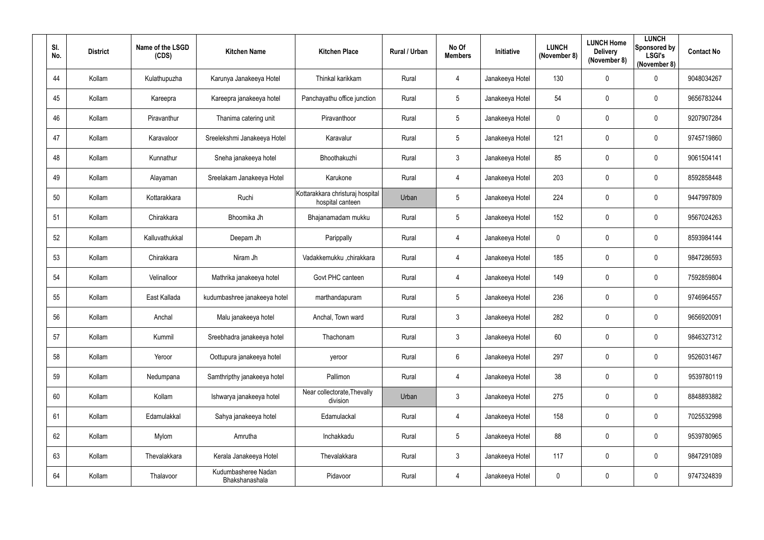| Sl. No. | District | Name of the LSGD (CDS) | Kitchen Name | Kitchen Place | Rural / Urban | No Of Members | Initiative | LUNCH (November 8) | LUNCH Home Delivery (November 8) | LUNCH Sponsored by LSGI's (November 8) | Contact No |
|---|---|---|---|---|---|---|---|---|---|---|---|
| 44 | Kollam | Kulathupuzha | Karunya Janakeeya Hotel | Thinkal karikkam | Rural | 4 | Janakeeya Hotel | 130 | 0 | 0 | 9048034267 |
| 45 | Kollam | Kareepra | Kareepra janakeeya hotel | Panchayathu office junction | Rural | 5 | Janakeeya Hotel | 54 | 0 | 0 | 9656783244 |
| 46 | Kollam | Piravanthur | Thanima catering unit | Piravanthoor | Rural | 5 | Janakeeya Hotel | 0 | 0 | 0 | 9207907284 |
| 47 | Kollam | Karavaloor | Sreelekshmi Janakeeya Hotel | Karavalur | Rural | 5 | Janakeeya Hotel | 121 | 0 | 0 | 9745719860 |
| 48 | Kollam | Kunnathur | Sneha janakeeya hotel | Bhoothakuzhi | Rural | 3 | Janakeeya Hotel | 85 | 0 | 0 | 9061504141 |
| 49 | Kollam | Alayaman | Sreelakam Janakeeya Hotel | Karukone | Rural | 4 | Janakeeya Hotel | 203 | 0 | 0 | 8592858448 |
| 50 | Kollam | Kottarakkara | Ruchi | Kottarakkara christuraj hospital hospital canteen | Urban | 5 | Janakeeya Hotel | 224 | 0 | 0 | 9447997809 |
| 51 | Kollam | Chirakkara | Bhoomika Jh | Bhajanamadam mukku | Rural | 5 | Janakeeya Hotel | 152 | 0 | 0 | 9567024263 |
| 52 | Kollam | Kalluvathukkal | Deepam Jh | Parippally | Rural | 4 | Janakeeya Hotel | 0 | 0 | 0 | 8593984144 |
| 53 | Kollam | Chirakkara | Niram Jh | Vadakkemukku ,chirakkara | Rural | 4 | Janakeeya Hotel | 185 | 0 | 0 | 9847286593 |
| 54 | Kollam | Velinalloor | Mathrika janakeeya hotel | Govt PHC canteen | Rural | 4 | Janakeeya Hotel | 149 | 0 | 0 | 7592859804 |
| 55 | Kollam | East Kallada | kudumbashree janakeeya hotel | marthandapuram | Rural | 5 | Janakeeya Hotel | 236 | 0 | 0 | 9746964557 |
| 56 | Kollam | Anchal | Malu janakeeya hotel | Anchal, Town ward | Rural | 3 | Janakeeya Hotel | 282 | 0 | 0 | 9656920091 |
| 57 | Kollam | Kummil | Sreebhadra janakeeya hotel | Thachonam | Rural | 3 | Janakeeya Hotel | 60 | 0 | 0 | 9846327312 |
| 58 | Kollam | Yeroor | Oottupura janakeeya hotel | yeroor | Rural | 6 | Janakeeya Hotel | 297 | 0 | 0 | 9526031467 |
| 59 | Kollam | Nedumpana | Samthripthy janakeeya hotel | Pallimon | Rural | 4 | Janakeeya Hotel | 38 | 0 | 0 | 9539780119 |
| 60 | Kollam | Kollam | Ishwarya janakeeya hotel | Near collectorate,Thevally division | Urban | 3 | Janakeeya Hotel | 275 | 0 | 0 | 8848893882 |
| 61 | Kollam | Edamulakkal | Sahya janakeeya hotel | Edamulackal | Rural | 4 | Janakeeya Hotel | 158 | 0 | 0 | 7025532998 |
| 62 | Kollam | Mylom | Amrutha | Inchakkadu | Rural | 5 | Janakeeya Hotel | 88 | 0 | 0 | 9539780965 |
| 63 | Kollam | Thevalakkara | Kerala Janakeeya Hotel | Thevalakkara | Rural | 3 | Janakeeya Hotel | 117 | 0 | 0 | 9847291089 |
| 64 | Kollam | Thalavoor | Kudumbasheree Nadan Bhakshanashala | Pidavoor | Rural | 4 | Janakeeya Hotel | 0 | 0 | 0 | 9747324839 |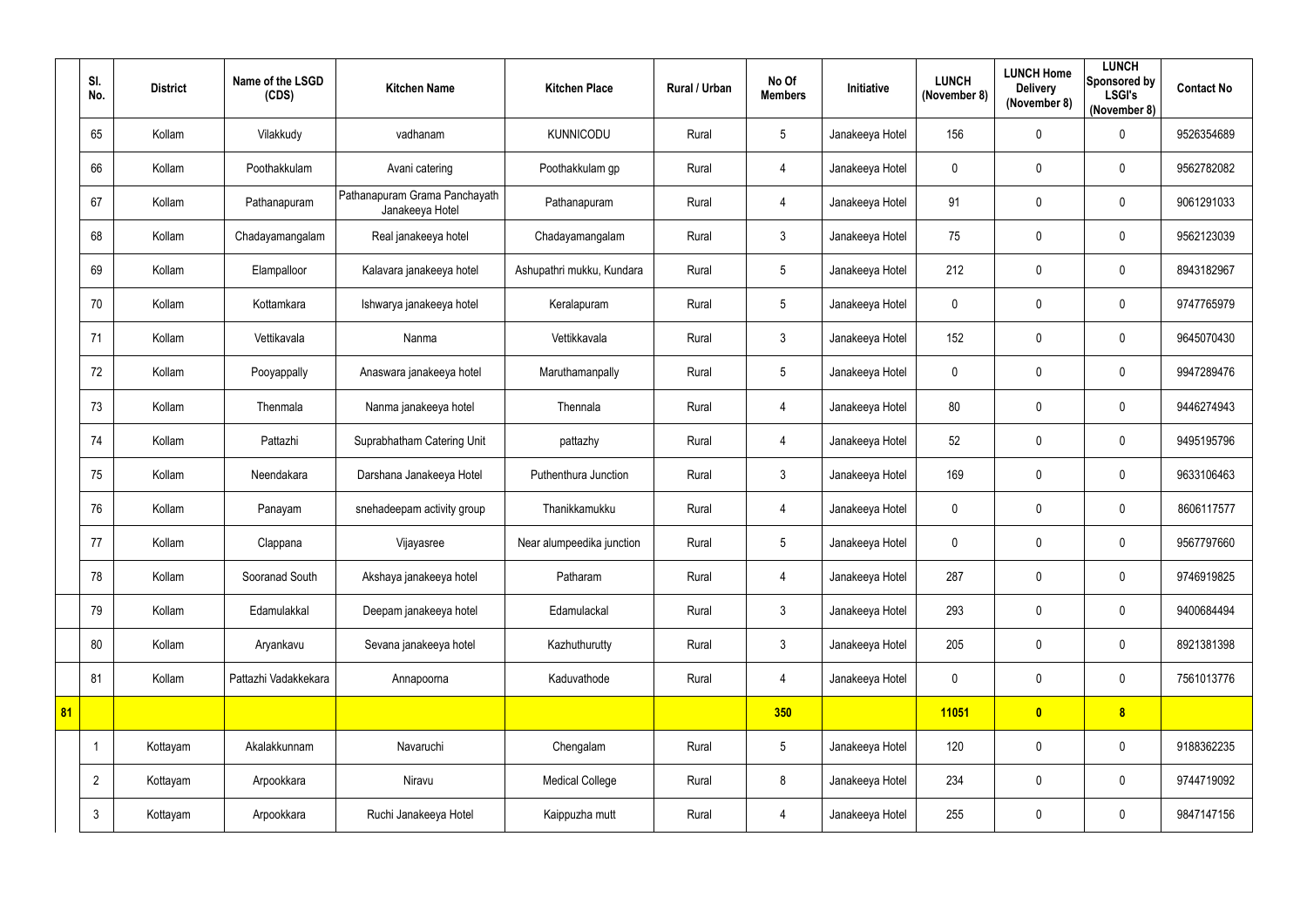| | Sl. No. | District | Name of the LSGD (CDS) | Kitchen Name | Kitchen Place | Rural / Urban | No Of Members | Initiative | LUNCH (November 8) | LUNCH Home Delivery (November 8) | LUNCH Sponsored by LSGI's (November 8) | Contact No |
|---|---|---|---|---|---|---|---|---|---|---|---|---|
| | 65 | Kollam | Vilakkudy | vadhanam | KUNNICODU | Rural | 5 | Janakeeya Hotel | 156 | 0 | 0 | 9526354689 |
| | 66 | Kollam | Poothakkulam | Avani catering | Poothakkulam gp | Rural | 4 | Janakeeya Hotel | 0 | 0 | 0 | 9562782082 |
| | 67 | Kollam | Pathanapuram | Pathanapuram Grama Panchayath Janakeeya Hotel | Pathanapuram | Rural | 4 | Janakeeya Hotel | 91 | 0 | 0 | 9061291033 |
| | 68 | Kollam | Chadayamangalam | Real janakeeya hotel | Chadayamangalam | Rural | 3 | Janakeeya Hotel | 75 | 0 | 0 | 9562123039 |
| | 69 | Kollam | Elampalloor | Kalavara janakeeya hotel | Ashupathri mukku, Kundara | Rural | 5 | Janakeeya Hotel | 212 | 0 | 0 | 8943182967 |
| | 70 | Kollam | Kottamkara | Ishwarya janakeeya hotel | Keralapuram | Rural | 5 | Janakeeya Hotel | 0 | 0 | 0 | 9747765979 |
| | 71 | Kollam | Vettikavala | Nanma | Vettikkavala | Rural | 3 | Janakeeya Hotel | 152 | 0 | 0 | 9645070430 |
| | 72 | Kollam | Pooyappally | Anaswara janakeeya hotel | Maruthamanpally | Rural | 5 | Janakeeya Hotel | 0 | 0 | 0 | 9947289476 |
| | 73 | Kollam | Thenmala | Nanma janakeeya hotel | Thennala | Rural | 4 | Janakeeya Hotel | 80 | 0 | 0 | 9446274943 |
| | 74 | Kollam | Pattazhi | Suprabhatham Catering Unit | pattazhy | Rural | 4 | Janakeeya Hotel | 52 | 0 | 0 | 9495195796 |
| | 75 | Kollam | Neendakara | Darshana Janakeeya Hotel | Puthenthura Junction | Rural | 3 | Janakeeya Hotel | 169 | 0 | 0 | 9633106463 |
| | 76 | Kollam | Panayam | snehadeepam activity group | Thanikkamukku | Rural | 4 | Janakeeya Hotel | 0 | 0 | 0 | 8606117577 |
| | 77 | Kollam | Clappana | Vijayasree | Near alumpeedika junction | Rural | 5 | Janakeeya Hotel | 0 | 0 | 0 | 9567797660 |
| | 78 | Kollam | Sooranad South | Akshaya janakeeya hotel | Patharam | Rural | 4 | Janakeeya Hotel | 287 | 0 | 0 | 9746919825 |
| | 79 | Kollam | Edamulakkal | Deepam janakeeya hotel | Edamulackal | Rural | 3 | Janakeeya Hotel | 293 | 0 | 0 | 9400684494 |
| | 80 | Kollam | Aryankavu | Sevana janakeeya hotel | Kazhuthurutty | Rural | 3 | Janakeeya Hotel | 205 | 0 | 0 | 8921381398 |
| | 81 | Kollam | Pattazhi Vadakkekara | Annapoorna | Kaduvathode | Rural | 4 | Janakeeya Hotel | 0 | 0 | 0 | 7561013776 |
| **81** | | | | | | | **350** | | **11051** | **0** | **8** | |
| | 1 | Kottayam | Akalakkunnam | Navaruchi | Chengalam | Rural | 5 | Janakeeya Hotel | 120 | 0 | 0 | 9188362235 |
| | 2 | Kottayam | Arpookkara | Niravu | Medical College | Rural | 8 | Janakeeya Hotel | 234 | 0 | 0 | 9744719092 |
| | 3 | Kottayam | Arpookkara | Ruchi Janakeeya Hotel | Kaippuzha mutt | Rural | 4 | Janakeeya Hotel | 255 | 0 | 0 | 9847147156 |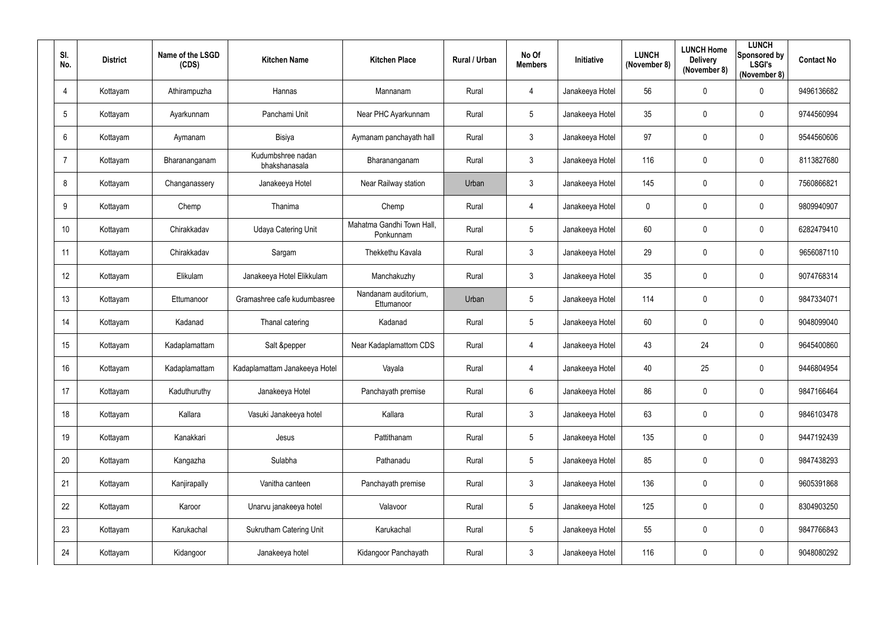| Sl. No. | District | Name of the LSGD (CDS) | Kitchen Name | Kitchen Place | Rural / Urban | No Of Members | Initiative | LUNCH (November 8) | LUNCH Home Delivery (November 8) | LUNCH Sponsored by LSGI's (November 8) | Contact No |
|---|---|---|---|---|---|---|---|---|---|---|---|
| 4 | Kottayam | Athirampuzha | Hannas | Mannanam | Rural | 4 | Janakeeya Hotel | 56 | 0 | 0 | 9496136682 |
| 5 | Kottayam | Ayarkunnam | Panchami Unit | Near PHC Ayarkunnam | Rural | 5 | Janakeeya Hotel | 35 | 0 | 0 | 9744560994 |
| 6 | Kottayam | Aymanam | Bisiya | Aymanam panchayath hall | Rural | 3 | Janakeeya Hotel | 97 | 0 | 0 | 9544560606 |
| 7 | Kottayam | Bharananganam | Kudumbshree nadan bhakshanasala | Bharananganam | Rural | 3 | Janakeeya Hotel | 116 | 0 | 0 | 8113827680 |
| 8 | Kottayam | Changanassery | Janakeeya Hotel | Near Railway station | Urban | 3 | Janakeeya Hotel | 145 | 0 | 0 | 7560866821 |
| 9 | Kottayam | Chemp | Thanima | Chemp | Rural | 4 | Janakeeya Hotel | 0 | 0 | 0 | 9809940907 |
| 10 | Kottayam | Chirakkadav | Udaya Catering Unit | Mahatma Gandhi Town Hall, Ponkunnam | Rural | 5 | Janakeeya Hotel | 60 | 0 | 0 | 6282479410 |
| 11 | Kottayam | Chirakkadav | Sargam | Thekkethu Kavala | Rural | 3 | Janakeeya Hotel | 29 | 0 | 0 | 9656087110 |
| 12 | Kottayam | Elikulam | Janakeeya Hotel Elikkulam | Manchakuzhy | Rural | 3 | Janakeeya Hotel | 35 | 0 | 0 | 9074768314 |
| 13 | Kottayam | Ettumanoor | Gramashree cafe kudumbasree | Nandanam auditorium, Ettumanoor | Urban | 5 | Janakeeya Hotel | 114 | 0 | 0 | 9847334071 |
| 14 | Kottayam | Kadanad | Thanal catering | Kadanad | Rural | 5 | Janakeeya Hotel | 60 | 0 | 0 | 9048099040 |
| 15 | Kottayam | Kadaplamattam | Salt &pepper | Near Kadaplamattom CDS | Rural | 4 | Janakeeya Hotel | 43 | 24 | 0 | 9645400860 |
| 16 | Kottayam | Kadaplamattam | Kadaplamattam Janakeeya Hotel | Vayala | Rural | 4 | Janakeeya Hotel | 40 | 25 | 0 | 9446804954 |
| 17 | Kottayam | Kaduthuruthy | Janakeeya Hotel | Panchayath premise | Rural | 6 | Janakeeya Hotel | 86 | 0 | 0 | 9847166464 |
| 18 | Kottayam | Kallara | Vasuki Janakeeya hotel | Kallara | Rural | 3 | Janakeeya Hotel | 63 | 0 | 0 | 9846103478 |
| 19 | Kottayam | Kanakkari | Jesus | Pattithanam | Rural | 5 | Janakeeya Hotel | 135 | 0 | 0 | 9447192439 |
| 20 | Kottayam | Kangazha | Sulabha | Pathanadu | Rural | 5 | Janakeeya Hotel | 85 | 0 | 0 | 9847438293 |
| 21 | Kottayam | Kanjirapally | Vanitha canteen | Panchayath premise | Rural | 3 | Janakeeya Hotel | 136 | 0 | 0 | 9605391868 |
| 22 | Kottayam | Karoor | Unarvu janakeeya hotel | Valavoor | Rural | 5 | Janakeeya Hotel | 125 | 0 | 0 | 8304903250 |
| 23 | Kottayam | Karukachal | Sukrutham Catering Unit | Karukachal | Rural | 5 | Janakeeya Hotel | 55 | 0 | 0 | 9847766843 |
| 24 | Kottayam | Kidangoor | Janakeeya hotel | Kidangoor Panchayath | Rural | 3 | Janakeeya Hotel | 116 | 0 | 0 | 9048080292 |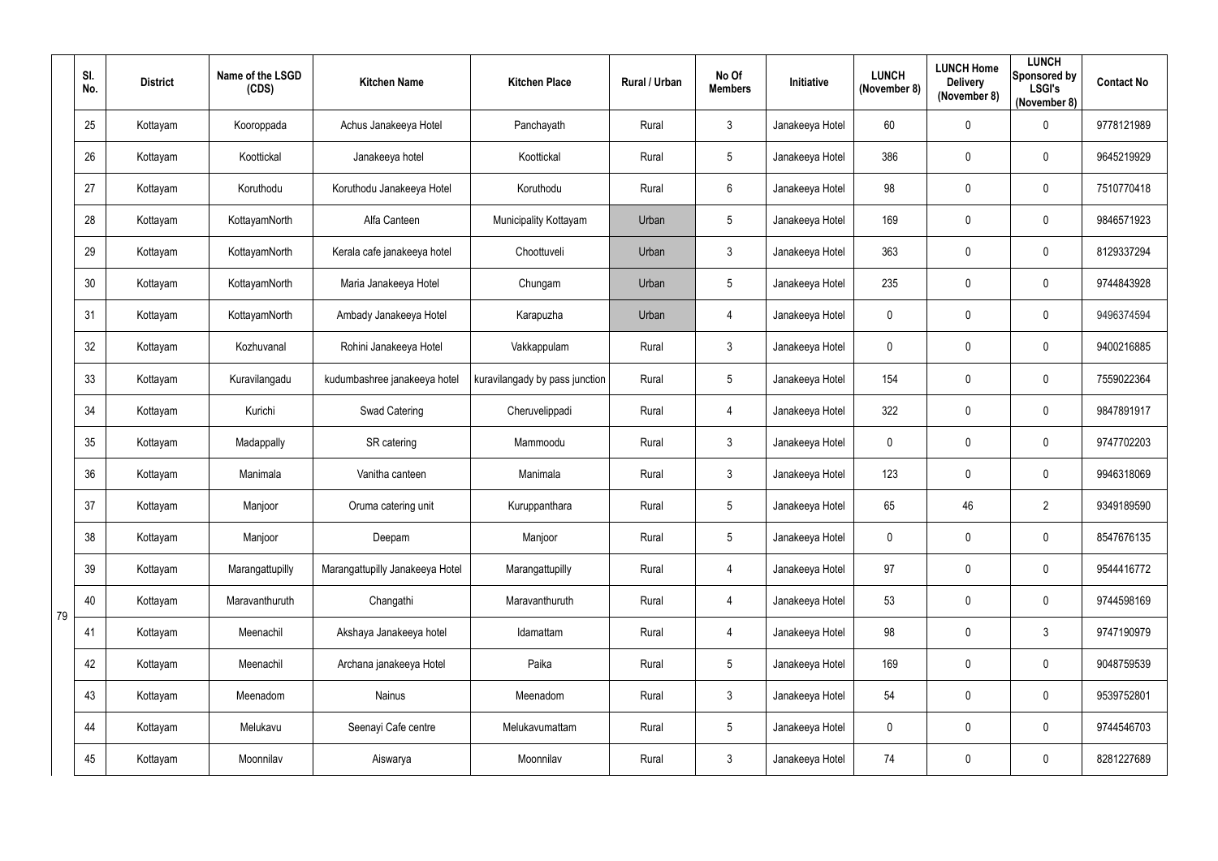| | Sl. No. | District | Name of the LSGD (CDS) | Kitchen Name | Kitchen Place | Rural / Urban | No Of Members | Initiative | LUNCH (November 8) | LUNCH Home Delivery (November 8) | LUNCH Sponsored by LSGI's (November 8) | Contact No |
|---|---|---|---|---|---|---|---|---|---|---|---|---|
| 79 | 25 | Kottayam | Kooroppada | Achus Janakeeya Hotel | Panchayath | Rural | 3 | Janakeeya Hotel | 60 | 0 | 0 | 9778121989 |
| | 26 | Kottayam | Koottickal | Janakeeya hotel | Koottickal | Rural | 5 | Janakeeya Hotel | 386 | 0 | 0 | 9645219929 |
| | 27 | Kottayam | Koruthodu | Koruthodu Janakeeya Hotel | Koruthodu | Rural | 6 | Janakeeya Hotel | 98 | 0 | 0 | 7510770418 |
| | 28 | Kottayam | KottayamNorth | Alfa Canteen | Municipality Kottayam | Urban | 5 | Janakeeya Hotel | 169 | 0 | 0 | 9846571923 |
| | 29 | Kottayam | KottayamNorth | Kerala cafe janakeeya hotel | Choottuveli | Urban | 3 | Janakeeya Hotel | 363 | 0 | 0 | 8129337294 |
| | 30 | Kottayam | KottayamNorth | Maria Janakeeya Hotel | Chungam | Urban | 5 | Janakeeya Hotel | 235 | 0 | 0 | 9744843928 |
| | 31 | Kottayam | KottayamNorth | Ambady Janakeeya Hotel | Karapuzha | Urban | 4 | Janakeeya Hotel | 0 | 0 | 0 | 9496374594 |
| | 32 | Kottayam | Kozhuvanal | Rohini Janakeeya Hotel | Vakkappulam | Rural | 3 | Janakeeya Hotel | 0 | 0 | 0 | 9400216885 |
| | 33 | Kottayam | Kuravilangadu | kudumbashree janakeeya hotel | kuravilangady by pass junction | Rural | 5 | Janakeeya Hotel | 154 | 0 | 0 | 7559022364 |
| | 34 | Kottayam | Kurichi | Swad Catering | Cheruvelippadi | Rural | 4 | Janakeeya Hotel | 322 | 0 | 0 | 9847891917 |
| | 35 | Kottayam | Madappally | SR catering | Mammoodu | Rural | 3 | Janakeeya Hotel | 0 | 0 | 0 | 9747702203 |
| | 36 | Kottayam | Manimala | Vanitha canteen | Manimala | Rural | 3 | Janakeeya Hotel | 123 | 0 | 0 | 9946318069 |
| | 37 | Kottayam | Manjoor | Oruma catering unit | Kuruppanthara | Rural | 5 | Janakeeya Hotel | 65 | 46 | 2 | 9349189590 |
| | 38 | Kottayam | Manjoor | Deepam | Manjoor | Rural | 5 | Janakeeya Hotel | 0 | 0 | 0 | 8547676135 |
| | 39 | Kottayam | Marangattupilly | Marangattupilly Janakeeya Hotel | Marangattupilly | Rural | 4 | Janakeeya Hotel | 97 | 0 | 0 | 9544416772 |
| | 40 | Kottayam | Maravanthuruth | Changathi | Maravanthuruth | Rural | 4 | Janakeeya Hotel | 53 | 0 | 0 | 9744598169 |
| | 41 | Kottayam | Meenachil | Akshaya Janakeeya hotel | Idamattam | Rural | 4 | Janakeeya Hotel | 98 | 0 | 3 | 9747190979 |
| | 42 | Kottayam | Meenachil | Archana janakeeya Hotel | Paika | Rural | 5 | Janakeeya Hotel | 169 | 0 | 0 | 9048759539 |
| | 43 | Kottayam | Meenadom | Nainus | Meenadom | Rural | 3 | Janakeeya Hotel | 54 | 0 | 0 | 9539752801 |
| | 44 | Kottayam | Melukavu | Seenayi Cafe centre | Melukavumattam | Rural | 5 | Janakeeya Hotel | 0 | 0 | 0 | 9744546703 |
| | 45 | Kottayam | Moonnilav | Aiswarya | Moonnilav | Rural | 3 | Janakeeya Hotel | 74 | 0 | 0 | 8281227689 |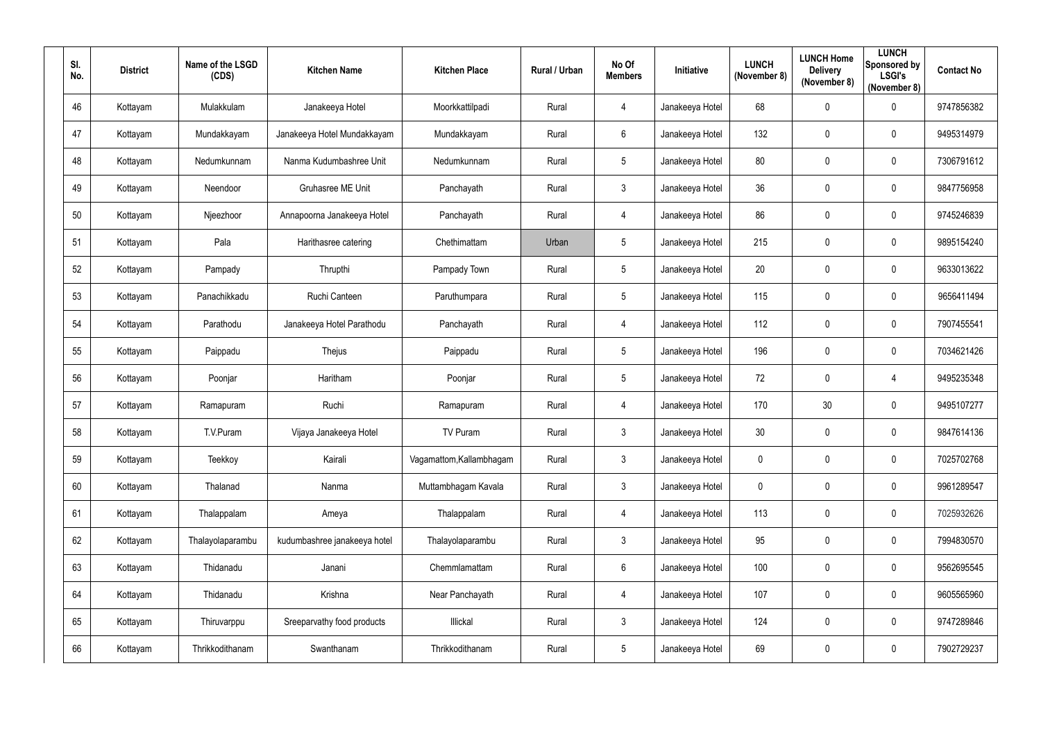| Sl. No. | District | Name of the LSGD (CDS) | Kitchen Name | Kitchen Place | Rural / Urban | No Of Members | Initiative | LUNCH (November 8) | LUNCH Home Delivery (November 8) | LUNCH Sponsored by LSGI's (November 8) | Contact No |
|---|---|---|---|---|---|---|---|---|---|---|---|
| 46 | Kottayam | Mulakkulam | Janakeeya Hotel | Moorkkattilpadi | Rural | 4 | Janakeeya Hotel | 68 | 0 | 0 | 9747856382 |
| 47 | Kottayam | Mundakkayam | Janakeeya Hotel Mundakkayam | Mundakkayam | Rural | 6 | Janakeeya Hotel | 132 | 0 | 0 | 9495314979 |
| 48 | Kottayam | Nedumkunnam | Nanma Kudumbashree Unit | Nedumkunnam | Rural | 5 | Janakeeya Hotel | 80 | 0 | 0 | 7306791612 |
| 49 | Kottayam | Neendoor | Gruhasree ME Unit | Panchayath | Rural | 3 | Janakeeya Hotel | 36 | 0 | 0 | 9847756958 |
| 50 | Kottayam | Njeezhoor | Annapoorna Janakeeya Hotel | Panchayath | Rural | 4 | Janakeeya Hotel | 86 | 0 | 0 | 9745246839 |
| 51 | Kottayam | Pala | Harithasree catering | Chethimattam | Urban | 5 | Janakeeya Hotel | 215 | 0 | 0 | 9895154240 |
| 52 | Kottayam | Pampady | Thrupthi | Pampady Town | Rural | 5 | Janakeeya Hotel | 20 | 0 | 0 | 9633013622 |
| 53 | Kottayam | Panachikkadu | Ruchi Canteen | Paruthumpara | Rural | 5 | Janakeeya Hotel | 115 | 0 | 0 | 9656411494 |
| 54 | Kottayam | Parathodu | Janakeeya Hotel Parathodu | Panchayath | Rural | 4 | Janakeeya Hotel | 112 | 0 | 0 | 7907455541 |
| 55 | Kottayam | Paippadu | Thejus | Paippadu | Rural | 5 | Janakeeya Hotel | 196 | 0 | 0 | 7034621426 |
| 56 | Kottayam | Poonjar | Haritham | Poonjar | Rural | 5 | Janakeeya Hotel | 72 | 0 | 4 | 9495235348 |
| 57 | Kottayam | Ramapuram | Ruchi | Ramapuram | Rural | 4 | Janakeeya Hotel | 170 | 30 | 0 | 9495107277 |
| 58 | Kottayam | T.V.Puram | Vijaya Janakeeya Hotel | TV Puram | Rural | 3 | Janakeeya Hotel | 30 | 0 | 0 | 9847614136 |
| 59 | Kottayam | Teekkoy | Kairali | Vagamattom,Kallambhagam | Rural | 3 | Janakeeya Hotel | 0 | 0 | 0 | 7025702768 |
| 60 | Kottayam | Thalanad | Nanma | Muttambhagam Kavala | Rural | 3 | Janakeeya Hotel | 0 | 0 | 0 | 9961289547 |
| 61 | Kottayam | Thalappalam | Ameya | Thalappalam | Rural | 4 | Janakeeya Hotel | 113 | 0 | 0 | 7025932626 |
| 62 | Kottayam | Thalayolaparambu | kudumbashree janakeeya hotel | Thalayolaparambu | Rural | 3 | Janakeeya Hotel | 95 | 0 | 0 | 7994830570 |
| 63 | Kottayam | Thidanadu | Janani | Chemmlamattam | Rural | 6 | Janakeeya Hotel | 100 | 0 | 0 | 9562695545 |
| 64 | Kottayam | Thidanadu | Krishna | Near Panchayath | Rural | 4 | Janakeeya Hotel | 107 | 0 | 0 | 9605565960 |
| 65 | Kottayam | Thiruvarppu | Sreeparvathy food products | Illickal | Rural | 3 | Janakeeya Hotel | 124 | 0 | 0 | 9747289846 |
| 66 | Kottayam | Thrikkodithanam | Swanthanam | Thrikkodithanam | Rural | 5 | Janakeeya Hotel | 69 | 0 | 0 | 7902729237 |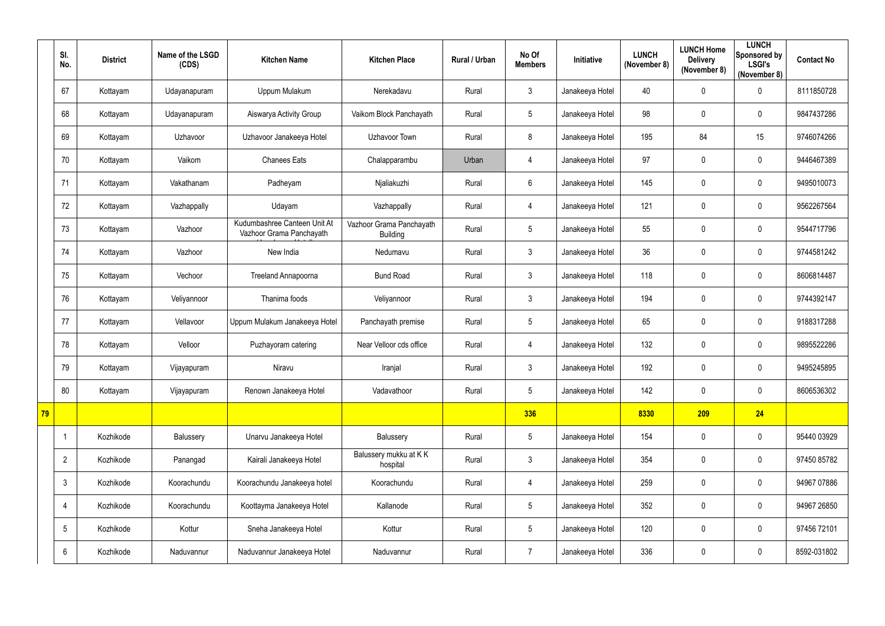| | Sl. No. | District | Name of the LSGD (CDS) | Kitchen Name | Kitchen Place | Rural / Urban | No Of Members | Initiative | LUNCH (November 8) | LUNCH Home Delivery (November 8) | LUNCH Sponsored by LSGI's (November 8) | Contact No |
|---|---|---|---|---|---|---|---|---|---|---|---|---|
| | 67 | Kottayam | Udayanapuram | Uppum Mulakum | Nerekadavu | Rural | 3 | Janakeeya Hotel | 40 | 0 | 0 | 8111850728 |
| | 68 | Kottayam | Udayanapuram | Aiswarya Activity Group | Vaikom Block Panchayath | Rural | 5 | Janakeeya Hotel | 98 | 0 | 0 | 9847437286 |
| | 69 | Kottayam | Uzhavoor | Uzhavoor Janakeeya Hotel | Uzhavoor Town | Rural | 8 | Janakeeya Hotel | 195 | 84 | 15 | 9746074266 |
| | 70 | Kottayam | Vaikom | Chanees Eats | Chalapparambu | Urban | 4 | Janakeeya Hotel | 97 | 0 | 0 | 9446467389 |
| | 71 | Kottayam | Vakathanam | Padheyam | Njaliakuzhi | Rural | 6 | Janakeeya Hotel | 145 | 0 | 0 | 9495010073 |
| | 72 | Kottayam | Vazhappally | Udayam | Vazhappally | Rural | 4 | Janakeeya Hotel | 121 | 0 | 0 | 9562267564 |
| | 73 | Kottayam | Vazhoor | Kudumbashree Canteen Unit At Vazhoor Grama Panchayath | Vazhoor Grama Panchayath Building | Rural | 5 | Janakeeya Hotel | 55 | 0 | 0 | 9544717796 |
| | 74 | Kottayam | Vazhoor | New India | Nedumavu | Rural | 3 | Janakeeya Hotel | 36 | 0 | 0 | 9744581242 |
| | 75 | Kottayam | Vechoor | Treeland Annapoorna | Bund Road | Rural | 3 | Janakeeya Hotel | 118 | 0 | 0 | 8606814487 |
| | 76 | Kottayam | Veliyannoor | Thanima foods | Veliyannoor | Rural | 3 | Janakeeya Hotel | 194 | 0 | 0 | 9744392147 |
| | 77 | Kottayam | Vellavoor | Uppum Mulakum Janakeeya Hotel | Panchayath premise | Rural | 5 | Janakeeya Hotel | 65 | 0 | 0 | 9188317288 |
| | 78 | Kottayam | Velloor | Puzhayoram catering | Near Velloor cds office | Rural | 4 | Janakeeya Hotel | 132 | 0 | 0 | 9895522286 |
| | 79 | Kottayam | Vijayapuram | Niravu | Iranjal | Rural | 3 | Janakeeya Hotel | 192 | 0 | 0 | 9495245895 |
| | 80 | Kottayam | Vijayapuram | Renown Janakeeya Hotel | Vadavathoor | Rural | 5 | Janakeeya Hotel | 142 | 0 | 0 | 8606536302 |
| **79** | | | | | | | **336** | | **8330** | **209** | **24** | |
| | 1 | Kozhikode | Balussery | Unarvu Janakeeya Hotel | Balussery | Rural | 5 | Janakeeya Hotel | 154 | 0 | 0 | 95440 03929 |
| | 2 | Kozhikode | Panangad | Kairali Janakeeya Hotel | Balussery mukku at K K hospital | Rural | 3 | Janakeeya Hotel | 354 | 0 | 0 | 97450 85782 |
| | 3 | Kozhikode | Koorachundu | Koorachundu Janakeeya hotel | Koorachundu | Rural | 4 | Janakeeya Hotel | 259 | 0 | 0 | 94967 07886 |
| | 4 | Kozhikode | Koorachundu | Koottayma Janakeeya Hotel | Kallanode | Rural | 5 | Janakeeya Hotel | 352 | 0 | 0 | 94967 26850 |
| | 5 | Kozhikode | Kottur | Sneha Janakeeya Hotel | Kottur | Rural | 5 | Janakeeya Hotel | 120 | 0 | 0 | 97456 72101 |
| | 6 | Kozhikode | Naduvannur | Naduvannur Janakeeya Hotel | Naduvannur | Rural | 7 | Janakeeya Hotel | 336 | 0 | 0 | 8592-031802 |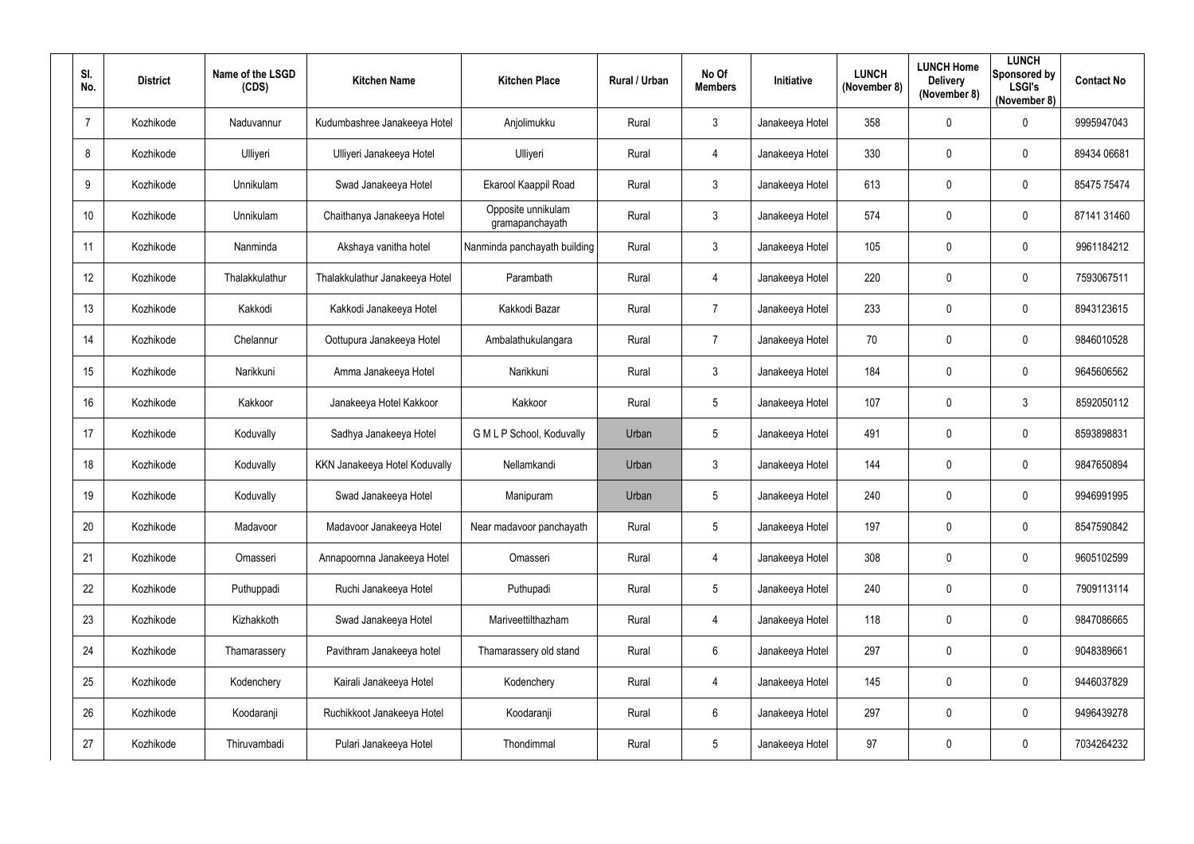| Sl. No. | District | Name of the LSGD (CDS) | Kitchen Name | Kitchen Place | Rural / Urban | No Of Members | Initiative | LUNCH (November 8) | LUNCH Home Delivery (November 8) | LUNCH Sponsored by LSGI's (November 8) | Contact No |
|---|---|---|---|---|---|---|---|---|---|---|---|
| 7 | Kozhikode | Naduvannur | Kudumbashree Janakeeya Hotel | Anjolimukku | Rural | 3 | Janakeeya Hotel | 358 | 0 | 0 | 9995947043 |
| 8 | Kozhikode | Ulliyeri | Ulliyeri Janakeeya Hotel | Ulliyeri | Rural | 4 | Janakeeya Hotel | 330 | 0 | 0 | 89434 06681 |
| 9 | Kozhikode | Unnikulam | Swad Janakeeya Hotel | Ekarool Kaappil Road | Rural | 3 | Janakeeya Hotel | 613 | 0 | 0 | 85475 75474 |
| 10 | Kozhikode | Unnikulam | Chaithanya Janakeeya Hotel | Opposite unnikulam gramapanchayath | Rural | 3 | Janakeeya Hotel | 574 | 0 | 0 | 87141 31460 |
| 11 | Kozhikode | Nanminda | Akshaya vanitha hotel | Nanminda panchayath building | Rural | 3 | Janakeeya Hotel | 105 | 0 | 0 | 9961184212 |
| 12 | Kozhikode | Thalakkulathur | Thalakkulathur Janakeeya Hotel | Parambath | Rural | 4 | Janakeeya Hotel | 220 | 0 | 0 | 7593067511 |
| 13 | Kozhikode | Kakkodi | Kakkodi Janakeeya Hotel | Kakkodi Bazar | Rural | 7 | Janakeeya Hotel | 233 | 0 | 0 | 8943123615 |
| 14 | Kozhikode | Chelannur | Oottupura Janakeeya Hotel | Ambalathukulangara | Rural | 7 | Janakeeya Hotel | 70 | 0 | 0 | 9846010528 |
| 15 | Kozhikode | Narikkuni | Amma Janakeeya Hotel | Narikkuni | Rural | 3 | Janakeeya Hotel | 184 | 0 | 0 | 9645606562 |
| 16 | Kozhikode | Kakkoor | Janakeeya Hotel Kakkoor | Kakkoor | Rural | 5 | Janakeeya Hotel | 107 | 0 | 3 | 8592050112 |
| 17 | Kozhikode | Koduvally | Sadhya Janakeeya Hotel | G M L P School, Koduvally | Urban | 5 | Janakeeya Hotel | 491 | 0 | 0 | 8593898831 |
| 18 | Kozhikode | Koduvally | KKN Janakeeya Hotel Koduvally | Nellamkandi | Urban | 3 | Janakeeya Hotel | 144 | 0 | 0 | 9847650894 |
| 19 | Kozhikode | Koduvally | Swad Janakeeya Hotel | Manipuram | Urban | 5 | Janakeeya Hotel | 240 | 0 | 0 | 9946991995 |
| 20 | Kozhikode | Madavoor | Madavoor Janakeeya Hotel | Near madavoor panchayath | Rural | 5 | Janakeeya Hotel | 197 | 0 | 0 | 8547590842 |
| 21 | Kozhikode | Omasseri | Annapoornna Janakeeya Hotel | Omasseri | Rural | 4 | Janakeeya Hotel | 308 | 0 | 0 | 9605102599 |
| 22 | Kozhikode | Puthuppadi | Ruchi Janakeeya Hotel | Puthupadi | Rural | 5 | Janakeeya Hotel | 240 | 0 | 0 | 7909113114 |
| 23 | Kozhikode | Kizhakkoth | Swad Janakeeya Hotel | Mariveettilthazham | Rural | 4 | Janakeeya Hotel | 118 | 0 | 0 | 9847086665 |
| 24 | Kozhikode | Thamarassery | Pavithram Janakeeya hotel | Thamarassery old stand | Rural | 6 | Janakeeya Hotel | 297 | 0 | 0 | 9048389661 |
| 25 | Kozhikode | Kodenchery | Kairali Janakeeya Hotel | Kodenchery | Rural | 4 | Janakeeya Hotel | 145 | 0 | 0 | 9446037829 |
| 26 | Kozhikode | Koodaranji | Ruchikkoot Janakeeya Hotel | Koodaranji | Rural | 6 | Janakeeya Hotel | 297 | 0 | 0 | 9496439278 |
| 27 | Kozhikode | Thiruvambadi | Pulari Janakeeya Hotel | Thondimmal | Rural | 5 | Janakeeya Hotel | 97 | 0 | 0 | 7034264232 |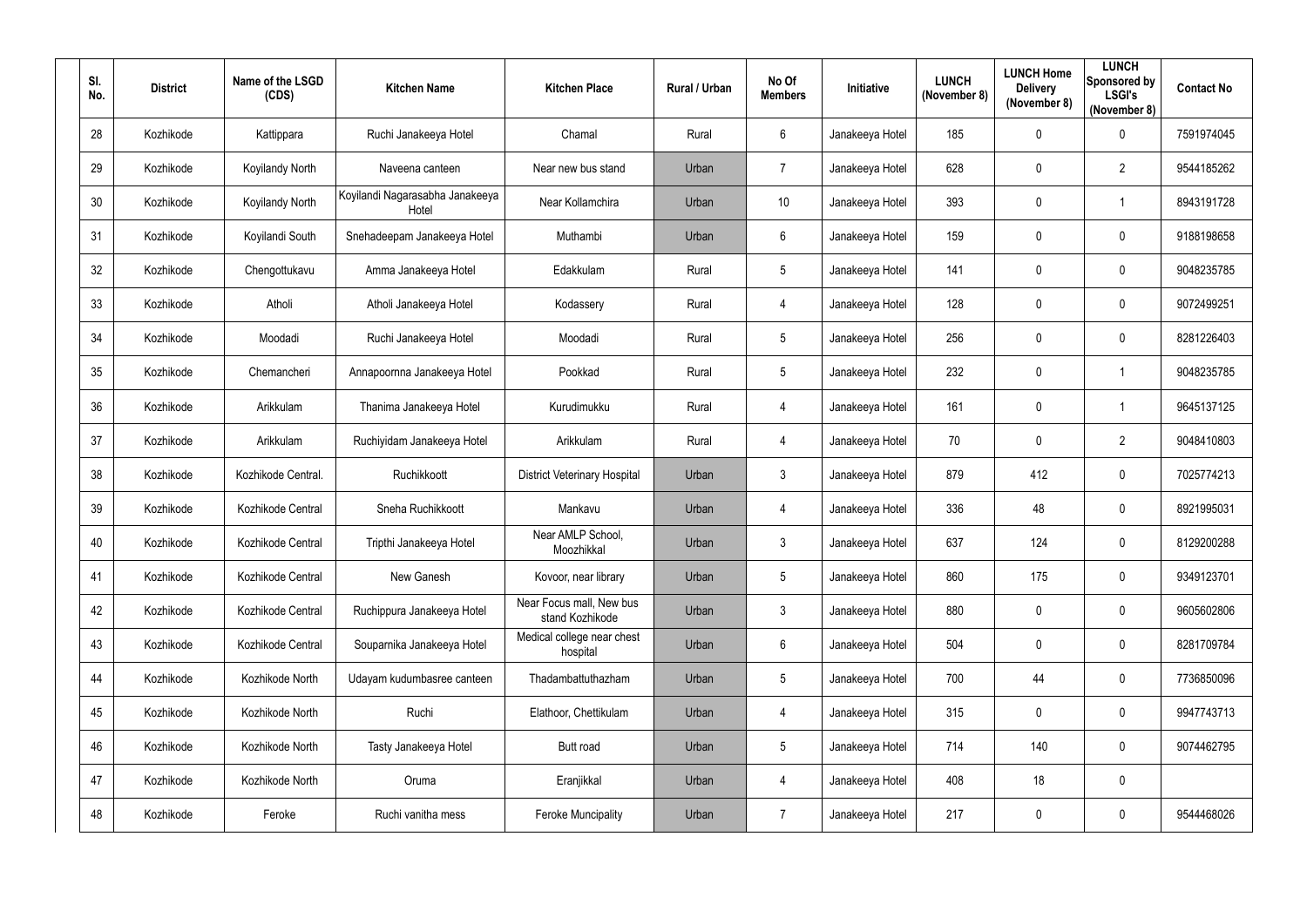| Sl. No. | District | Name of the LSGD (CDS) | Kitchen Name | Kitchen Place | Rural / Urban | No Of Members | Initiative | LUNCH (November 8) | LUNCH Home Delivery (November 8) | LUNCH Sponsored by LSGI's (November 8) | Contact No |
|---|---|---|---|---|---|---|---|---|---|---|---|
| 28 | Kozhikode | Kattippara | Ruchi Janakeeya Hotel | Chamal | Rural | 6 | Janakeeya Hotel | 185 | 0 | 0 | 7591974045 |
| 29 | Kozhikode | Koyilandy North | Naveena canteen | Near new bus stand | Urban | 7 | Janakeeya Hotel | 628 | 0 | 2 | 9544185262 |
| 30 | Kozhikode | Koyilandy North | Koyilandi Nagarasabha Janakeeya Hotel | Near Kollamchira | Urban | 10 | Janakeeya Hotel | 393 | 0 | 1 | 8943191728 |
| 31 | Kozhikode | Koyilandi South | Snehadeepam Janakeeya Hotel | Muthambi | Urban | 6 | Janakeeya Hotel | 159 | 0 | 0 | 9188198658 |
| 32 | Kozhikode | Chengottukavu | Amma Janakeeya Hotel | Edakkulam | Rural | 5 | Janakeeya Hotel | 141 | 0 | 0 | 9048235785 |
| 33 | Kozhikode | Atholi | Atholi Janakeeya Hotel | Kodassery | Rural | 4 | Janakeeya Hotel | 128 | 0 | 0 | 9072499251 |
| 34 | Kozhikode | Moodadi | Ruchi Janakeeya Hotel | Moodadi | Rural | 5 | Janakeeya Hotel | 256 | 0 | 0 | 8281226403 |
| 35 | Kozhikode | Chemancheri | Annapoornna Janakeeya Hotel | Pookkad | Rural | 5 | Janakeeya Hotel | 232 | 0 | 1 | 9048235785 |
| 36 | Kozhikode | Arikkulam | Thanima Janakeeya Hotel | Kurudimukku | Rural | 4 | Janakeeya Hotel | 161 | 0 | 1 | 9645137125 |
| 37 | Kozhikode | Arikkulam | Ruchiyidam Janakeeya Hotel | Arikkulam | Rural | 4 | Janakeeya Hotel | 70 | 0 | 2 | 9048410803 |
| 38 | Kozhikode | Kozhikode Central. | Ruchikkoott | District Veterinary Hospital | Urban | 3 | Janakeeya Hotel | 879 | 412 | 0 | 7025774213 |
| 39 | Kozhikode | Kozhikode Central | Sneha Ruchikkoott | Mankavu | Urban | 4 | Janakeeya Hotel | 336 | 48 | 0 | 8921995031 |
| 40 | Kozhikode | Kozhikode Central | Tripthi Janakeeya Hotel | Near AMLP School, Moozhikkal | Urban | 3 | Janakeeya Hotel | 637 | 124 | 0 | 8129200288 |
| 41 | Kozhikode | Kozhikode Central | New Ganesh | Kovoor, near library | Urban | 5 | Janakeeya Hotel | 860 | 175 | 0 | 9349123701 |
| 42 | Kozhikode | Kozhikode Central | Ruchippura Janakeeya Hotel | Near Focus mall, New bus stand Kozhikode | Urban | 3 | Janakeeya Hotel | 880 | 0 | 0 | 9605602806 |
| 43 | Kozhikode | Kozhikode Central | Souparnika Janakeeya Hotel | Medical college near chest hospital | Urban | 6 | Janakeeya Hotel | 504 | 0 | 0 | 8281709784 |
| 44 | Kozhikode | Kozhikode North | Udayam kudumbasree canteen | Thadambattuthazham | Urban | 5 | Janakeeya Hotel | 700 | 44 | 0 | 7736850096 |
| 45 | Kozhikode | Kozhikode North | Ruchi | Elathoor, Chettikulam | Urban | 4 | Janakeeya Hotel | 315 | 0 | 0 | 9947743713 |
| 46 | Kozhikode | Kozhikode North | Tasty Janakeeya Hotel | Butt road | Urban | 5 | Janakeeya Hotel | 714 | 140 | 0 | 9074462795 |
| 47 | Kozhikode | Kozhikode North | Oruma | Eranjikkal | Urban | 4 | Janakeeya Hotel | 408 | 18 | 0 | |
| 48 | Kozhikode | Feroke | Ruchi vanitha mess | Feroke Muncipality | Urban | 7 | Janakeeya Hotel | 217 | 0 | 0 | 9544468026 |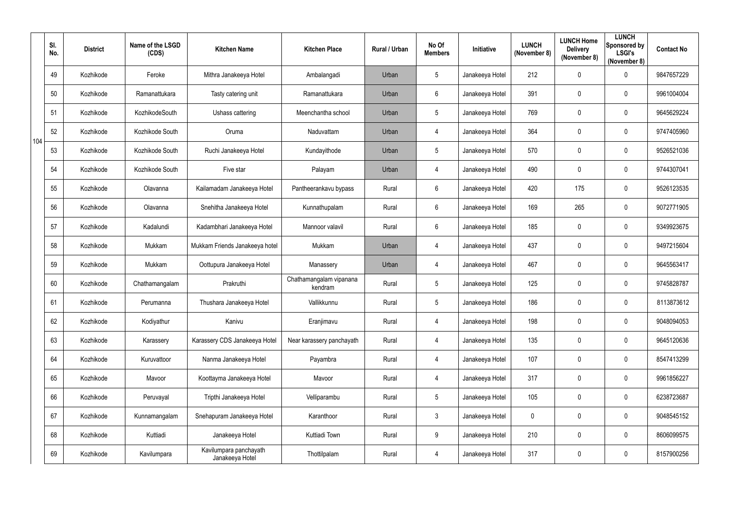| | Sl. No. | District | Name of the LSGD (CDS) | Kitchen Name | Kitchen Place | Rural / Urban | No Of Members | Initiative | LUNCH (November 8) | LUNCH Home Delivery (November 8) | LUNCH Sponsored by LSGI's (November 8) | Contact No |
|---|---|---|---|---|---|---|---|---|---|---|---|---|
| 104 | 49 | Kozhikode | Feroke | Mithra Janakeeya Hotel | Ambalangadi | Urban | 5 | Janakeeya Hotel | 212 | 0 | 0 | 9847657229 |
| | 50 | Kozhikode | Ramanattukara | Tasty catering unit | Ramanattukara | Urban | 6 | Janakeeya Hotel | 391 | 0 | 0 | 9961004004 |
| | 51 | Kozhikode | KozhikodeSouth | Ushass cattering | Meenchantha school | Urban | 5 | Janakeeya Hotel | 769 | 0 | 0 | 9645629224 |
| | 52 | Kozhikode | Kozhikode South | Oruma | Naduvattam | Urban | 4 | Janakeeya Hotel | 364 | 0 | 0 | 9747405960 |
| | 53 | Kozhikode | Kozhikode South | Ruchi Janakeeya Hotel | Kundayithode | Urban | 5 | Janakeeya Hotel | 570 | 0 | 0 | 9526521036 |
| | 54 | Kozhikode | Kozhikode South | Five star | Palayam | Urban | 4 | Janakeeya Hotel | 490 | 0 | 0 | 9744307041 |
| | 55 | Kozhikode | Olavanna | Kailamadam Janakeeya Hotel | Pantheerankavu bypass | Rural | 6 | Janakeeya Hotel | 420 | 175 | 0 | 9526123535 |
| | 56 | Kozhikode | Olavanna | Snehitha Janakeeya Hotel | Kunnathupalam | Rural | 6 | Janakeeya Hotel | 169 | 265 | 0 | 9072771905 |
| | 57 | Kozhikode | Kadalundi | Kadambhari Janakeeya Hotel | Mannoor valavil | Rural | 6 | Janakeeya Hotel | 185 | 0 | 0 | 9349923675 |
| | 58 | Kozhikode | Mukkam | Mukkam Friends Janakeeya hotel | Mukkam | Urban | 4 | Janakeeya Hotel | 437 | 0 | 0 | 9497215604 |
| | 59 | Kozhikode | Mukkam | Oottupura Janakeeya Hotel | Manassery | Urban | 4 | Janakeeya Hotel | 467 | 0 | 0 | 9645563417 |
| | 60 | Kozhikode | Chathamangalam | Prakruthi | Chathamangalam vipanana kendram | Rural | 5 | Janakeeya Hotel | 125 | 0 | 0 | 9745828787 |
| | 61 | Kozhikode | Perumanna | Thushara Janakeeya Hotel | Vallikkunnu | Rural | 5 | Janakeeya Hotel | 186 | 0 | 0 | 8113873612 |
| | 62 | Kozhikode | Kodiyathur | Kanivu | Eranjimavu | Rural | 4 | Janakeeya Hotel | 198 | 0 | 0 | 9048094053 |
| | 63 | Kozhikode | Karassery | Karassery CDS Janakeeya Hotel | Near karassery panchayath | Rural | 4 | Janakeeya Hotel | 135 | 0 | 0 | 9645120636 |
| | 64 | Kozhikode | Kuruvattoor | Nanma Janakeeya Hotel | Payambra | Rural | 4 | Janakeeya Hotel | 107 | 0 | 0 | 8547413299 |
| | 65 | Kozhikode | Mavoor | Koottayma Janakeeya Hotel | Mavoor | Rural | 4 | Janakeeya Hotel | 317 | 0 | 0 | 9961856227 |
| | 66 | Kozhikode | Peruvayal | Tripthi Janakeeya Hotel | Velliparambu | Rural | 5 | Janakeeya Hotel | 105 | 0 | 0 | 6238723687 |
| | 67 | Kozhikode | Kunnamangalam | Snehapuram Janakeeya Hotel | Karanthoor | Rural | 3 | Janakeeya Hotel | 0 | 0 | 0 | 9048545152 |
| | 68 | Kozhikode | Kuttiadi | Janakeeya Hotel | Kuttiadi Town | Rural | 9 | Janakeeya Hotel | 210 | 0 | 0 | 8606099575 |
| | 69 | Kozhikode | Kavilumpara | Kavilumpara panchayath Janakeeya Hotel | Thottilpalam | Rural | 4 | Janakeeya Hotel | 317 | 0 | 0 | 8157900256 |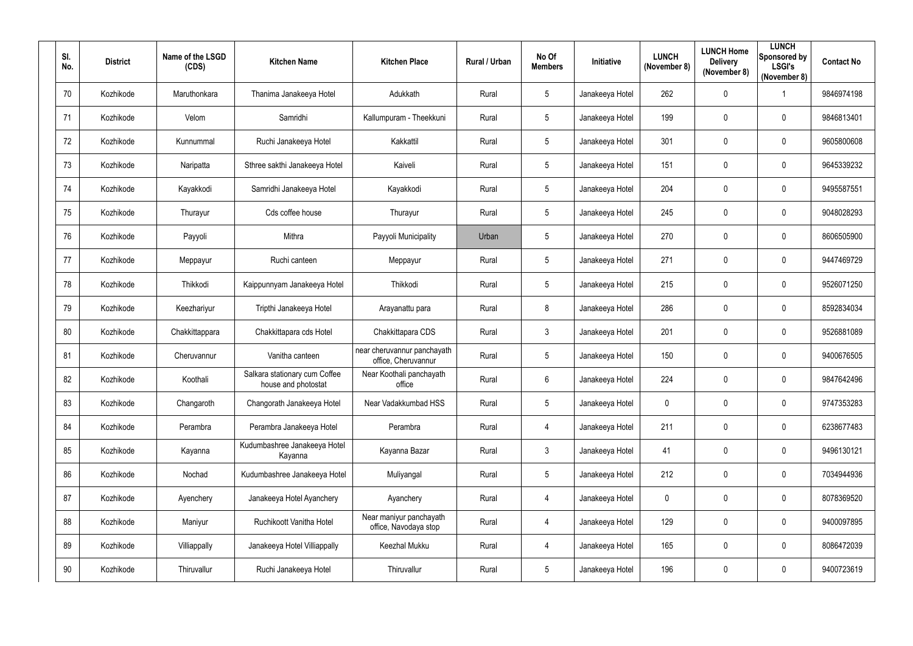| Sl. No. | District | Name of the LSGD (CDS) | Kitchen Name | Kitchen Place | Rural / Urban | No Of Members | Initiative | LUNCH (November 8) | LUNCH Home Delivery (November 8) | LUNCH Sponsored by LSGI's (November 8) | Contact No |
|---|---|---|---|---|---|---|---|---|---|---|---|
| 70 | Kozhikode | Maruthonkara | Thanima Janakeeya Hotel | Adukkath | Rural | 5 | Janakeeya Hotel | 262 | 0 | 1 | 9846974198 |
| 71 | Kozhikode | Velom | Samridhi | Kallumpuram - Theekkuni | Rural | 5 | Janakeeya Hotel | 199 | 0 | 0 | 9846813401 |
| 72 | Kozhikode | Kunnummal | Ruchi Janakeeya Hotel | Kakkattil | Rural | 5 | Janakeeya Hotel | 301 | 0 | 0 | 9605800608 |
| 73 | Kozhikode | Naripatta | Sthree sakthi Janakeeya Hotel | Kaiveli | Rural | 5 | Janakeeya Hotel | 151 | 0 | 0 | 9645339232 |
| 74 | Kozhikode | Kayakkodi | Samridhi Janakeeya Hotel | Kayakkodi | Rural | 5 | Janakeeya Hotel | 204 | 0 | 0 | 9495587551 |
| 75 | Kozhikode | Thurayur | Cds coffee house | Thurayur | Rural | 5 | Janakeeya Hotel | 245 | 0 | 0 | 9048028293 |
| 76 | Kozhikode | Payyoli | Mithra | Payyoli Municipality | Urban | 5 | Janakeeya Hotel | 270 | 0 | 0 | 8606505900 |
| 77 | Kozhikode | Meppayur | Ruchi canteen | Meppayur | Rural | 5 | Janakeeya Hotel | 271 | 0 | 0 | 9447469729 |
| 78 | Kozhikode | Thikkodi | Kaippunnyam Janakeeya Hotel | Thikkodi | Rural | 5 | Janakeeya Hotel | 215 | 0 | 0 | 9526071250 |
| 79 | Kozhikode | Keezhariyur | Tripthi Janakeeya Hotel | Arayanattu para | Rural | 8 | Janakeeya Hotel | 286 | 0 | 0 | 8592834034 |
| 80 | Kozhikode | Chakkittappara | Chakkittapara cds Hotel | Chakkittapara CDS | Rural | 3 | Janakeeya Hotel | 201 | 0 | 0 | 9526881089 |
| 81 | Kozhikode | Cheruvannur | Vanitha canteen | near cheruvannur panchayath office, Cheruvannur | Rural | 5 | Janakeeya Hotel | 150 | 0 | 0 | 9400676505 |
| 82 | Kozhikode | Koothali | Salkara stationary cum Coffee house and photostat | Near Koothali panchayath office | Rural | 6 | Janakeeya Hotel | 224 | 0 | 0 | 9847642496 |
| 83 | Kozhikode | Changaroth | Changorath Janakeeya Hotel | Near Vadakkumbad HSS | Rural | 5 | Janakeeya Hotel | 0 | 0 | 0 | 9747353283 |
| 84 | Kozhikode | Perambra | Perambra Janakeeya Hotel | Perambra | Rural | 4 | Janakeeya Hotel | 211 | 0 | 0 | 6238677483 |
| 85 | Kozhikode | Kayanna | Kudumbashree Janakeeya Hotel Kayanna | Kayanna Bazar | Rural | 3 | Janakeeya Hotel | 41 | 0 | 0 | 9496130121 |
| 86 | Kozhikode | Nochad | Kudumbashree Janakeeya Hotel | Muliyangal | Rural | 5 | Janakeeya Hotel | 212 | 0 | 0 | 7034944936 |
| 87 | Kozhikode | Ayenchery | Janakeeya Hotel Ayanchery | Ayanchery | Rural | 4 | Janakeeya Hotel | 0 | 0 | 0 | 8078369520 |
| 88 | Kozhikode | Maniyur | Ruchikoott Vanitha Hotel | Near maniyur panchayath office, Navodaya stop | Rural | 4 | Janakeeya Hotel | 129 | 0 | 0 | 9400097895 |
| 89 | Kozhikode | Villiappally | Janakeeya Hotel Villiappally | Keezhal Mukku | Rural | 4 | Janakeeya Hotel | 165 | 0 | 0 | 8086472039 |
| 90 | Kozhikode | Thiruvallur | Ruchi Janakeeya Hotel | Thiruvallur | Rural | 5 | Janakeeya Hotel | 196 | 0 | 0 | 9400723619 |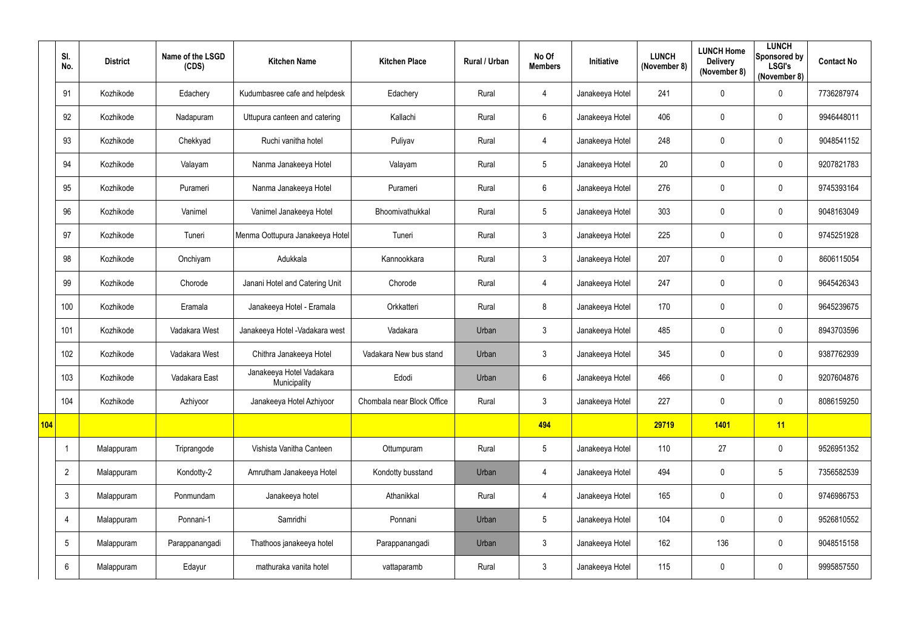| | Sl. No. | District | Name of the LSGD (CDS) | Kitchen Name | Kitchen Place | Rural / Urban | No Of Members | Initiative | LUNCH (November 8) | LUNCH Home Delivery (November 8) | LUNCH Sponsored by LSGI's (November 8) | Contact No |
|---|---|---|---|---|---|---|---|---|---|---|---|---|
| | 91 | Kozhikode | Edachery | Kudumbasree cafe and helpdesk | Edachery | Rural | 4 | Janakeeya Hotel | 241 | 0 | 0 | 7736287974 |
| | 92 | Kozhikode | Nadapuram | Uttupura canteen and catering | Kallachi | Rural | 6 | Janakeeya Hotel | 406 | 0 | 0 | 9946448011 |
| | 93 | Kozhikode | Chekkyad | Ruchi vanitha hotel | Puliyav | Rural | 4 | Janakeeya Hotel | 248 | 0 | 0 | 9048541152 |
| | 94 | Kozhikode | Valayam | Nanma Janakeeya Hotel | Valayam | Rural | 5 | Janakeeya Hotel | 20 | 0 | 0 | 9207821783 |
| | 95 | Kozhikode | Purameri | Nanma Janakeeya Hotel | Purameri | Rural | 6 | Janakeeya Hotel | 276 | 0 | 0 | 9745393164 |
| | 96 | Kozhikode | Vanimel | Vanimel Janakeeya Hotel | Bhoomivathukkal | Rural | 5 | Janakeeya Hotel | 303 | 0 | 0 | 9048163049 |
| | 97 | Kozhikode | Tuneri | Menma Oottupura Janakeeya Hotel | Tuneri | Rural | 3 | Janakeeya Hotel | 225 | 0 | 0 | 9745251928 |
| | 98 | Kozhikode | Onchiyam | Adukkala | Kannookkara | Rural | 3 | Janakeeya Hotel | 207 | 0 | 0 | 8606115054 |
| | 99 | Kozhikode | Chorode | Janani Hotel and Catering Unit | Chorode | Rural | 4 | Janakeeya Hotel | 247 | 0 | 0 | 9645426343 |
| | 100 | Kozhikode | Eramala | Janakeeya Hotel - Eramala | Orkkatteri | Rural | 8 | Janakeeya Hotel | 170 | 0 | 0 | 9645239675 |
| | 101 | Kozhikode | Vadakara West | Janakeeya Hotel -Vadakara west | Vadakara | Urban | 3 | Janakeeya Hotel | 485 | 0 | 0 | 8943703596 |
| | 102 | Kozhikode | Vadakara West | Chithra Janakeeya Hotel | Vadakara New bus stand | Urban | 3 | Janakeeya Hotel | 345 | 0 | 0 | 9387762939 |
| | 103 | Kozhikode | Vadakara East | Janakeeya Hotel Vadakara Municipality | Edodi | Urban | 6 | Janakeeya Hotel | 466 | 0 | 0 | 9207604876 |
| | 104 | Kozhikode | Azhiyoor | Janakeeya Hotel Azhiyoor | Chombala near Block Office | Rural | 3 | Janakeeya Hotel | 227 | 0 | 0 | 8086159250 |
| **104** | | | | | | | **494** | | **29719** | **1401** | **11** | |
| | 1 | Malappuram | Triprangode | Vishista Vanitha Canteen | Ottumpuram | Rural | 5 | Janakeeya Hotel | 110 | 27 | 0 | 9526951352 |
| | 2 | Malappuram | Kondotty-2 | Amrutham Janakeeya Hotel | Kondotty busstand | Urban | 4 | Janakeeya Hotel | 494 | 0 | 5 | 7356582539 |
| | 3 | Malappuram | Ponmundam | Janakeeya hotel | Athanikkal | Rural | 4 | Janakeeya Hotel | 165 | 0 | 0 | 9746986753 |
| | 4 | Malappuram | Ponnani-1 | Samridhi | Ponnani | Urban | 5 | Janakeeya Hotel | 104 | 0 | 0 | 9526810552 |
| | 5 | Malappuram | Parappanangadi | Thathoos janakeeya hotel | Parappanangadi | Urban | 3 | Janakeeya Hotel | 162 | 136 | 0 | 9048515158 |
| | 6 | Malappuram | Edayur | mathuraka vanita hotel | vattaparamb | Rural | 3 | Janakeeya Hotel | 115 | 0 | 0 | 9995857550 |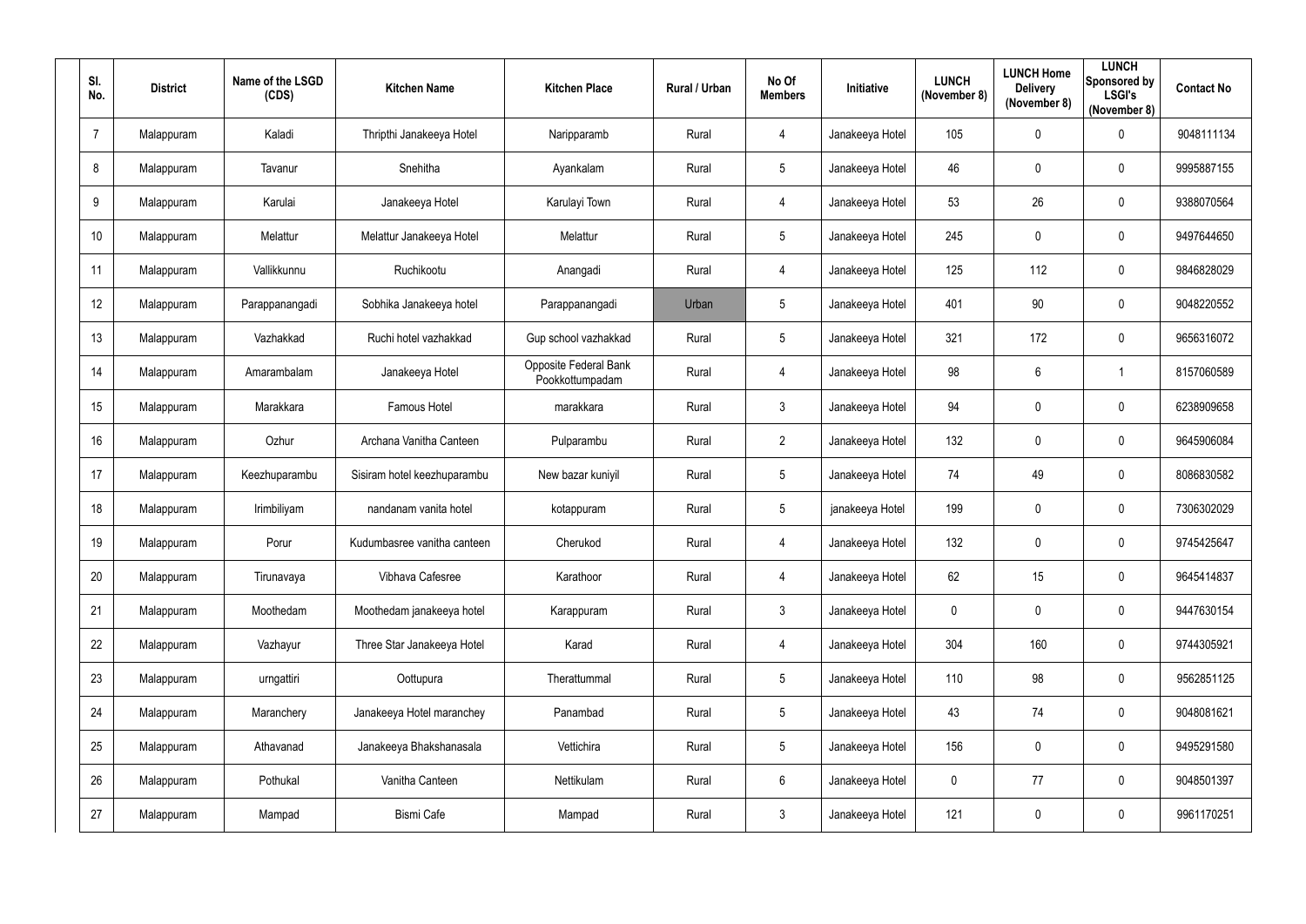| Sl. No. | District | Name of the LSGD (CDS) | Kitchen Name | Kitchen Place | Rural / Urban | No Of Members | Initiative | LUNCH (November 8) | LUNCH Home Delivery (November 8) | LUNCH Sponsored by LSGI's (November 8) | Contact No |
|---|---|---|---|---|---|---|---|---|---|---|---|
| 7 | Malappuram | Kaladi | Thripthi Janakeeya Hotel | Narippparamb | Rural | 4 | Janakeeya Hotel | 105 | 0 | 0 | 9048111134 |
| 8 | Malappuram | Tavanur | Snehitha | Ayankalam | Rural | 5 | Janakeeya Hotel | 46 | 0 | 0 | 9995887155 |
| 9 | Malappuram | Karulai | Janakeeya Hotel | Karulayi Town | Rural | 4 | Janakeeya Hotel | 53 | 26 | 0 | 9388070564 |
| 10 | Malappuram | Melattur | Melattur Janakeeya Hotel | Melattur | Rural | 5 | Janakeeya Hotel | 245 | 0 | 0 | 9497644650 |
| 11 | Malappuram | Vallikkunnu | Ruchikootu | Anangadi | Rural | 4 | Janakeeya Hotel | 125 | 112 | 0 | 9846828029 |
| 12 | Malappuram | Parappanangadi | Sobhika Janakeeya hotel | Parappanangadi | Urban | 5 | Janakeeya Hotel | 401 | 90 | 0 | 9048220552 |
| 13 | Malappuram | Vazhakkad | Ruchi hotel vazhakkad | Gup school vazhakkad | Rural | 5 | Janakeeya Hotel | 321 | 172 | 0 | 9656316072 |
| 14 | Malappuram | Amarambalam | Janakeeya Hotel | Opposite Federal Bank Pookkottumpadam | Rural | 4 | Janakeeya Hotel | 98 | 6 | 1 | 8157060589 |
| 15 | Malappuram | Marakkara | Famous Hotel | marakkara | Rural | 3 | Janakeeya Hotel | 94 | 0 | 0 | 6238909658 |
| 16 | Malappuram | Ozhur | Archana Vanitha Canteen | Pulparambu | Rural | 2 | Janakeeya Hotel | 132 | 0 | 0 | 9645906084 |
| 17 | Malappuram | Keezhuparambu | Sisiram hotel keezhuparambu | New bazar kuniyil | Rural | 5 | Janakeeya Hotel | 74 | 49 | 0 | 8086830582 |
| 18 | Malappuram | Irimbiliyam | nandanam vanita hotel | kotappuram | Rural | 5 | janakeeya Hotel | 199 | 0 | 0 | 7306302029 |
| 19 | Malappuram | Porur | Kudumbasree vanitha canteen | Cherukod | Rural | 4 | Janakeeya Hotel | 132 | 0 | 0 | 9745425647 |
| 20 | Malappuram | Tirunavaya | Vibhava Cafesree | Karathoor | Rural | 4 | Janakeeya Hotel | 62 | 15 | 0 | 9645414837 |
| 21 | Malappuram | Moothedam | Moothedam janakeeya hotel | Karappuram | Rural | 3 | Janakeeya Hotel | 0 | 0 | 0 | 9447630154 |
| 22 | Malappuram | Vazhayur | Three Star Janakeeya Hotel | Karad | Rural | 4 | Janakeeya Hotel | 304 | 160 | 0 | 9744305921 |
| 23 | Malappuram | urngattiri | Oottupura | Therattummal | Rural | 5 | Janakeeya Hotel | 110 | 98 | 0 | 9562851125 |
| 24 | Malappuram | Maranchery | Janakeeya Hotel maranchey | Panambad | Rural | 5 | Janakeeya Hotel | 43 | 74 | 0 | 9048081621 |
| 25 | Malappuram | Athavanad | Janakeeya Bhakshanasala | Vettichira | Rural | 5 | Janakeeya Hotel | 156 | 0 | 0 | 9495291580 |
| 26 | Malappuram | Pothukal | Vanitha Canteen | Nettikulam | Rural | 6 | Janakeeya Hotel | 0 | 77 | 0 | 9048501397 |
| 27 | Malappuram | Mampad | Bismi Cafe | Mampad | Rural | 3 | Janakeeya Hotel | 121 | 0 | 0 | 9961170251 |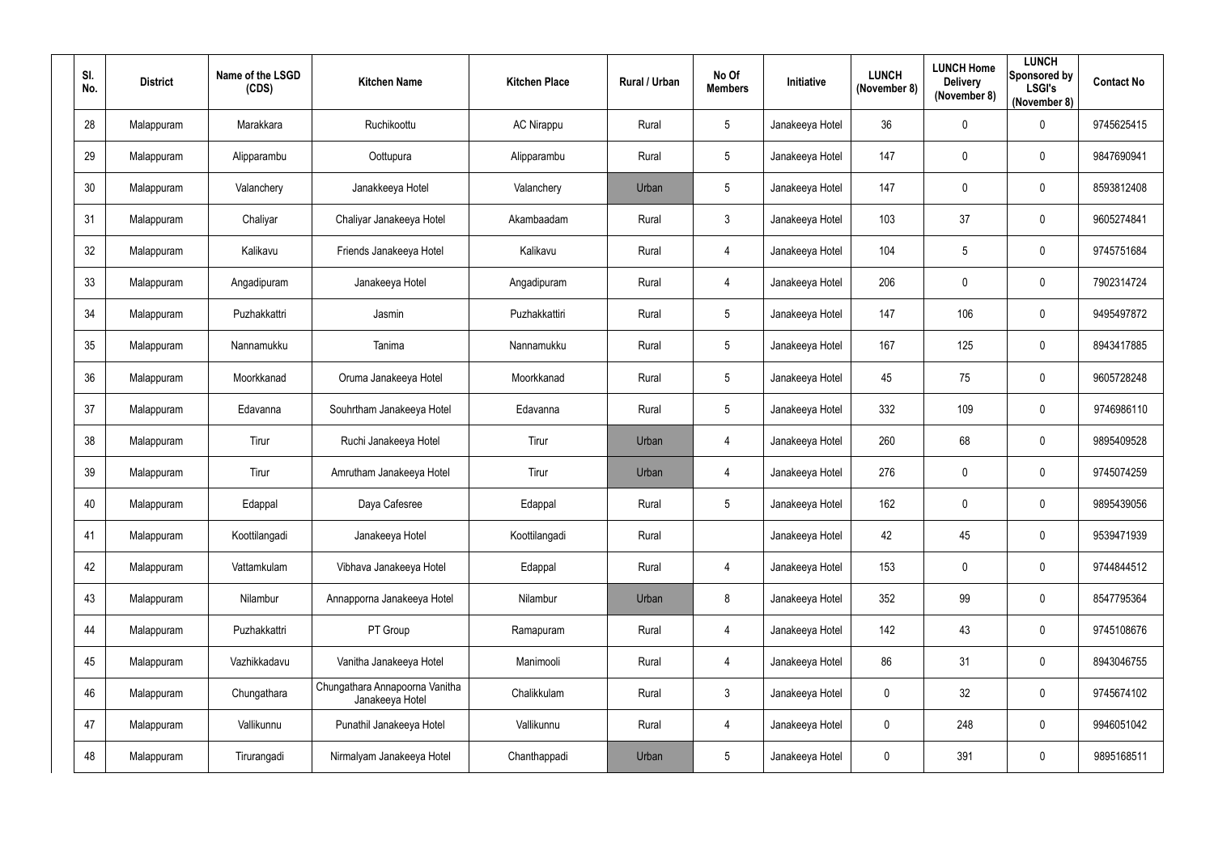| Sl. No. | District | Name of the LSGD (CDS) | Kitchen Name | Kitchen Place | Rural / Urban | No Of Members | Initiative | LUNCH (November 8) | LUNCH Home Delivery (November 8) | LUNCH Sponsored by LSGI's (November 8) | Contact No |
|---|---|---|---|---|---|---|---|---|---|---|---|
| 28 | Malappuram | Marakkara | Ruchikoottu | AC Nirappu | Rural | 5 | Janakeeya Hotel | 36 | 0 | 0 | 9745625415 |
| 29 | Malappuram | Alipparambu | Oottupura | Alipparambu | Rural | 5 | Janakeeya Hotel | 147 | 0 | 0 | 9847690941 |
| 30 | Malappuram | Valanchery | Janakkeeya Hotel | Valanchery | Urban | 5 | Janakeeya Hotel | 147 | 0 | 0 | 8593812408 |
| 31 | Malappuram | Chaliyar | Chaliyar Janakeeya Hotel | Akambaadam | Rural | 3 | Janakeeya Hotel | 103 | 37 | 0 | 9605274841 |
| 32 | Malappuram | Kalikavu | Friends Janakeeya Hotel | Kalikavu | Rural | 4 | Janakeeya Hotel | 104 | 5 | 0 | 9745751684 |
| 33 | Malappuram | Angadipuram | Janakeeya Hotel | Angadipuram | Rural | 4 | Janakeeya Hotel | 206 | 0 | 0 | 7902314724 |
| 34 | Malappuram | Puzhakkattri | Jasmin | Puzhakkattiri | Rural | 5 | Janakeeya Hotel | 147 | 106 | 0 | 9495497872 |
| 35 | Malappuram | Nannamukku | Tanima | Nannamukku | Rural | 5 | Janakeeya Hotel | 167 | 125 | 0 | 8943417885 |
| 36 | Malappuram | Moorkkanad | Oruma Janakeeya Hotel | Moorkkanad | Rural | 5 | Janakeeya Hotel | 45 | 75 | 0 | 9605728248 |
| 37 | Malappuram | Edavanna | Souhrtham Janakeeya Hotel | Edavanna | Rural | 5 | Janakeeya Hotel | 332 | 109 | 0 | 9746986110 |
| 38 | Malappuram | Tirur | Ruchi Janakeeya Hotel | Tirur | Urban | 4 | Janakeeya Hotel | 260 | 68 | 0 | 9895409528 |
| 39 | Malappuram | Tirur | Amrutham Janakeeya Hotel | Tirur | Urban | 4 | Janakeeya Hotel | 276 | 0 | 0 | 9745074259 |
| 40 | Malappuram | Edappal | Daya Cafesree | Edappal | Rural | 5 | Janakeeya Hotel | 162 | 0 | 0 | 9895439056 |
| 41 | Malappuram | Koottilangadi | Janakeeya Hotel | Koottilangadi | Rural | | Janakeeya Hotel | 42 | 45 | 0 | 9539471939 |
| 42 | Malappuram | Vattamkulam | Vibhava Janakeeya Hotel | Edappal | Rural | 4 | Janakeeya Hotel | 153 | 0 | 0 | 9744844512 |
| 43 | Malappuram | Nilambur | Annapporna Janakeeya Hotel | Nilambur | Urban | 8 | Janakeeya Hotel | 352 | 99 | 0 | 8547795364 |
| 44 | Malappuram | Puzhakkattri | PT Group | Ramapuram | Rural | 4 | Janakeeya Hotel | 142 | 43 | 0 | 9745108676 |
| 45 | Malappuram | Vazhikkadavu | Vanitha Janakeeya Hotel | Manimooli | Rural | 4 | Janakeeya Hotel | 86 | 31 | 0 | 8943046755 |
| 46 | Malappuram | Chungathara | Chungathara Annapoorna Vanitha Janakeeya Hotel | Chalikkulam | Rural | 3 | Janakeeya Hotel | 0 | 32 | 0 | 9745674102 |
| 47 | Malappuram | Vallikunnu | Punathil Janakeeya Hotel | Vallikunnu | Rural | 4 | Janakeeya Hotel | 0 | 248 | 0 | 9946051042 |
| 48 | Malappuram | Tirurangadi | Nirmalyam Janakeeya Hotel | Chanthappadi | Urban | 5 | Janakeeya Hotel | 0 | 391 | 0 | 9895168511 |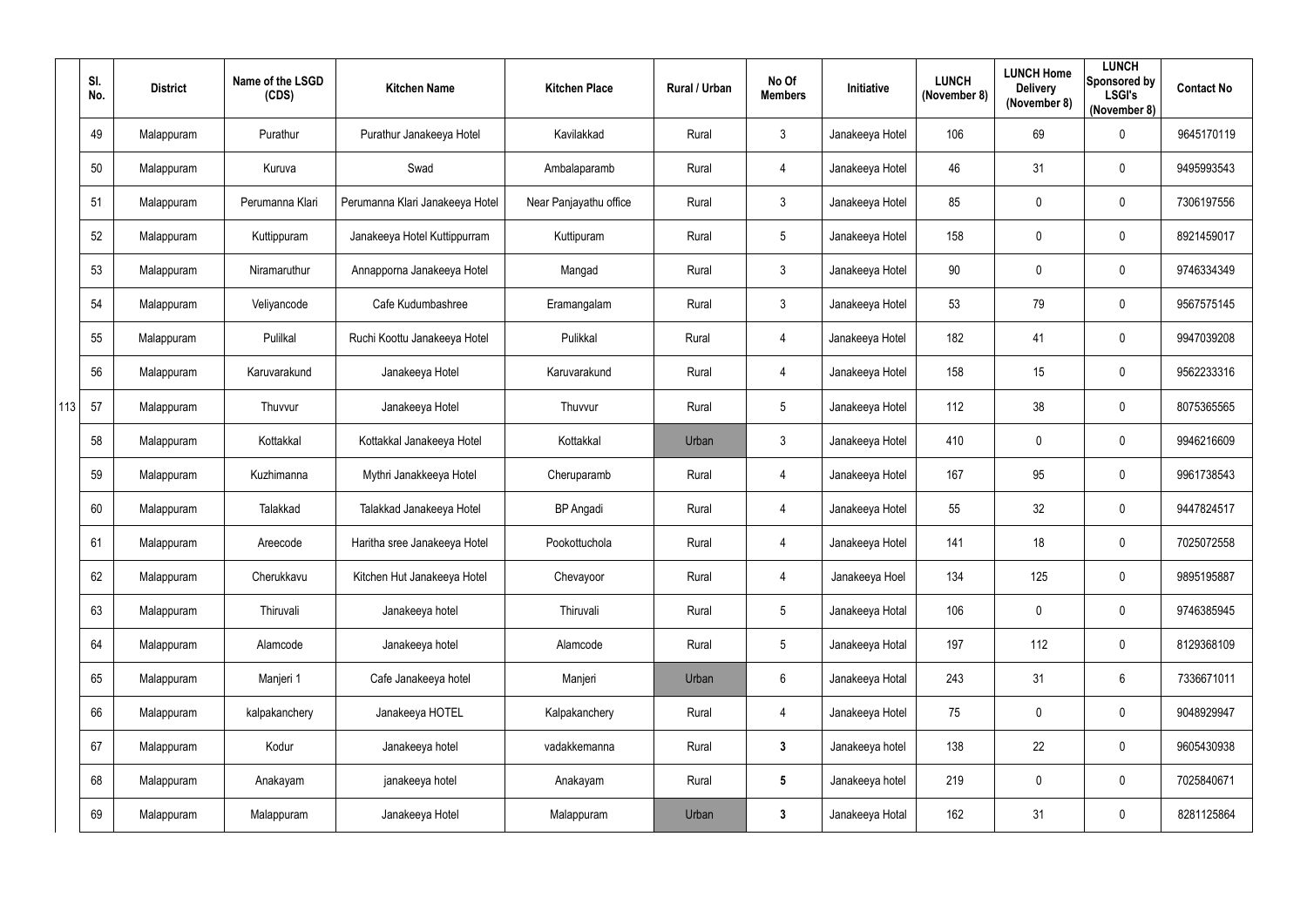| | Sl. No. | District | Name of the LSGD (CDS) | Kitchen Name | Kitchen Place | Rural / Urban | No Of Members | Initiative | LUNCH (November 8) | LUNCH Home Delivery (November 8) | LUNCH Sponsored by LSGI's (November 8) | Contact No |
|---|---|---|---|---|---|---|---|---|---|---|---|---|
| | 49 | Malappuram | Purathur | Purathur Janakeeya Hotel | Kavilakkad | Rural | 3 | Janakeeya Hotel | 106 | 69 | 0 | 9645170119 |
| | 50 | Malappuram | Kuruva | Swad | Ambalaparamb | Rural | 4 | Janakeeya Hotel | 46 | 31 | 0 | 9495993543 |
| | 51 | Malappuram | Perumanna Klari | Perumanna Klari Janakeeya Hotel | Near Panjayathu office | Rural | 3 | Janakeeya Hotel | 85 | 0 | 0 | 7306197556 |
| | 52 | Malappuram | Kuttippuram | Janakeeya Hotel Kuttippurram | Kuttipuram | Rural | 5 | Janakeeya Hotel | 158 | 0 | 0 | 8921459017 |
| | 53 | Malappuram | Niramaruthur | Annapporna Janakeeya Hotel | Mangad | Rural | 3 | Janakeeya Hotel | 90 | 0 | 0 | 9746334349 |
| | 54 | Malappuram | Veliyancode | Cafe Kudumbashree | Eramangalam | Rural | 3 | Janakeeya Hotel | 53 | 79 | 0 | 9567575145 |
| | 55 | Malappuram | Pulilkal | Ruchi Koottu Janakeeya Hotel | Pulikkal | Rural | 4 | Janakeeya Hotel | 182 | 41 | 0 | 9947039208 |
| | 56 | Malappuram | Karuvarakund | Janakeeya Hotel | Karuvarakund | Rural | 4 | Janakeeya Hotel | 158 | 15 | 0 | 9562233316 |
| 113 | 57 | Malappuram | Thuvvur | Janakeeya Hotel | Thuvvur | Rural | 5 | Janakeeya Hotel | 112 | 38 | 0 | 8075365565 |
| | 58 | Malappuram | Kottakkal | Kottakkal Janakeeya Hotel | Kottakkal | Urban | 3 | Janakeeya Hotel | 410 | 0 | 0 | 9946216609 |
| | 59 | Malappuram | Kuzhimanna | Mythri Janakkeeya Hotel | Cheruparamb | Rural | 4 | Janakeeya Hotel | 167 | 95 | 0 | 9961738543 |
| | 60 | Malappuram | Talakkad | Talakkad Janakeeya Hotel | BP Angadi | Rural | 4 | Janakeeya Hotel | 55 | 32 | 0 | 9447824517 |
| | 61 | Malappuram | Areecode | Haritha sree Janakeeya Hotel | Pookottuchola | Rural | 4 | Janakeeya Hotel | 141 | 18 | 0 | 7025072558 |
| | 62 | Malappuram | Cherukkavu | Kitchen Hut Janakeeya Hotel | Chevayoor | Rural | 4 | Janakeeya Hoel | 134 | 125 | 0 | 9895195887 |
| | 63 | Malappuram | Thiruvali | Janakeeya hotel | Thiruvali | Rural | 5 | Janakeeya Hotal | 106 | 0 | 0 | 9746385945 |
| | 64 | Malappuram | Alamcode | Janakeeya hotel | Alamcode | Rural | 5 | Janakeeya Hotal | 197 | 112 | 0 | 8129368109 |
| | 65 | Malappuram | Manjeri 1 | Cafe Janakeeya hotel | Manjeri | Urban | 6 | Janakeeya Hotal | 243 | 31 | 6 | 7336671011 |
| | 66 | Malappuram | kalpakanchery | Janakeeya HOTEL | Kalpakanchery | Rural | 4 | Janakeeya Hotel | 75 | 0 | 0 | 9048929947 |
| | 67 | Malappuram | Kodur | Janakeeya hotel | vadakkemanna | Rural | **3** | Janakeeya hotel | 138 | 22 | 0 | 9605430938 |
| | 68 | Malappuram | Anakayam | janakeeya hotel | Anakayam | Rural | **5** | Janakeeya hotel | 219 | 0 | 0 | 7025840671 |
| | 69 | Malappuram | Malappuram | Janakeeya Hotel | Malappuram | Urban | **3** | Janakeeya Hotal | 162 | 31 | 0 | 8281125864 |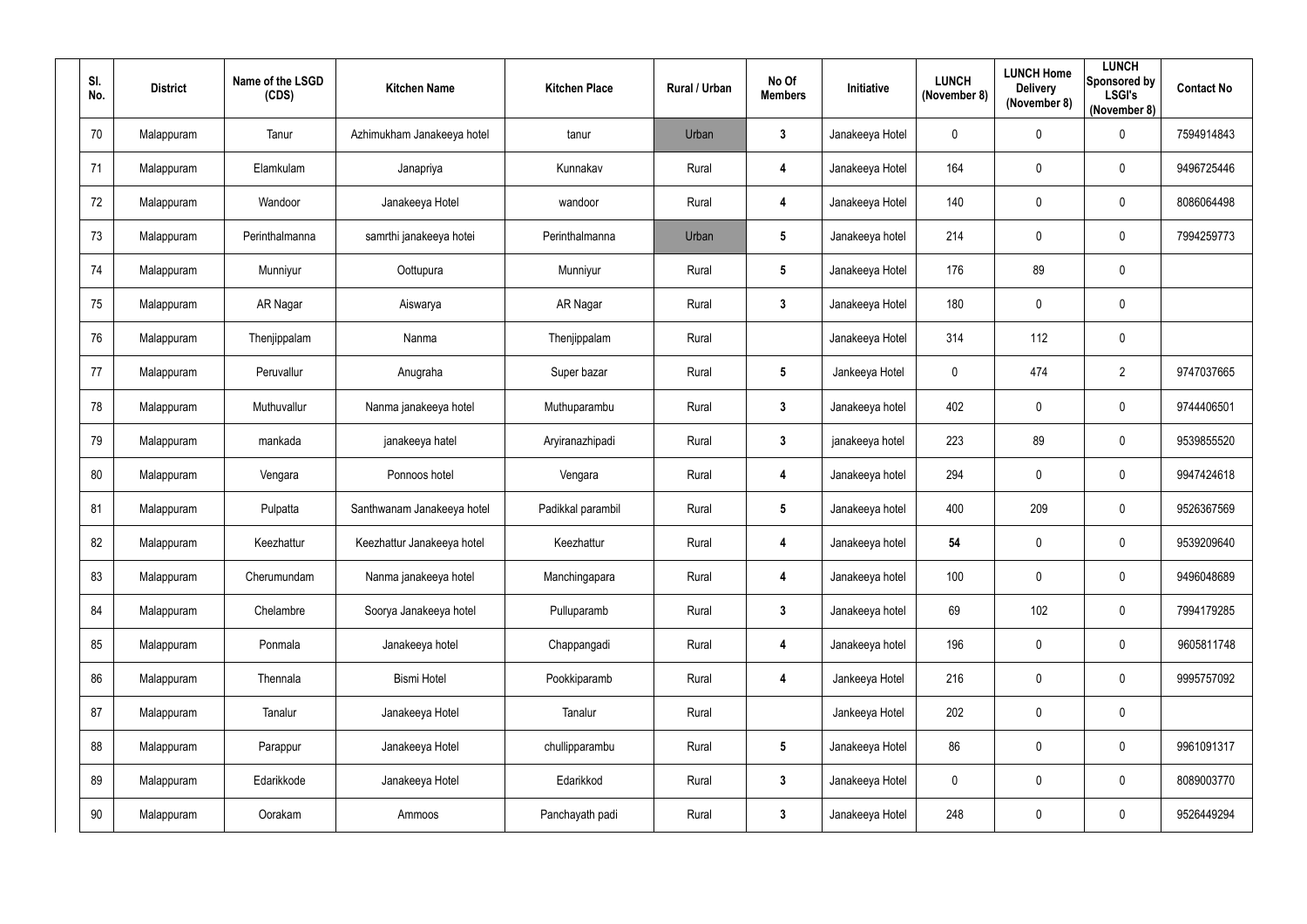| Sl. No. | District | Name of the LSGD (CDS) | Kitchen Name | Kitchen Place | Rural / Urban | No Of Members | Initiative | LUNCH (November 8) | LUNCH Home Delivery (November 8) | LUNCH Sponsored by LSGI's (November 8) | Contact No |
|---|---|---|---|---|---|---|---|---|---|---|---|
| 70 | Malappuram | Tanur | Azhimukham Janakeeya hotel | tanur | Urban | 3 | Janakeeya Hotel | 0 | 0 | 0 | 7594914843 |
| 71 | Malappuram | Elamkulam | Janapriya | Kunnakav | Rural | 4 | Janakeeya Hotel | 164 | 0 | 0 | 9496725446 |
| 72 | Malappuram | Wandoor | Janakeeya Hotel | wandoor | Rural | 4 | Janakeeya Hotel | 140 | 0 | 0 | 8086064498 |
| 73 | Malappuram | Perinthalmanna | samrthi janakeeya hotei | Perinthalmanna | Urban | 5 | Janakeeya hotel | 214 | 0 | 0 | 7994259773 |
| 74 | Malappuram | Munniyur | Oottupura | Munniyur | Rural | 5 | Janakeeya Hotel | 176 | 89 | 0 | |
| 75 | Malappuram | AR Nagar | Aiswarya | AR Nagar | Rural | 3 | Janakeeya Hotel | 180 | 0 | 0 | |
| 76 | Malappuram | Thenjippalam | Nanma | Thenjippalam | Rural | | Janakeeya Hotel | 314 | 112 | 0 | |
| 77 | Malappuram | Peruvallur | Anugraha | Super bazar | Rural | 5 | Jankeeya Hotel | 0 | 474 | 2 | 9747037665 |
| 78 | Malappuram | Muthuvallur | Nanma janakeeya hotel | Muthuparambu | Rural | 3 | Janakeeya hotel | 402 | 0 | 0 | 9744406501 |
| 79 | Malappuram | mankada | janakeeya hatel | Aryiranazhipadi | Rural | 3 | janakeeya hotel | 223 | 89 | 0 | 9539855520 |
| 80 | Malappuram | Vengara | Ponnoos hotel | Vengara | Rural | 4 | Janakeeya hotel | 294 | 0 | 0 | 9947424618 |
| 81 | Malappuram | Pulpatta | Santhwanam Janakeeya hotel | Padikkal parambil | Rural | 5 | Janakeeya hotel | 400 | 209 | 0 | 9526367569 |
| 82 | Malappuram | Keezhattur | Keezhattur Janakeeya hotel | Keezhattur | Rural | 4 | Janakeeya hotel | **54** | 0 | 0 | 9539209640 |
| 83 | Malappuram | Cherumundam | Nanma janakeeya hotel | Manchingapara | Rural | 4 | Janakeeya hotel | 100 | 0 | 0 | 9496048689 |
| 84 | Malappuram | Chelambre | Soorya Janakeeya hotel | Pulluparamb | Rural | 3 | Janakeeya hotel | 69 | 102 | 0 | 7994179285 |
| 85 | Malappuram | Ponmala | Janakeeya hotel | Chappangadi | Rural | 4 | Janakeeya hotel | 196 | 0 | 0 | 9605811748 |
| 86 | Malappuram | Thennala | Bismi Hotel | Pookkiparamb | Rural | 4 | Jankeeya Hotel | 216 | 0 | 0 | 9995757092 |
| 87 | Malappuram | Tanalur | Janakeeya Hotel | Tanalur | Rural | | Jankeeya Hotel | 202 | 0 | 0 | |
| 88 | Malappuram | Parappur | Janakeeya Hotel | chullipparambu | Rural | 5 | Janakeeya Hotel | 86 | 0 | 0 | 9961091317 |
| 89 | Malappuram | Edarikkode | Janakeeya Hotel | Edarikkod | Rural | 3 | Janakeeya Hotel | 0 | 0 | 0 | 8089003770 |
| 90 | Malappuram | Oorakam | Ammoos | Panchayath padi | Rural | 3 | Janakeeya Hotel | 248 | 0 | 0 | 9526449294 |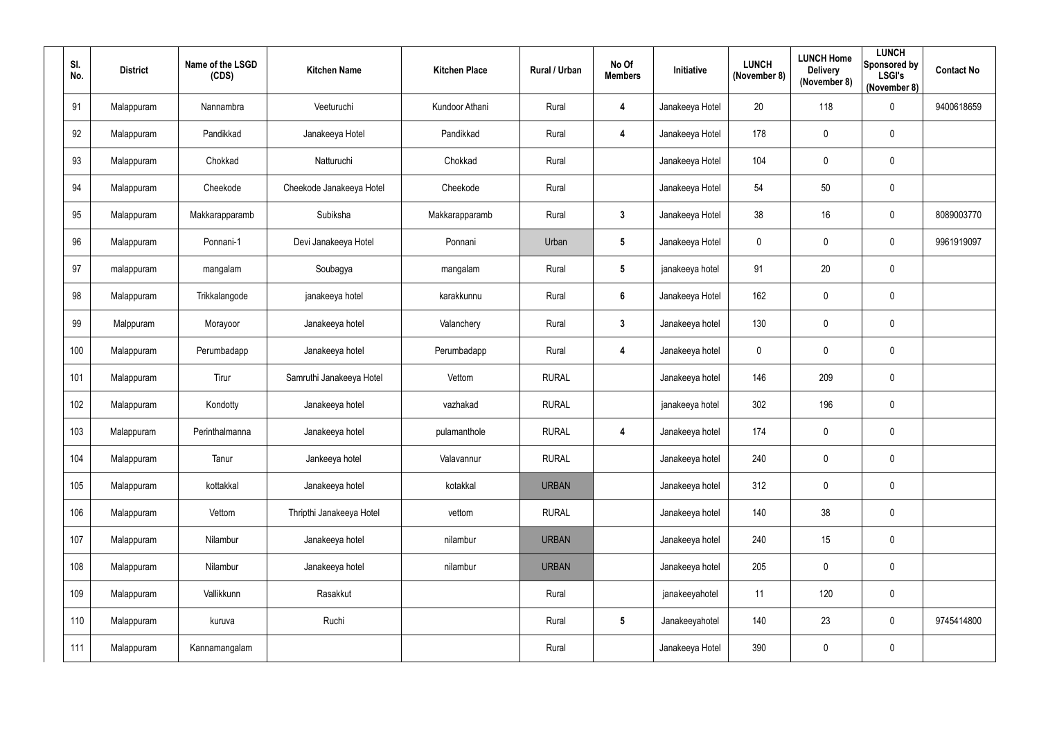| Sl. No. | District | Name of the LSGD (CDS) | Kitchen Name | Kitchen Place | Rural / Urban | No Of Members | Initiative | LUNCH (November 8) | LUNCH Home Delivery (November 8) | LUNCH Sponsored by LSGI's (November 8) | Contact No |
|---|---|---|---|---|---|---|---|---|---|---|---|
| 91 | Malappuram | Nannambra | Veeturuchi | Kundoor Athani | Rural | 4 | Janakeeya Hotel | 20 | 118 | 0 | 9400618659 |
| 92 | Malappuram | Pandikkad | Janakeeya Hotel | Pandikkad | Rural | 4 | Janakeeya Hotel | 178 | 0 | 0 | |
| 93 | Malappuram | Chokkad | Natturuchi | Chokkad | Rural | | Janakeeya Hotel | 104 | 0 | 0 | |
| 94 | Malappuram | Cheekode | Cheekode Janakeeya Hotel | Cheekode | Rural | | Janakeeya Hotel | 54 | 50 | 0 | |
| 95 | Malappuram | Makkarapparamb | Subiksha | Makkarapparamb | Rural | 3 | Janakeeya Hotel | 38 | 16 | 0 | 8089003770 |
| 96 | Malappuram | Ponnani-1 | Devi Janakeeya Hotel | Ponnani | Urban | 5 | Janakeeya Hotel | 0 | 0 | 0 | 9961919097 |
| 97 | malappuram | mangalam | Soubagya | mangalam | Rural | 5 | janakeeya hotel | 91 | 20 | 0 | |
| 98 | Malappuram | Trikkalangode | janakeeya hotel | karakkunnu | Rural | 6 | Janakeeya Hotel | 162 | 0 | 0 | |
| 99 | Malppuram | Morayoor | Janakeeya hotel | Valanchery | Rural | 3 | Janakeeya hotel | 130 | 0 | 0 | |
| 100 | Malappuram | Perumbadapp | Janakeeya hotel | Perumbadapp | Rural | 4 | Janakeeya hotel | 0 | 0 | 0 | |
| 101 | Malappuram | Tirur | Samruthi Janakeeya Hotel | Vettom | RURAL | | Janakeeya hotel | 146 | 209 | 0 | |
| 102 | Malappuram | Kondotty | Janakeeya hotel | vazhakad | RURAL | | janakeeya hotel | 302 | 196 | 0 | |
| 103 | Malappuram | Perinthalmanna | Janakeeya hotel | pulamanthole | RURAL | 4 | Janakeeya hotel | 174 | 0 | 0 | |
| 104 | Malappuram | Tanur | Jankeeya hotel | Valavannur | RURAL | | Janakeeya hotel | 240 | 0 | 0 | |
| 105 | Malappuram | kottakkal | Janakeeya hotel | kotakkal | URBAN | | Janakeeya hotel | 312 | 0 | 0 | |
| 106 | Malappuram | Vettom | Thripthi Janakeeya Hotel | vettom | RURAL | | Janakeeya hotel | 140 | 38 | 0 | |
| 107 | Malappuram | Nilambur | Janakeeya hotel | nilambur | URBAN | | Janakeeya hotel | 240 | 15 | 0 | |
| 108 | Malappuram | Nilambur | Janakeeya hotel | nilambur | URBAN | | Janakeeya hotel | 205 | 0 | 0 | |
| 109 | Malappuram | Vallikkunn | Rasakkut | | Rural | | janakeeyahotel | 11 | 120 | 0 | |
| 110 | Malappuram | kuruva | Ruchi | | Rural | 5 | Janakeeyahotel | 140 | 23 | 0 | 9745414800 |
| 111 | Malappuram | Kannamangalam | | | Rural | | Janakeeya Hotel | 390 | 0 | 0 | |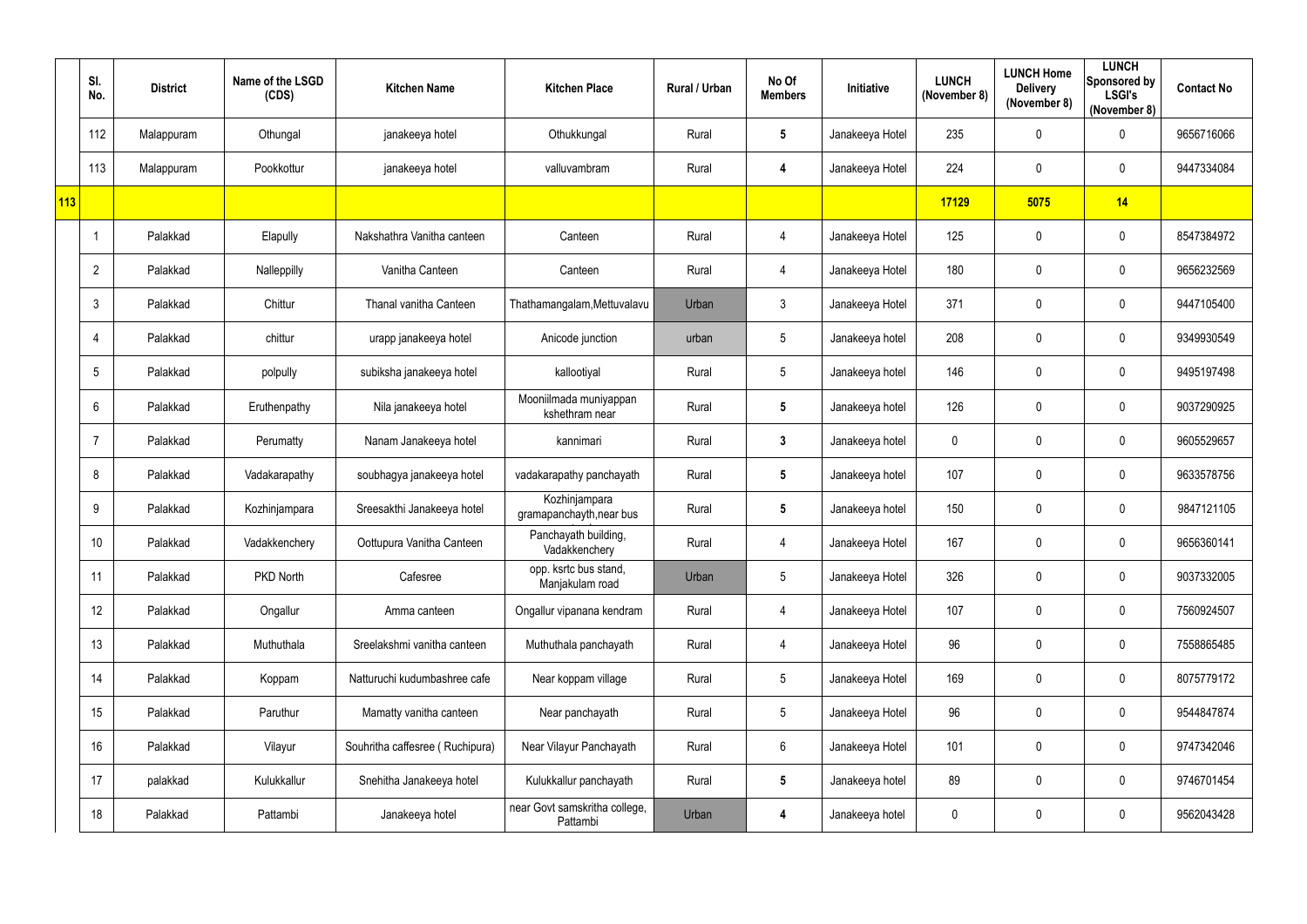| | Sl. No. | District | Name of the LSGD (CDS) | Kitchen Name | Kitchen Place | Rural / Urban | No Of Members | Initiative | LUNCH (November 8) | LUNCH Home Delivery (November 8) | LUNCH Sponsored by LSGI's (November 8) | Contact No |
|---|---|---|---|---|---|---|---|---|---|---|---|---|
| | 112 | Malappuram | Othungal | janakeeya hotel | Othukkungal | Rural | 5 | Janakeeya Hotel | 235 | 0 | 0 | 9656716066 |
| | 113 | Malappuram | Pookkottur | janakeeya hotel | valluvambram | Rural | 4 | Janakeeya Hotel | 224 | 0 | 0 | 9447334084 |
| 113 | | | | | | | | | 17129 | 5075 | 14 | |
| | 1 | Palakkad | Elapully | Nakshathra Vanitha canteen | Canteen | Rural | 4 | Janakeeya Hotel | 125 | 0 | 0 | 8547384972 |
| | 2 | Palakkad | Nalleppilly | Vanitha Canteen | Canteen | Rural | 4 | Janakeeya Hotel | 180 | 0 | 0 | 9656232569 |
| | 3 | Palakkad | Chittur | Thanal vanitha Canteen | Thathamangalam,Mettuvalavu | Urban | 3 | Janakeeya Hotel | 371 | 0 | 0 | 9447105400 |
| | 4 | Palakkad | chittur | urapp janakeeya hotel | Anicode junction | urban | 5 | Janakeeya hotel | 208 | 0 | 0 | 9349930549 |
| | 5 | Palakkad | polpully | subiksha janakeeya hotel | kallootiyal | Rural | 5 | Janakeeya hotel | 146 | 0 | 0 | 9495197498 |
| | 6 | Palakkad | Eruthenpathy | Nila janakeeya hotel | Mooniilmada muniyappan kshethram near | Rural | 5 | Janakeeya hotel | 126 | 0 | 0 | 9037290925 |
| | 7 | Palakkad | Perumatty | Nanam Janakeeya hotel | kannimari | Rural | 3 | Janakeeya hotel | 0 | 0 | 0 | 9605529657 |
| | 8 | Palakkad | Vadakarapathy | soubhagya janakeeya hotel | vadakarapathy panchayath | Rural | 5 | Janakeeya hotel | 107 | 0 | 0 | 9633578756 |
| | 9 | Palakkad | Kozhinjampara | Sreesakthi Janakeeya hotel | Kozhinjampara gramapanchayth,near bus | Rural | 5 | Janakeeya hotel | 150 | 0 | 0 | 9847121105 |
| | 10 | Palakkad | Vadakkenchery | Oottupura Vanitha Canteen | Panchayath building, Vadakkenchery | Rural | 4 | Janakeeya Hotel | 167 | 0 | 0 | 9656360141 |
| | 11 | Palakkad | PKD North | Cafesree | opp. ksrtc bus stand, Manjakulam road | Urban | 5 | Janakeeya Hotel | 326 | 0 | 0 | 9037332005 |
| | 12 | Palakkad | Ongallur | Amma canteen | Ongallur vipanana kendram | Rural | 4 | Janakeeya Hotel | 107 | 0 | 0 | 7560924507 |
| | 13 | Palakkad | Muthuthala | Sreelakshmi vanitha canteen | Muthuthala panchayath | Rural | 4 | Janakeeya Hotel | 96 | 0 | 0 | 7558865485 |
| | 14 | Palakkad | Koppam | Natturuchi kudumbashree cafe | Near koppam village | Rural | 5 | Janakeeya Hotel | 169 | 0 | 0 | 8075779172 |
| | 15 | Palakkad | Paruthur | Mamatty vanitha canteen | Near panchayath | Rural | 5 | Janakeeya Hotel | 96 | 0 | 0 | 9544847874 |
| | 16 | Palakkad | Vilayur | Souhritha caffesree ( Ruchipura) | Near Vilayur Panchayath | Rural | 6 | Janakeeya Hotel | 101 | 0 | 0 | 9747342046 |
| | 17 | palakkad | Kulukkallur | Snehitha Janakeeya hotel | Kulukkallur panchayath | Rural | 5 | Janakeeya hotel | 89 | 0 | 0 | 9746701454 |
| | 18 | Palakkad | Pattambi | Janakeeya hotel | near Govt samskritha college, Pattambi | Urban | 4 | Janakeeya hotel | 0 | 0 | 0 | 9562043428 |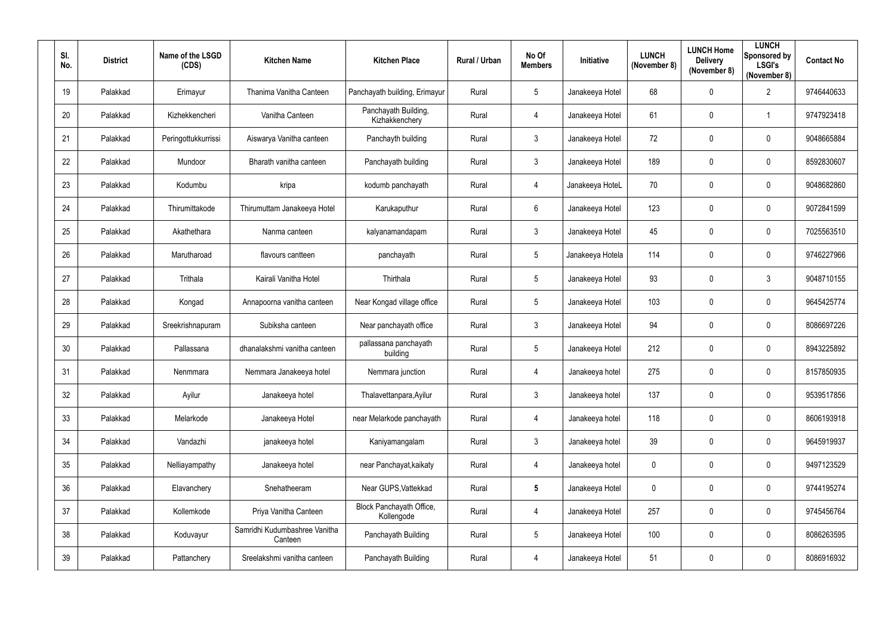| Sl. No. | District | Name of the LSGD (CDS) | Kitchen Name | Kitchen Place | Rural / Urban | No Of Members | Initiative | LUNCH (November 8) | LUNCH Home Delivery (November 8) | LUNCH Sponsored by LSGI's (November 8) | Contact No |
|---|---|---|---|---|---|---|---|---|---|---|---|
| 19 | Palakkad | Erimayur | Thanima Vanitha Canteen | Panchayath building, Erimayur | Rural | 5 | Janakeeya Hotel | 68 | 0 | 2 | 9746440633 |
| 20 | Palakkad | Kizhekkencheri | Vanitha Canteen | Panchayath Building, Kizhakkenchery | Rural | 4 | Janakeeya Hotel | 61 | 0 | 1 | 9747923418 |
| 21 | Palakkad | Peringottukkurissi | Aiswarya Vanitha canteen | Panchayth building | Rural | 3 | Janakeeya Hotel | 72 | 0 | 0 | 9048665884 |
| 22 | Palakkad | Mundoor | Bharath vanitha canteen | Panchayath building | Rural | 3 | Janakeeya Hotel | 189 | 0 | 0 | 8592830607 |
| 23 | Palakkad | Kodumbu | kripa | kodumb panchayath | Rural | 4 | Janakeeya HoteL | 70 | 0 | 0 | 9048682860 |
| 24 | Palakkad | Thirumittakode | Thirumuttam Janakeeya Hotel | Karukaputhur | Rural | 6 | Janakeeya Hotel | 123 | 0 | 0 | 9072841599 |
| 25 | Palakkad | Akathethara | Nanma canteen | kalyanamandapam | Rural | 3 | Janakeeya Hotel | 45 | 0 | 0 | 7025563510 |
| 26 | Palakkad | Marutharoad | flavours cantteen | panchayath | Rural | 5 | Janakeeya Hotela | 114 | 0 | 0 | 9746227966 |
| 27 | Palakkad | Trithala | Kairali Vanitha Hotel | Thirthala | Rural | 5 | Janakeeya Hotel | 93 | 0 | 3 | 9048710155 |
| 28 | Palakkad | Kongad | Annapoorna vanitha canteen | Near Kongad village office | Rural | 5 | Janakeeya Hotel | 103 | 0 | 0 | 9645425774 |
| 29 | Palakkad | Sreekrishnapuram | Subiksha canteen | Near panchayath office | Rural | 3 | Janakeeya Hotel | 94 | 0 | 0 | 8086697226 |
| 30 | Palakkad | Pallassana | dhanalakshmi vanitha canteen | pallassana panchayath building | Rural | 5 | Janakeeya Hotel | 212 | 0 | 0 | 8943225892 |
| 31 | Palakkad | Nenmmara | Nemmara Janakeeya hotel | Nemmara junction | Rural | 4 | Janakeeya hotel | 275 | 0 | 0 | 8157850935 |
| 32 | Palakkad | Ayilur | Janakeeya hotel | Thalavettanpara,Ayilur | Rural | 3 | Janakeeya hotel | 137 | 0 | 0 | 9539517856 |
| 33 | Palakkad | Melarkode | Janakeeya Hotel | near Melarkode panchayath | Rural | 4 | Janakeeya hotel | 118 | 0 | 0 | 8606193918 |
| 34 | Palakkad | Vandazhi | janakeeya hotel | Kaniyamangalam | Rural | 3 | Janakeeya hotel | 39 | 0 | 0 | 9645919937 |
| 35 | Palakkad | Nelliayampathy | Janakeeya hotel | near Panchayat,kaikaty | Rural | 4 | Janakeeya hotel | 0 | 0 | 0 | 9497123529 |
| 36 | Palakkad | Elavanchery | Snehatheeram | Near GUPS,Vattekkad | Rural | **5** | Janakeeya Hotel | 0 | 0 | 0 | 9744195274 |
| 37 | Palakkad | Kollemkode | Priya Vanitha Canteen | Block Panchayath Office, Kollengode | Rural | 4 | Janakeeya Hotel | 257 | 0 | 0 | 9745456764 |
| 38 | Palakkad | Koduvayur | Samridhi Kudumbashree Vanitha Canteen | Panchayath Building | Rural | 5 | Janakeeya Hotel | 100 | 0 | 0 | 8086263595 |
| 39 | Palakkad | Pattanchery | Sreelakshmi vanitha canteen | Panchayath Building | Rural | 4 | Janakeeya Hotel | 51 | 0 | 0 | 8086916932 |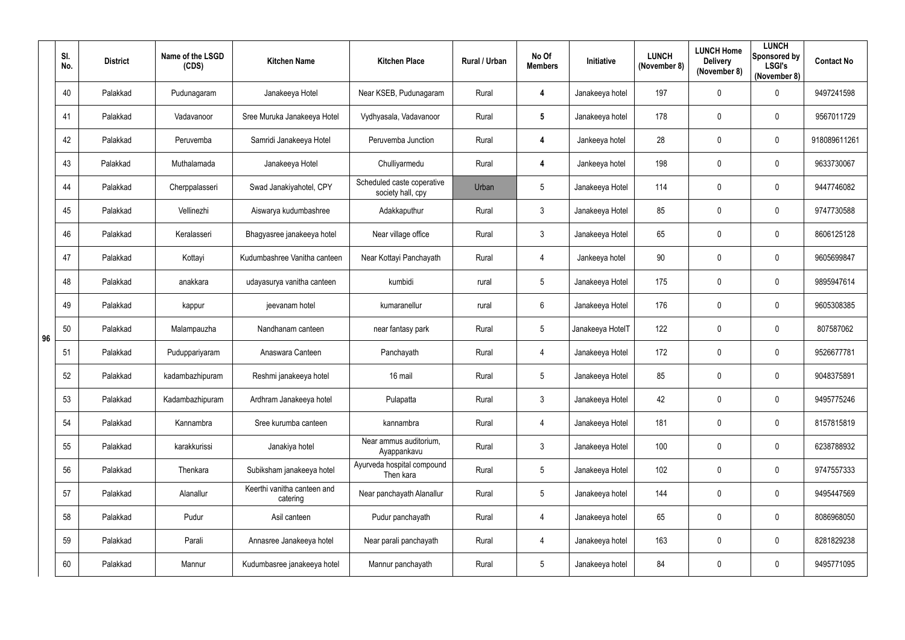|  | Sl. No. | District | Name of the LSGD (CDS) | Kitchen Name | Kitchen Place | Rural / Urban | No Of Members | Initiative | LUNCH (November 8) | LUNCH Home Delivery (November 8) | LUNCH Sponsored by LSGI's (November 8) | Contact No |
|---|---|---|---|---|---|---|---|---|---|---|---|---|
| 96 | 40 | Palakkad | Pudunagaram | Janakeeya Hotel | Near KSEB, Pudunagaram | Rural | 4 | Janakeeya hotel | 197 | 0 | 0 | 9497241598 |
|  | 41 | Palakkad | Vadavanoor | Sree Muruka Janakeeya Hotel | Vydhyasala, Vadavanoor | Rural | 5 | Janakeeya hotel | 178 | 0 | 0 | 9567011729 |
|  | 42 | Palakkad | Peruvemba | Samridi Janakeeya Hotel | Peruvemba Junction | Rural | 4 | Jankeeya hotel | 28 | 0 | 0 | 918089611261 |
|  | 43 | Palakkad | Muthalamada | Janakeeya Hotel | Chulliyarmedu | Rural | 4 | Jankeeya hotel | 198 | 0 | 0 | 9633730067 |
|  | 44 | Palakkad | Cherppalasseri | Swad Janakiyahotel, CPY | Scheduled caste coperative society hall, cpy | Urban | 5 | Janakeeya Hotel | 114 | 0 | 0 | 9447746082 |
|  | 45 | Palakkad | Vellinezhi | Aiswarya kudumbashree | Adakkaputhur | Rural | 3 | Janakeeya Hotel | 85 | 0 | 0 | 9747730588 |
|  | 46 | Palakkad | Keralasseri | Bhagyasree janakeeya hotel | Near village office | Rural | 3 | Janakeeya Hotel | 65 | 0 | 0 | 8606125128 |
|  | 47 | Palakkad | Kottayi | Kudumbashree Vanitha canteen | Near Kottayi Panchayath | Rural | 4 | Jankeeya hotel | 90 | 0 | 0 | 9605699847 |
|  | 48 | Palakkad | anakkara | udayasurya vanitha canteen | kumbidi | rural | 5 | Janakeeya Hotel | 175 | 0 | 0 | 9895947614 |
|  | 49 | Palakkad | kappur | jeevanam hotel | kumaranellur | rural | 6 | Janakeeya Hotel | 176 | 0 | 0 | 9605308385 |
|  | 50 | Palakkad | Malampauzha | Nandhanam canteen | near fantasy park | Rural | 5 | Janakeeya HotelT | 122 | 0 | 0 | 807587062 |
|  | 51 | Palakkad | Puduppariyaram | Anaswara Canteen | Panchayath | Rural | 4 | Janakeeya Hotel | 172 | 0 | 0 | 9526677781 |
|  | 52 | Palakkad | kadambazhipuram | Reshmi janakeeya hotel | 16 mail | Rural | 5 | Janakeeya Hotel | 85 | 0 | 0 | 9048375891 |
|  | 53 | Palakkad | Kadambazhipuram | Ardhram Janakeeya hotel | Pulapatta | Rural | 3 | Janakeeya Hotel | 42 | 0 | 0 | 9495775246 |
|  | 54 | Palakkad | Kannambra | Sree kurumba canteen | kannambra | Rural | 4 | Janakeeya Hotel | 181 | 0 | 0 | 8157815819 |
|  | 55 | Palakkad | karakkurissi | Janakiya hotel | Near ammus auditorium, Ayappankavu | Rural | 3 | Janakeeya Hotel | 100 | 0 | 0 | 6238788932 |
|  | 56 | Palakkad | Thenkara | Subiksham janakeeya hotel | Ayurveda hospital compound Then kara | Rural | 5 | Janakeeya Hotel | 102 | 0 | 0 | 9747557333 |
|  | 57 | Palakkad | Alanallur | Keerthi vanitha canteen and catering | Near panchayath Alanallur | Rural | 5 | Janakeeya hotel | 144 | 0 | 0 | 9495447569 |
|  | 58 | Palakkad | Pudur | Asil canteen | Pudur panchayath | Rural | 4 | Janakeeya hotel | 65 | 0 | 0 | 8086968050 |
|  | 59 | Palakkad | Parali | Annasree Janakeeya hotel | Near parali panchayath | Rural | 4 | Janakeeya hotel | 163 | 0 | 0 | 8281829238 |
|  | 60 | Palakkad | Mannur | Kudumbasree janakeeya hotel | Mannur panchayath | Rural | 5 | Janakeeya hotel | 84 | 0 | 0 | 9495771095 |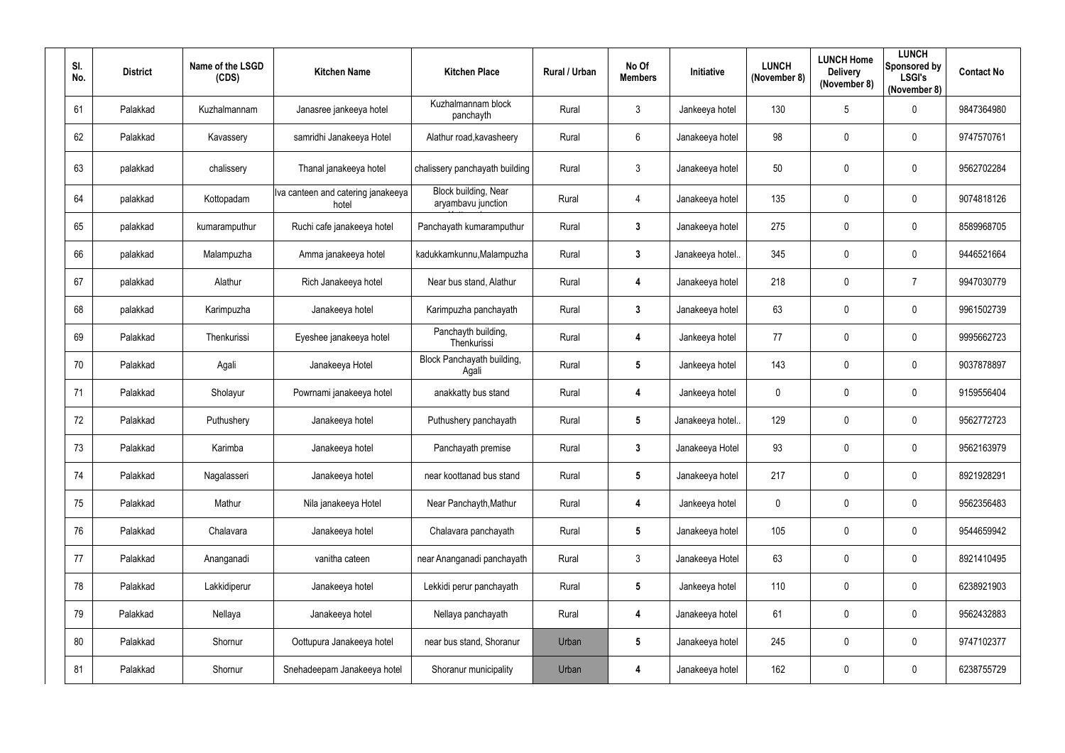| Sl. No. | District | Name of the LSGD (CDS) | Kitchen Name | Kitchen Place | Rural / Urban | No Of Members | Initiative | LUNCH (November 8) | LUNCH Home Delivery (November 8) | LUNCH Sponsored by LSGI's (November 8) | Contact No |
|---|---|---|---|---|---|---|---|---|---|---|---|
| 61 | Palakkad | Kuzhalmannam | Janasree jankeeya hotel | Kuzhalmannam block panchayth | Rural | 3 | Jankeeya hotel | 130 | 5 | 0 | 9847364980 |
| 62 | Palakkad | Kavassery | samridhi Janakeeya Hotel | Alathur road,kavasheery | Rural | 6 | Janakeeya hotel | 98 | 0 | 0 | 9747570761 |
| 63 | palakkad | chalissery | Thanal janakeeya hotel | chalissery panchayath building | Rural | 3 | Janakeeya hotel | 50 | 0 | 0 | 9562702284 |
| 64 | palakkad | Kottopadam | Iva canteen and catering janakeeya hotel | Block building, Near aryambavu junction | Rural | 4 | Janakeeya hotel | 135 | 0 | 0 | 9074818126 |
| 65 | palakkad | kumaramputhur | Ruchi cafe janakeeya hotel | Panchayath kumaramputhur | Rural | 3 | Janakeeya hotel | 275 | 0 | 0 | 8589968705 |
| 66 | palakkad | Malampuzha | Amma janakeeya hotel | kadukkamkunnu,Malampuzha | Rural | 3 | Janakeeya hotel.. | 345 | 0 | 0 | 9446521664 |
| 67 | palakkad | Alathur | Rich Janakeeya hotel | Near bus stand, Alathur | Rural | 4 | Janakeeya hotel | 218 | 0 | 7 | 9947030779 |
| 68 | palakkad | Karimpuzha | Janakeeya hotel | Karimpuzha panchayath | Rural | 3 | Janakeeya hotel | 63 | 0 | 0 | 9961502739 |
| 69 | Palakkad | Thenkurissi | Eyeshee janakeeya hotel | Panchayth building, Thenkurissi | Rural | 4 | Jankeeya hotel | 77 | 0 | 0 | 9995662723 |
| 70 | Palakkad | Agali | Janakeeya Hotel | Block Panchayath building, Agali | Rural | 5 | Jankeeya hotel | 143 | 0 | 0 | 9037878897 |
| 71 | Palakkad | Sholayur | Powrnami janakeeya hotel | anakkatty bus stand | Rural | 4 | Jankeeya hotel | 0 | 0 | 0 | 9159556404 |
| 72 | Palakkad | Puthushery | Janakeeya hotel | Puthushery panchayath | Rural | 5 | Janakeeya hotel.. | 129 | 0 | 0 | 9562772723 |
| 73 | Palakkad | Karimba | Janakeeya hotel | Panchayath premise | Rural | 3 | Janakeeya Hotel | 93 | 0 | 0 | 9562163979 |
| 74 | Palakkad | Nagalasseri | Janakeeya hotel | near koottanad bus stand | Rural | 5 | Janakeeya hotel | 217 | 0 | 0 | 8921928291 |
| 75 | Palakkad | Mathur | Nila janakeeya Hotel | Near Panchayth,Mathur | Rural | 4 | Jankeeya hotel | 0 | 0 | 0 | 9562356483 |
| 76 | Palakkad | Chalavara | Janakeeya hotel | Chalavara panchayath | Rural | 5 | Janakeeya hotel | 105 | 0 | 0 | 9544659942 |
| 77 | Palakkad | Ananganadi | vanitha cateen | near Ananganadi panchayath | Rural | 3 | Janakeeya Hotel | 63 | 0 | 0 | 8921410495 |
| 78 | Palakkad | Lakkidiperur | Janakeeya hotel | Lekkidi perur panchayath | Rural | 5 | Jankeeya hotel | 110 | 0 | 0 | 6238921903 |
| 79 | Palakkad | Nellaya | Janakeeya hotel | Nellaya panchayath | Rural | 4 | Janakeeya hotel | 61 | 0 | 0 | 9562432883 |
| 80 | Palakkad | Shornur | Oottupura Janakeeya hotel | near bus stand, Shoranur | Urban | 5 | Janakeeya hotel | 245 | 0 | 0 | 9747102377 |
| 81 | Palakkad | Shornur | Snehadeepam Janakeeya hotel | Shoranur municipality | Urban | 4 | Janakeeya hotel | 162 | 0 | 0 | 6238755729 |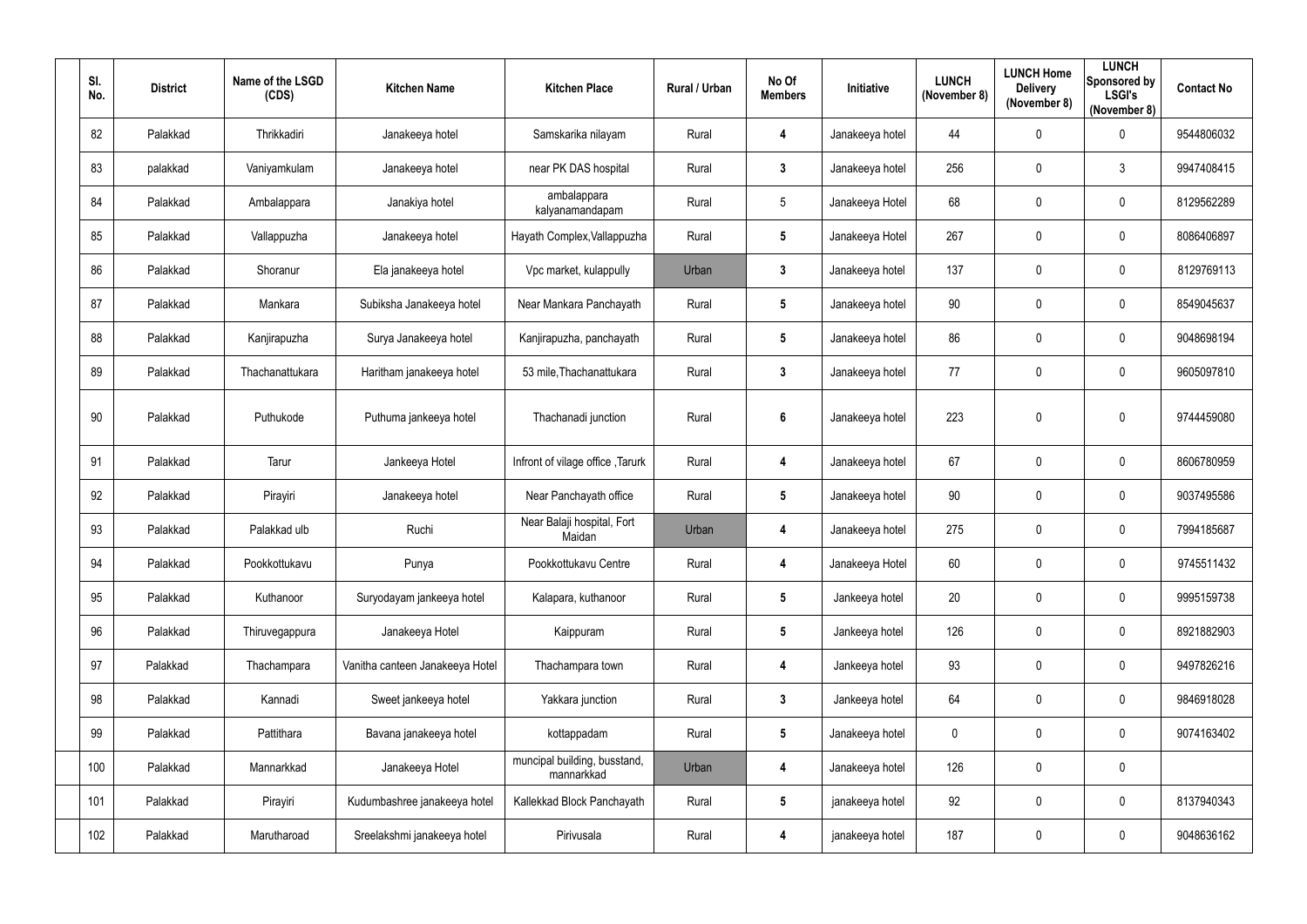| Sl. No. | District | Name of the LSGD (CDS) | Kitchen Name | Kitchen Place | Rural / Urban | No Of Members | Initiative | LUNCH (November 8) | LUNCH Home Delivery (November 8) | LUNCH Sponsored by LSGI's (November 8) | Contact No |
|---|---|---|---|---|---|---|---|---|---|---|---|
| 82 | Palakkad | Thrikkadiri | Janakeeya hotel | Samskarika nilayam | Rural | 4 | Janakeeya hotel | 44 | 0 | 0 | 9544806032 |
| 83 | palakkad | Vaniyamkulam | Janakeeya hotel | near PK DAS hospital | Rural | 3 | Janakeeya hotel | 256 | 0 | 3 | 9947408415 |
| 84 | Palakkad | Ambalappara | Janakiya hotel | ambalappara kalyanamandapam | Rural | 5 | Janakeeya Hotel | 68 | 0 | 0 | 8129562289 |
| 85 | Palakkad | Vallappuzha | Janakeeya hotel | Hayath Complex,Vallappuzha | Rural | 5 | Janakeeya Hotel | 267 | 0 | 0 | 8086406897 |
| 86 | Palakkad | Shoranur | Ela janakeeya hotel | Vpc market, kulappully | Urban | 3 | Janakeeya hotel | 137 | 0 | 0 | 8129769113 |
| 87 | Palakkad | Mankara | Subiksha Janakeeya hotel | Near Mankara Panchayath | Rural | 5 | Janakeeya hotel | 90 | 0 | 0 | 8549045637 |
| 88 | Palakkad | Kanjirapuzha | Surya Janakeeya hotel | Kanjirapuzha, panchayath | Rural | 5 | Janakeeya hotel | 86 | 0 | 0 | 9048698194 |
| 89 | Palakkad | Thachanattukara | Haritham janakeeya hotel | 53 mile,Thachanattukara | Rural | 3 | Janakeeya hotel | 77 | 0 | 0 | 9605097810 |
| 90 | Palakkad | Puthukode | Puthuma jankeeya hotel | Thachanadi junction | Rural | 6 | Janakeeya hotel | 223 | 0 | 0 | 9744459080 |
| 91 | Palakkad | Tarur | Jankeeya Hotel | Infront of vilage office ,Tarurk | Rural | 4 | Janakeeya hotel | 67 | 0 | 0 | 8606780959 |
| 92 | Palakkad | Pirayiri | Janakeeya hotel | Near Panchayath office | Rural | 5 | Janakeeya hotel | 90 | 0 | 0 | 9037495586 |
| 93 | Palakkad | Palakkad ulb | Ruchi | Near Balaji hospital, Fort Maidan | Urban | 4 | Janakeeya hotel | 275 | 0 | 0 | 7994185687 |
| 94 | Palakkad | Pookkottukavu | Punya | Pookkottukavu Centre | Rural | 4 | Janakeeya Hotel | 60 | 0 | 0 | 9745511432 |
| 95 | Palakkad | Kuthanoor | Suryodayam jankeeya hotel | Kalapara, kuthanoor | Rural | 5 | Jankeeya hotel | 20 | 0 | 0 | 9995159738 |
| 96 | Palakkad | Thiruvegappura | Janakeeya Hotel | Kaippuram | Rural | 5 | Jankeeya hotel | 126 | 0 | 0 | 8921882903 |
| 97 | Palakkad | Thachampara | Vanitha canteen Janakeeya Hotel | Thachampara town | Rural | 4 | Jankeeya hotel | 93 | 0 | 0 | 9497826216 |
| 98 | Palakkad | Kannadi | Sweet jankeeya hotel | Yakkara junction | Rural | 3 | Jankeeya hotel | 64 | 0 | 0 | 9846918028 |
| 99 | Palakkad | Pattithara | Bavana janakeeya hotel | kottappadam | Rural | 5 | Janakeeya hotel | 0 | 0 | 0 | 9074163402 |
| 100 | Palakkad | Mannarkkad | Janakeeya Hotel | muncipal building, busstand, mannarkkad | Urban | 4 | Janakeeya hotel | 126 | 0 | 0 | |
| 101 | Palakkad | Pirayiri | Kudumbashree janakeeya hotel | Kallekkad Block Panchayath | Rural | 5 | janakeeya hotel | 92 | 0 | 0 | 8137940343 |
| 102 | Palakkad | Marutharoad | Sreelakshmi janakeeya hotel | Pirivusala | Rural | 4 | janakeeya hotel | 187 | 0 | 0 | 9048636162 |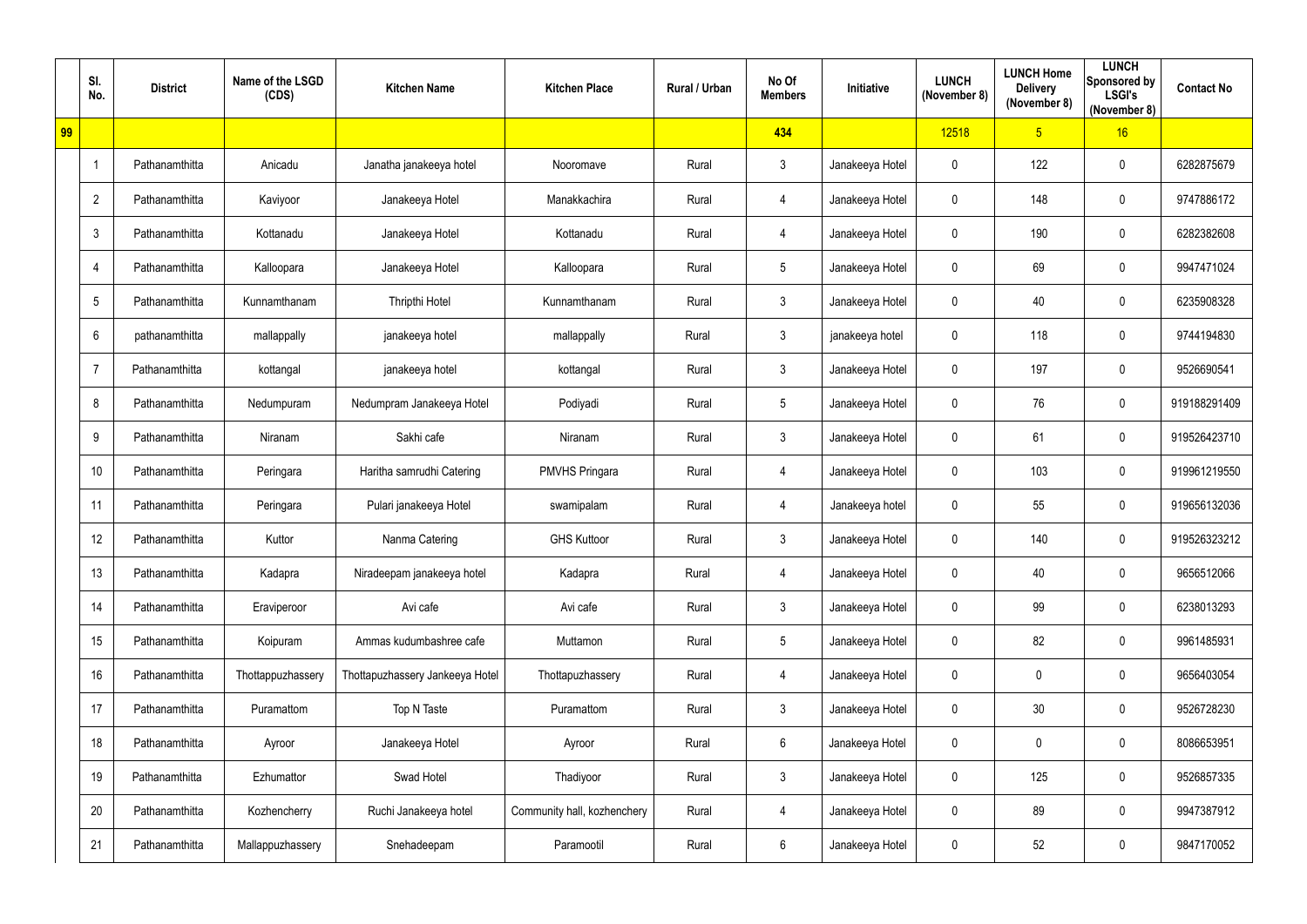| | Sl. No. | District | Name of the LSGD (CDS) | Kitchen Name | Kitchen Place | Rural / Urban | No Of Members | Initiative | LUNCH (November 8) | LUNCH Home Delivery (November 8) | LUNCH Sponsored by LSGI's (November 8) | Contact No |
|---|---|---|---|---|---|---|---|---|---|---|---|---|
| 99 | | | | | | | 434 | | 12518 | 5 | 16 | |
| | 1 | Pathanamthitta | Anicadu | Janatha janakeeya hotel | Nooromave | Rural | 3 | Janakeeya Hotel | 0 | 122 | 0 | 6282875679 |
| | 2 | Pathanamthitta | Kaviyoor | Janakeeya Hotel | Manakkachira | Rural | 4 | Janakeeya Hotel | 0 | 148 | 0 | 9747886172 |
| | 3 | Pathanamthitta | Kottanadu | Janakeeya Hotel | Kottanadu | Rural | 4 | Janakeeya Hotel | 0 | 190 | 0 | 6282382608 |
| | 4 | Pathanamthitta | Kalloopara | Janakeeya Hotel | Kalloopara | Rural | 5 | Janakeeya Hotel | 0 | 69 | 0 | 9947471024 |
| | 5 | Pathanamthitta | Kunnamthanam | Thripthi Hotel | Kunnamthanam | Rural | 3 | Janakeeya Hotel | 0 | 40 | 0 | 6235908328 |
| | 6 | pathanamthitta | mallappally | janakeeya hotel | mallappally | Rural | 3 | janakeeya hotel | 0 | 118 | 0 | 9744194830 |
| | 7 | Pathanamthitta | kottangal | janakeeya hotel | kottangal | Rural | 3 | Janakeeya Hotel | 0 | 197 | 0 | 9526690541 |
| | 8 | Pathanamthitta | Nedumpuram | Nedumpram Janakeeya Hotel | Podiyadi | Rural | 5 | Janakeeya Hotel | 0 | 76 | 0 | 919188291409 |
| | 9 | Pathanamthitta | Niranam | Sakhi cafe | Niranam | Rural | 3 | Janakeeya Hotel | 0 | 61 | 0 | 919526423710 |
| | 10 | Pathanamthitta | Peringara | Haritha samrudhi Catering | PMVHS Pringara | Rural | 4 | Janakeeya Hotel | 0 | 103 | 0 | 919961219550 |
| | 11 | Pathanamthitta | Peringara | Pulari janakeeya Hotel | swamipalam | Rural | 4 | Janakeeya hotel | 0 | 55 | 0 | 919656132036 |
| | 12 | Pathanamthitta | Kuttor | Nanma Catering | GHS Kuttoor | Rural | 3 | Janakeeya Hotel | 0 | 140 | 0 | 919526323212 |
| | 13 | Pathanamthitta | Kadapra | Niradeepam janakeeya hotel | Kadapra | Rural | 4 | Janakeeya Hotel | 0 | 40 | 0 | 9656512066 |
| | 14 | Pathanamthitta | Eraviperoor | Avi cafe | Avi cafe | Rural | 3 | Janakeeya Hotel | 0 | 99 | 0 | 6238013293 |
| | 15 | Pathanamthitta | Koipuram | Ammas kudumbashree cafe | Muttamon | Rural | 5 | Janakeeya Hotel | 0 | 82 | 0 | 9961485931 |
| | 16 | Pathanamthitta | Thottappuzhassery | Thottapuzhassery Jankeeya Hotel | Thottapuzhassery | Rural | 4 | Janakeeya Hotel | 0 | 0 | 0 | 9656403054 |
| | 17 | Pathanamthitta | Puramattom | Top N Taste | Puramattom | Rural | 3 | Janakeeya Hotel | 0 | 30 | 0 | 9526728230 |
| | 18 | Pathanamthitta | Ayroor | Janakeeya Hotel | Ayroor | Rural | 6 | Janakeeya Hotel | 0 | 0 | 0 | 8086653951 |
| | 19 | Pathanamthitta | Ezhumattor | Swad Hotel | Thadiyoor | Rural | 3 | Janakeeya Hotel | 0 | 125 | 0 | 9526857335 |
| | 20 | Pathanamthitta | Kozhencherry | Ruchi Janakeeya hotel | Community hall, kozhenchery | Rural | 4 | Janakeeya Hotel | 0 | 89 | 0 | 9947387912 |
| | 21 | Pathanamthitta | Mallappuzhassery | Snehadeepam | Paramootil | Rural | 6 | Janakeeya Hotel | 0 | 52 | 0 | 9847170052 |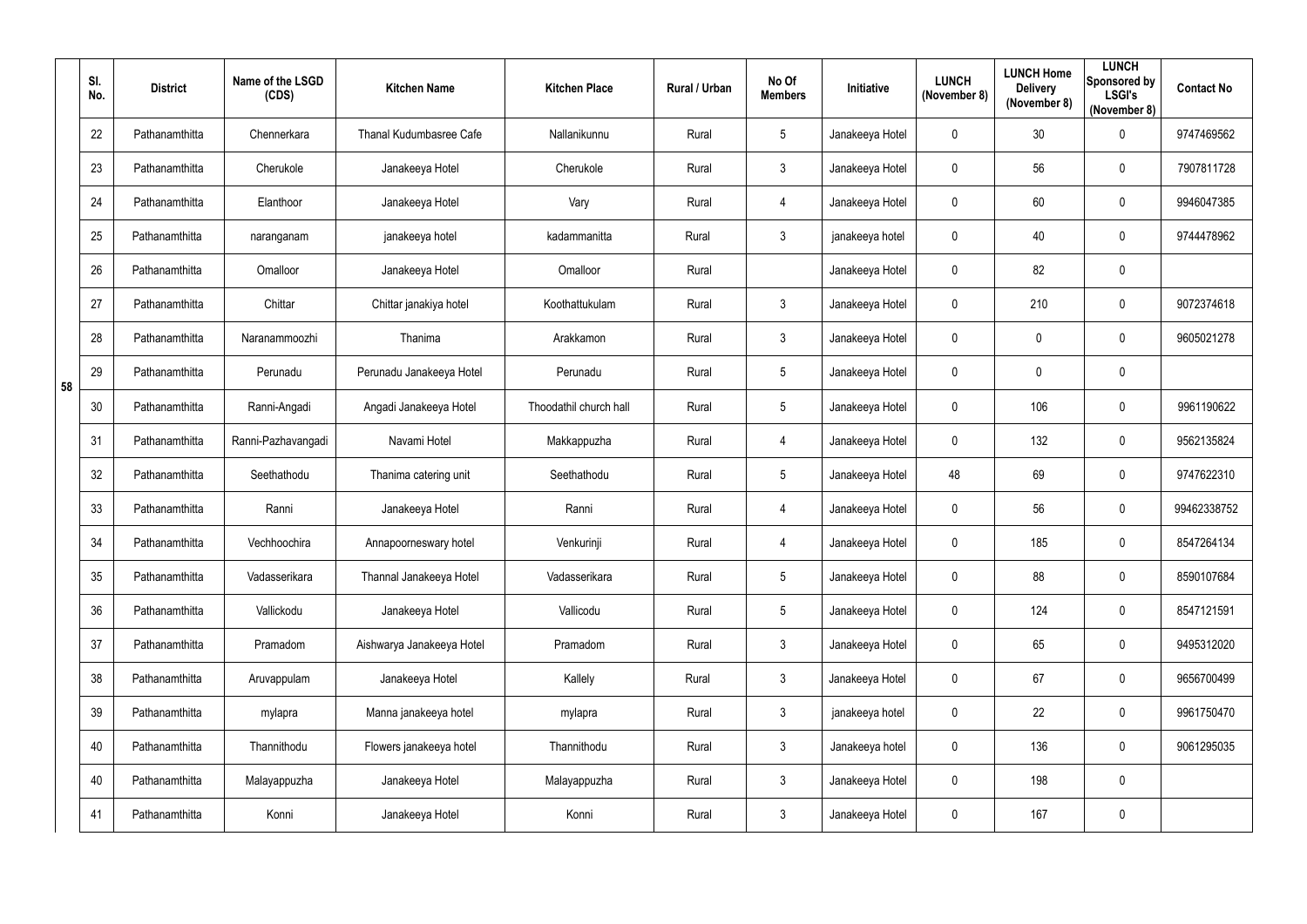|  | Sl. No. | District | Name of the LSGD (CDS) | Kitchen Name | Kitchen Place | Rural / Urban | No Of Members | Initiative | LUNCH (November 8) | LUNCH Home Delivery (November 8) | LUNCH Sponsored by LSGI's (November 8) | Contact No |
|---|---|---|---|---|---|---|---|---|---|---|---|---|
| 58 | 22 | Pathanamthitta | Chennerkara | Thanal Kudumbasree Cafe | Nallanikunnu | Rural | 5 | Janakeeya Hotel | 0 | 30 | 0 | 9747469562 |
|  | 23 | Pathanamthitta | Cherukole | Janakeeya Hotel | Cherukole | Rural | 3 | Janakeeya Hotel | 0 | 56 | 0 | 7907811728 |
|  | 24 | Pathanamthitta | Elanthoor | Janakeeya Hotel | Vary | Rural | 4 | Janakeeya Hotel | 0 | 60 | 0 | 9946047385 |
|  | 25 | Pathanamthitta | naranganam | janakeeya hotel | kadammanitta | Rural | 3 | janakeeya hotel | 0 | 40 | 0 | 9744478962 |
|  | 26 | Pathanamthitta | Omalloor | Janakeeya Hotel | Omalloor | Rural |  | Janakeeya Hotel | 0 | 82 | 0 |  |
|  | 27 | Pathanamthitta | Chittar | Chittar janakiya hotel | Koothattukulam | Rural | 3 | Janakeeya Hotel | 0 | 210 | 0 | 9072374618 |
|  | 28 | Pathanamthitta | Naranammoozhi | Thanima | Arakkamon | Rural | 3 | Janakeeya Hotel | 0 | 0 | 0 | 9605021278 |
|  | 29 | Pathanamthitta | Perunadu | Perunadu Janakeeya Hotel | Perunadu | Rural | 5 | Janakeeya Hotel | 0 | 0 | 0 |  |
|  | 30 | Pathanamthitta | Ranni-Angadi | Angadi Janakeeya Hotel | Thoodathil church hall | Rural | 5 | Janakeeya Hotel | 0 | 106 | 0 | 9961190622 |
|  | 31 | Pathanamthitta | Ranni-Pazhavangadi | Navami Hotel | Makkappuzha | Rural | 4 | Janakeeya Hotel | 0 | 132 | 0 | 9562135824 |
|  | 32 | Pathanamthitta | Seethathodu | Thanima catering unit | Seethathodu | Rural | 5 | Janakeeya Hotel | 48 | 69 | 0 | 9747622310 |
|  | 33 | Pathanamthitta | Ranni | Janakeeya Hotel | Ranni | Rural | 4 | Janakeeya Hotel | 0 | 56 | 0 | 99462338752 |
|  | 34 | Pathanamthitta | Vechhoochira | Annapoorneswary hotel | Venkurinji | Rural | 4 | Janakeeya Hotel | 0 | 185 | 0 | 8547264134 |
|  | 35 | Pathanamthitta | Vadasserikara | Thannal Janakeeya Hotel | Vadasserikara | Rural | 5 | Janakeeya Hotel | 0 | 88 | 0 | 8590107684 |
|  | 36 | Pathanamthitta | Vallickodu | Janakeeya Hotel | Vallicodu | Rural | 5 | Janakeeya Hotel | 0 | 124 | 0 | 8547121591 |
|  | 37 | Pathanamthitta | Pramadom | Aishwarya Janakeeya Hotel | Pramadom | Rural | 3 | Janakeeya Hotel | 0 | 65 | 0 | 9495312020 |
|  | 38 | Pathanamthitta | Aruvappulam | Janakeeya Hotel | Kallely | Rural | 3 | Janakeeya Hotel | 0 | 67 | 0 | 9656700499 |
|  | 39 | Pathanamthitta | mylapra | Manna janakeeya hotel | mylapra | Rural | 3 | janakeeya hotel | 0 | 22 | 0 | 9961750470 |
|  | 40 | Pathanamthitta | Thannithodu | Flowers janakeeya hotel | Thannithodu | Rural | 3 | Janakeeya hotel | 0 | 136 | 0 | 9061295035 |
|  | 40 | Pathanamthitta | Malayappuzha | Janakeeya Hotel | Malayappuzha | Rural | 3 | Janakeeya Hotel | 0 | 198 | 0 |  |
|  | 41 | Pathanamthitta | Konni | Janakeeya Hotel | Konni | Rural | 3 | Janakeeya Hotel | 0 | 167 | 0 |  |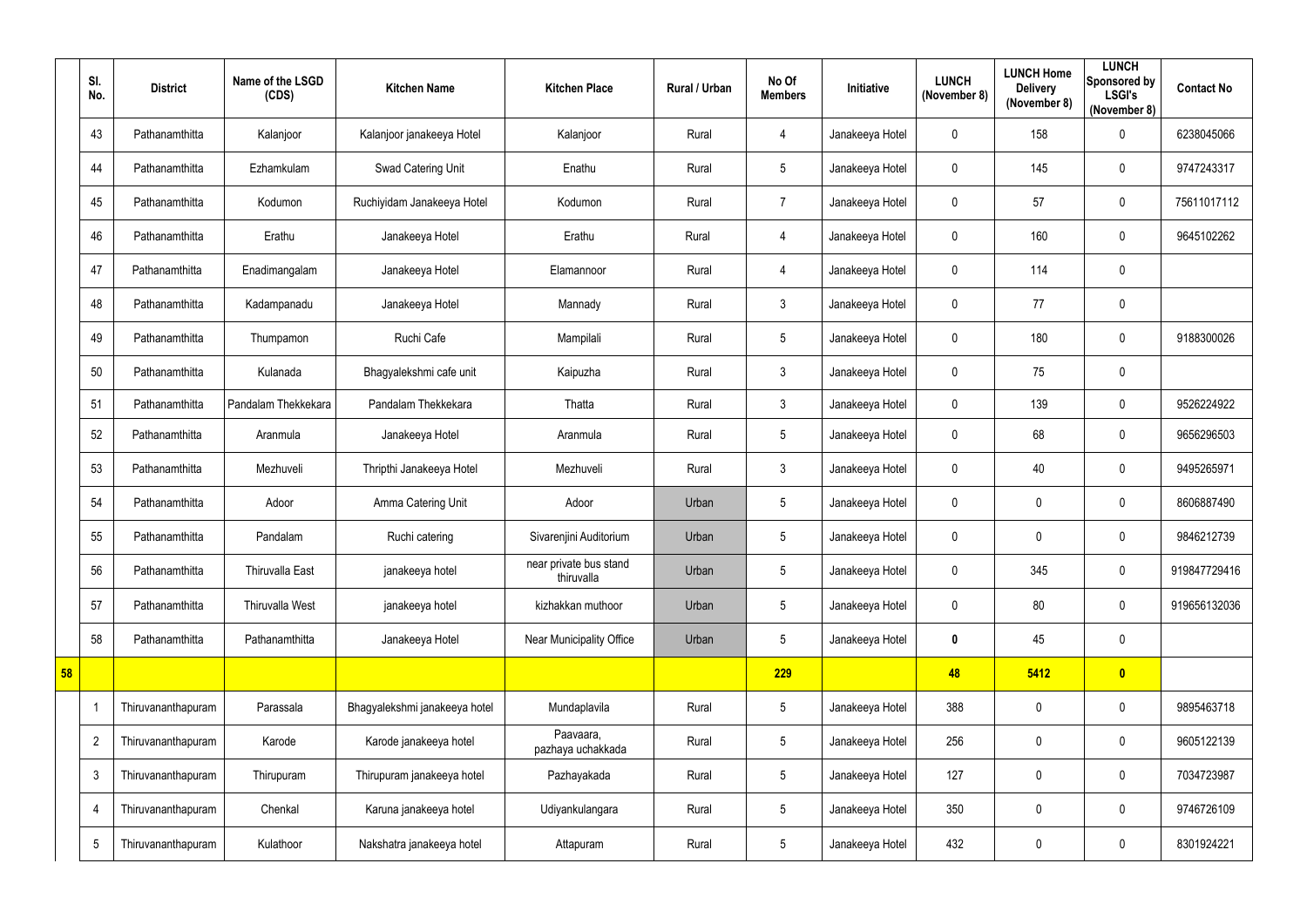| | Sl. No. | District | Name of the LSGD (CDS) | Kitchen Name | Kitchen Place | Rural / Urban | No Of Members | Initiative | LUNCH (November 8) | LUNCH Home Delivery (November 8) | LUNCH Sponsored by LSGI's (November 8) | Contact No |
|---|---|---|---|---|---|---|---|---|---|---|---|---|
| | 43 | Pathanamthitta | Kalanjoor | Kalanjoor janakeeya Hotel | Kalanjoor | Rural | 4 | Janakeeya Hotel | 0 | 158 | 0 | 6238045066 |
| | 44 | Pathanamthitta | Ezhamkulam | Swad Catering Unit | Enathu | Rural | 5 | Janakeeya Hotel | 0 | 145 | 0 | 9747243317 |
| | 45 | Pathanamthitta | Kodumon | Ruchiyidam Janakeeya Hotel | Kodumon | Rural | 7 | Janakeeya Hotel | 0 | 57 | 0 | 75611017112 |
| | 46 | Pathanamthitta | Erathu | Janakeeya Hotel | Erathu | Rural | 4 | Janakeeya Hotel | 0 | 160 | 0 | 9645102262 |
| | 47 | Pathanamthitta | Enadimangalam | Janakeeya Hotel | Elamannoor | Rural | 4 | Janakeeya Hotel | 0 | 114 | 0 | |
| | 48 | Pathanamthitta | Kadampanadu | Janakeeya Hotel | Mannady | Rural | 3 | Janakeeya Hotel | 0 | 77 | 0 | |
| | 49 | Pathanamthitta | Thumpamon | Ruchi Cafe | Mampilali | Rural | 5 | Janakeeya Hotel | 0 | 180 | 0 | 9188300026 |
| | 50 | Pathanamthitta | Kulanada | Bhagyalekshmi cafe unit | Kaipuzha | Rural | 3 | Janakeeya Hotel | 0 | 75 | 0 | |
| | 51 | Pathanamthitta | Pandalam Thekkekara | Pandalam Thekkekara | Thatta | Rural | 3 | Janakeeya Hotel | 0 | 139 | 0 | 9526224922 |
| | 52 | Pathanamthitta | Aranmula | Janakeeya Hotel | Aranmula | Rural | 5 | Janakeeya Hotel | 0 | 68 | 0 | 9656296503 |
| | 53 | Pathanamthitta | Mezhuveli | Thripthi Janakeeya Hotel | Mezhuveli | Rural | 3 | Janakeeya Hotel | 0 | 40 | 0 | 9495265971 |
| | 54 | Pathanamthitta | Adoor | Amma Catering Unit | Adoor | Urban | 5 | Janakeeya Hotel | 0 | 0 | 0 | 8606887490 |
| | 55 | Pathanamthitta | Pandalam | Ruchi catering | Sivarenjini Auditorium | Urban | 5 | Janakeeya Hotel | 0 | 0 | 0 | 9846212739 |
| | 56 | Pathanamthitta | Thiruvalla East | janakeeya hotel | near private bus stand thiruvalla | Urban | 5 | Janakeeya Hotel | 0 | 345 | 0 | 919847729416 |
| | 57 | Pathanamthitta | Thiruvalla West | janakeeya hotel | kizhakkan muthoor | Urban | 5 | Janakeeya Hotel | 0 | 80 | 0 | 919656132036 |
| | 58 | Pathanamthitta | Pathanamthitta | Janakeeya Hotel | Near Municipality Office | Urban | 5 | Janakeeya Hotel | **0** | 45 | 0 | |
| **58** | | | | | | | **229** | | **48** | **5412** | **0** | |
| | 1 | Thiruvananthapuram | Parassala | Bhagyalekshmi janakeeya hotel | Mundaplavila | Rural | 5 | Janakeeya Hotel | 388 | 0 | 0 | 9895463718 |
| | 2 | Thiruvananthapuram | Karode | Karode janakeeya hotel | Paavaara, pazhaya uchakkada | Rural | 5 | Janakeeya Hotel | 256 | 0 | 0 | 9605122139 |
| | 3 | Thiruvananthapuram | Thirupuram | Thirupuram janakeeya hotel | Pazhayakada | Rural | 5 | Janakeeya Hotel | 127 | 0 | 0 | 7034723987 |
| | 4 | Thiruvananthapuram | Chenkal | Karuna janakeeya hotel | Udiyankulangara | Rural | 5 | Janakeeya Hotel | 350 | 0 | 0 | 9746726109 |
| | 5 | Thiruvananthapuram | Kulathoor | Nakshatra janakeeya hotel | Attapuram | Rural | 5 | Janakeeya Hotel | 432 | 0 | 0 | 8301924221 |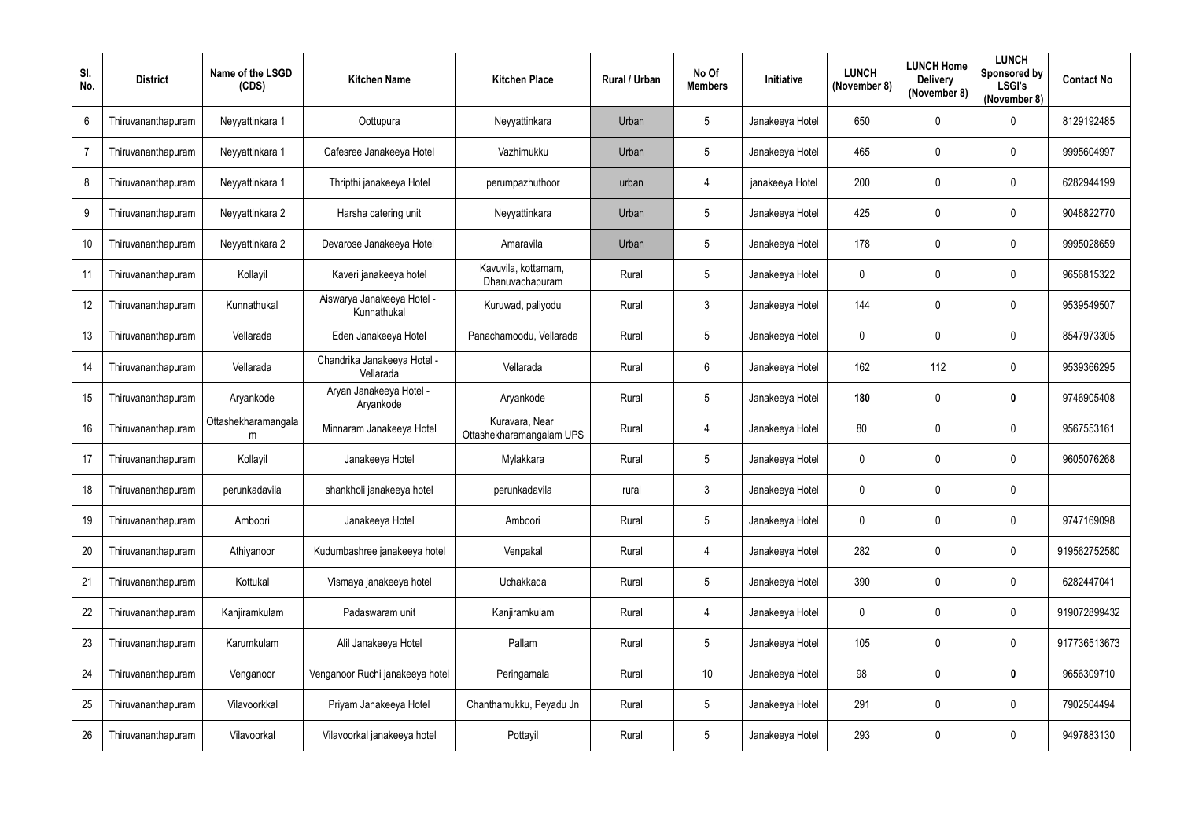| Sl. No. | District | Name of the LSGD (CDS) | Kitchen Name | Kitchen Place | Rural / Urban | No Of Members | Initiative | LUNCH (November 8) | LUNCH Home Delivery (November 8) | LUNCH Sponsored by LSGI's (November 8) | Contact No |
|---|---|---|---|---|---|---|---|---|---|---|---|
| 6 | Thiruvananthapuram | Neyyattinkara 1 | Oottupura | Neyyattinkara | Urban | 5 | Janakeeya Hotel | 650 | 0 | 0 | 8129192485 |
| 7 | Thiruvananthapuram | Neyyattinkara 1 | Cafesree Janakeeya Hotel | Vazhimukku | Urban | 5 | Janakeeya Hotel | 465 | 0 | 0 | 9995604997 |
| 8 | Thiruvananthapuram | Neyyattinkara 1 | Thripthi janakeeya Hotel | perumpazhuthoor | urban | 4 | janakeeya Hotel | 200 | 0 | 0 | 6282944199 |
| 9 | Thiruvananthapuram | Neyyattinkara 2 | Harsha catering unit | Neyyattinkara | Urban | 5 | Janakeeya Hotel | 425 | 0 | 0 | 9048822770 |
| 10 | Thiruvananthapuram | Neyyattinkara 2 | Devarose Janakeeya Hotel | Amaravila | Urban | 5 | Janakeeya Hotel | 178 | 0 | 0 | 9995028659 |
| 11 | Thiruvananthapuram | Kollayil | Kaveri janakeeya hotel | Kavuvila, kottamam, Dhanuvachapuram | Rural | 5 | Janakeeya Hotel | 0 | 0 | 0 | 9656815322 |
| 12 | Thiruvananthapuram | Kunnathukal | Aiswarya Janakeeya Hotel - Kunnathukal | Kuruwad, paliyodu | Rural | 3 | Janakeeya Hotel | 144 | 0 | 0 | 9539549507 |
| 13 | Thiruvananthapuram | Vellarada | Eden Janakeeya Hotel | Panachamoodu, Vellarada | Rural | 5 | Janakeeya Hotel | 0 | 0 | 0 | 8547973305 |
| 14 | Thiruvananthapuram | Vellarada | Chandrika Janakeeya Hotel - Vellarada | Vellarada | Rural | 6 | Janakeeya Hotel | 162 | 112 | 0 | 9539366295 |
| 15 | Thiruvananthapuram | Aryankode | Aryan Janakeeya Hotel - Aryankode | Aryankode | Rural | 5 | Janakeeya Hotel | **180** | 0 | **0** | 9746905408 |
| 16 | Thiruvananthapuram | Ottashekharamangalam | Minnaram Janakeeya Hotel | Kuravara, Near Ottashekharamangalam UPS | Rural | 4 | Janakeeya Hotel | 80 | 0 | 0 | 9567553161 |
| 17 | Thiruvananthapuram | Kollayil | Janakeeya Hotel | Mylakkara | Rural | 5 | Janakeeya Hotel | 0 | 0 | 0 | 9605076268 |
| 18 | Thiruvananthapuram | perunkadavila | shankholi janakeeya hotel | perunkadavila | rural | 3 | Janakeeya Hotel | 0 | 0 | 0 | |
| 19 | Thiruvananthapuram | Amboori | Janakeeya Hotel | Amboori | Rural | 5 | Janakeeya Hotel | 0 | 0 | 0 | 9747169098 |
| 20 | Thiruvananthapuram | Athiyanoor | Kudumbashree janakeeya hotel | Venpakal | Rural | 4 | Janakeeya Hotel | 282 | 0 | 0 | 919562752580 |
| 21 | Thiruvananthapuram | Kottukal | Vismaya janakeeya hotel | Uchakkada | Rural | 5 | Janakeeya Hotel | 390 | 0 | 0 | 6282447041 |
| 22 | Thiruvananthapuram | Kanjiramkulam | Padaswaram unit | Kanjiramkulam | Rural | 4 | Janakeeya Hotel | 0 | 0 | 0 | 919072899432 |
| 23 | Thiruvananthapuram | Karumkulam | Alil Janakeeya Hotel | Pallam | Rural | 5 | Janakeeya Hotel | 105 | 0 | 0 | 917736513673 |
| 24 | Thiruvananthapuram | Venganoor | Venganoor Ruchi janakeeya hotel | Peringamala | Rural | 10 | Janakeeya Hotel | 98 | 0 | **0** | 9656309710 |
| 25 | Thiruvananthapuram | Vilavoorkkal | Priyam Janakeeya Hotel | Chanthamukku, Peyadu Jn | Rural | 5 | Janakeeya Hotel | 291 | 0 | 0 | 7902504494 |
| 26 | Thiruvananthapuram | Vilavoorkal | Vilavoorkal janakeeya hotel | Pottayil | Rural | 5 | Janakeeya Hotel | 293 | 0 | 0 | 9497883130 |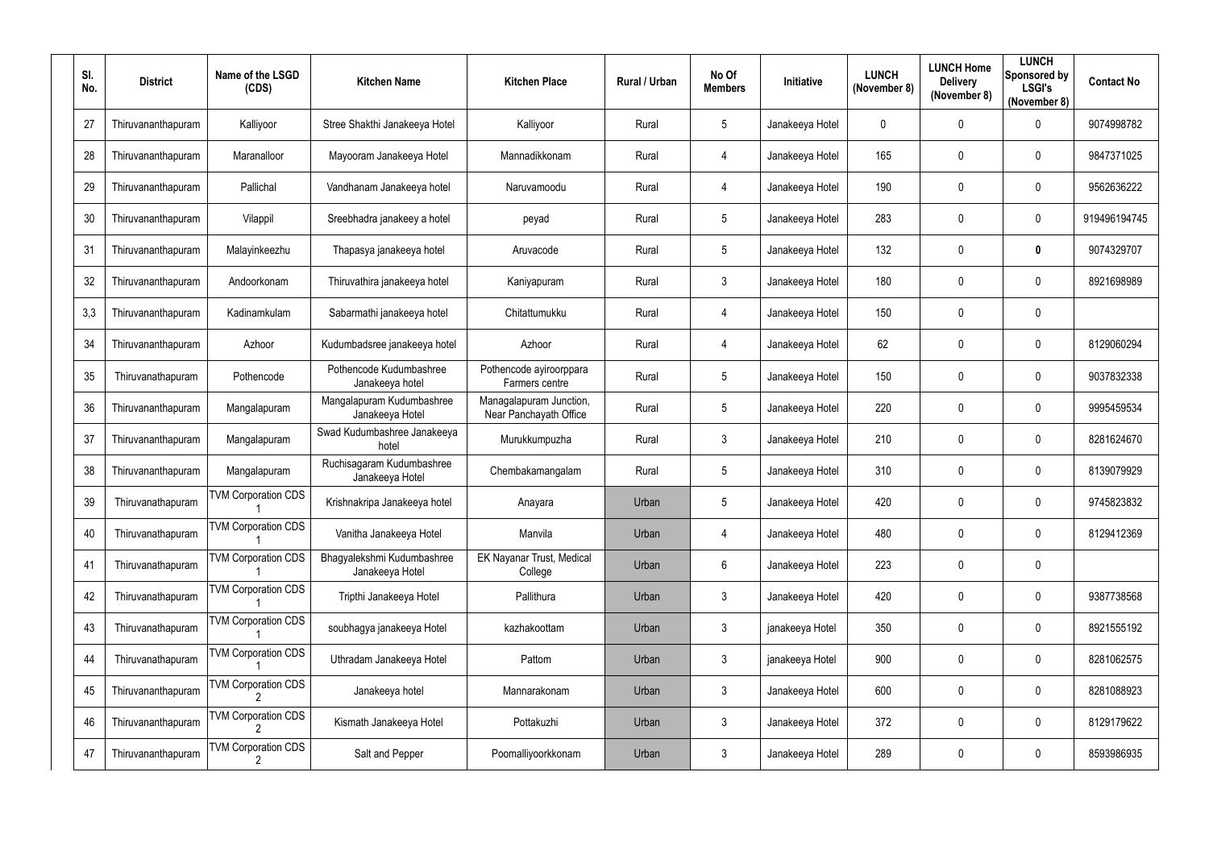| Sl. No. | District | Name of the LSGD (CDS) | Kitchen Name | Kitchen Place | Rural / Urban | No Of Members | Initiative | LUNCH (November 8) | LUNCH Home Delivery (November 8) | LUNCH Sponsored by LSGI's (November 8) | Contact No |
|---|---|---|---|---|---|---|---|---|---|---|---|
| 27 | Thiruvananthapuram | Kalliyoor | Stree Shakthi Janakeeya Hotel | Kalliyoor | Rural | 5 | Janakeeya Hotel | 0 | 0 | 0 | 9074998782 |
| 28 | Thiruvananthapuram | Maranalloor | Mayooram Janakeeya Hotel | Mannadikkonam | Rural | 4 | Janakeeya Hotel | 165 | 0 | 0 | 9847371025 |
| 29 | Thiruvananthapuram | Pallichal | Vandhanam Janakeeya hotel | Naruvamoodu | Rural | 4 | Janakeeya Hotel | 190 | 0 | 0 | 9562636222 |
| 30 | Thiruvananthapuram | Vilappil | Sreebhadra janakeey a hotel | peyad | Rural | 5 | Janakeeya Hotel | 283 | 0 | 0 | 919496194745 |
| 31 | Thiruvananthapuram | Malayinkeezhu | Thapasya janakeeya hotel | Aruvacode | Rural | 5 | Janakeeya Hotel | 132 | 0 | **0** | 9074329707 |
| 32 | Thiruvananthapuram | Andoorkonam | Thiruvathira janakeeya hotel | Kaniyapuram | Rural | 3 | Janakeeya Hotel | 180 | 0 | 0 | 8921698989 |
| 3,3 | Thiruvananthapuram | Kadinamkulam | Sabarmathi janakeeya hotel | Chitattumukku | Rural | 4 | Janakeeya Hotel | 150 | 0 | 0 | |
| 34 | Thiruvananthapuram | Azhoor | Kudumbadsree janakeeya hotel | Azhoor | Rural | 4 | Janakeeya Hotel | 62 | 0 | 0 | 8129060294 |
| 35 | Thiruvanathapuram | Pothencode | Pothencode Kudumbashree Janakeeya hotel | Pothencode ayiroorppara Farmers centre | Rural | 5 | Janakeeya Hotel | 150 | 0 | 0 | 9037832338 |
| 36 | Thiruvananthapuram | Mangalapuram | Mangalapuram Kudumbashree Janakeeya Hotel | Managalapuram Junction, Near Panchayath Office | Rural | 5 | Janakeeya Hotel | 220 | 0 | 0 | 9995459534 |
| 37 | Thiruvananthapuram | Mangalapuram | Swad Kudumbashree Janakeeya hotel | Murukkumpuzha | Rural | 3 | Janakeeya Hotel | 210 | 0 | 0 | 8281624670 |
| 38 | Thiruvananthapuram | Mangalapuram | Ruchisagaram Kudumbashree Janakeeya Hotel | Chembakamangalam | Rural | 5 | Janakeeya Hotel | 310 | 0 | 0 | 8139079929 |
| 39 | Thiruvanathapuram | TVM Corporation CDS 1 | Krishnakripa Janakeeya hotel | Anayara | Urban | 5 | Janakeeya Hotel | 420 | 0 | 0 | 9745823832 |
| 40 | Thiruvanathapuram | TVM Corporation CDS 1 | Vanitha Janakeeya Hotel | Manvila | Urban | 4 | Janakeeya Hotel | 480 | 0 | 0 | 8129412369 |
| 41 | Thiruvanathapuram | TVM Corporation CDS 1 | Bhagyalekshmi Kudumbashree Janakeeya Hotel | EK Nayanar Trust, Medical College | Urban | 6 | Janakeeya Hotel | 223 | 0 | 0 | |
| 42 | Thiruvanathapuram | TVM Corporation CDS 1 | Tripthi Janakeeya Hotel | Pallithura | Urban | 3 | Janakeeya Hotel | 420 | 0 | 0 | 9387738568 |
| 43 | Thiruvanathapuram | TVM Corporation CDS 1 | soubhagya janakeeya Hotel | kazhakoottam | Urban | 3 | janakeeya Hotel | 350 | 0 | 0 | 8921555192 |
| 44 | Thiruvanathapuram | TVM Corporation CDS 1 | Uthradam Janakeeya Hotel | Pattom | Urban | 3 | janakeeya Hotel | 900 | 0 | 0 | 8281062575 |
| 45 | Thiruvananthapuram | TVM Corporation CDS 2 | Janakeeya hotel | Mannarakonam | Urban | 3 | Janakeeya Hotel | 600 | 0 | 0 | 8281088923 |
| 46 | Thiruvananthapuram | TVM Corporation CDS 2 | Kismath Janakeeya Hotel | Pottakuzhi | Urban | 3 | Janakeeya Hotel | 372 | 0 | 0 | 8129179622 |
| 47 | Thiruvananthapuram | TVM Corporation CDS 2 | Salt and Pepper | Poomalliyoorkkonam | Urban | 3 | Janakeeya Hotel | 289 | 0 | 0 | 8593986935 |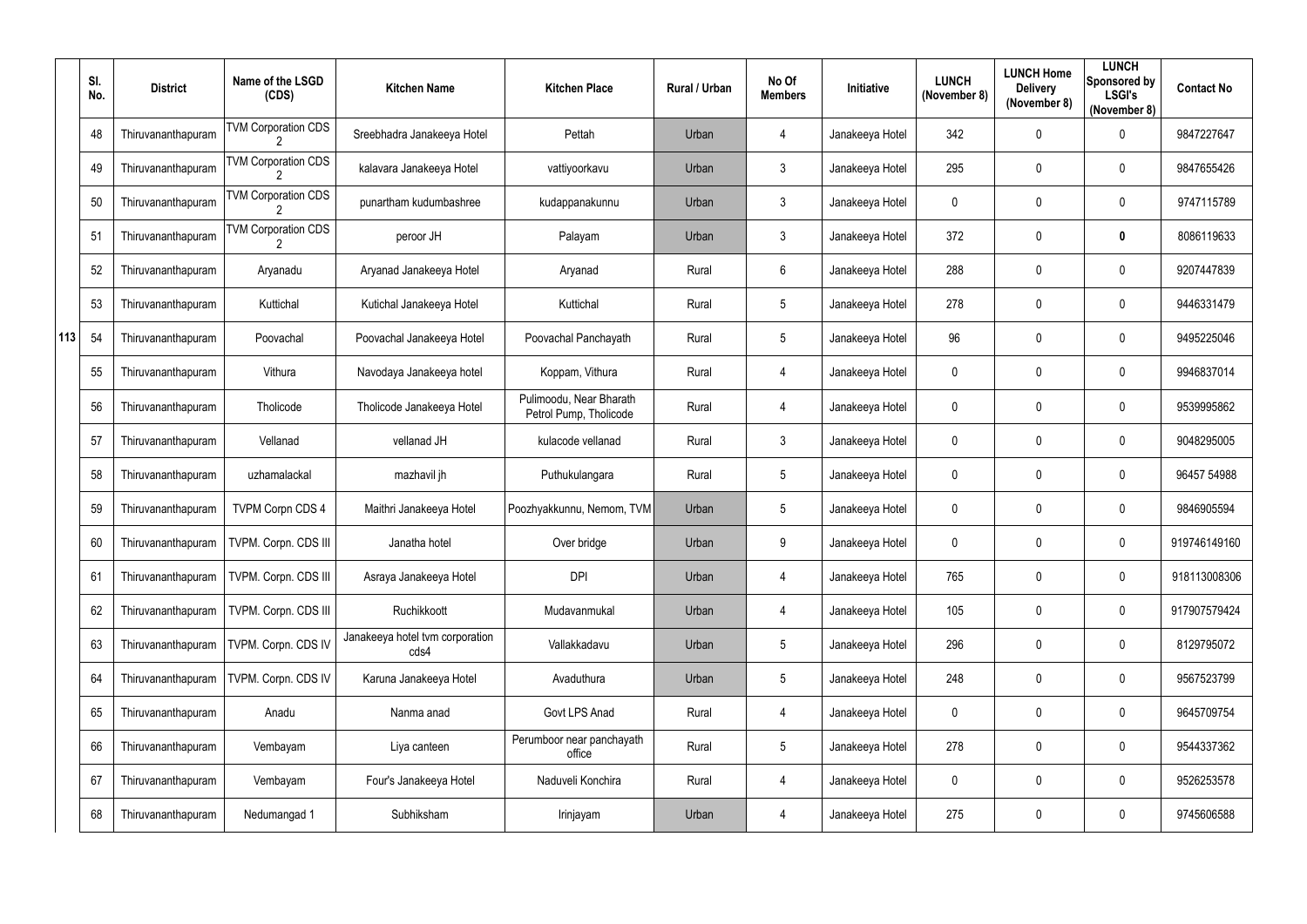| | Sl. No. | District | Name of the LSGD (CDS) | Kitchen Name | Kitchen Place | Rural / Urban | No Of Members | Initiative | LUNCH (November 8) | LUNCH Home Delivery (November 8) | LUNCH Sponsored by LSGI's (November 8) | Contact No |
|---|---|---|---|---|---|---|---|---|---|---|---|---|
| 113 | 48 | Thiruvananthapuram | TVM Corporation CDS 2 | Sreebhadra Janakeeya Hotel | Pettah | Urban | 4 | Janakeeya Hotel | 342 | 0 | 0 | 9847227647 |
| | 49 | Thiruvananthapuram | TVM Corporation CDS 2 | kalavara Janakeeya Hotel | vattiyoorkavu | Urban | 3 | Janakeeya Hotel | 295 | 0 | 0 | 9847655426 |
| | 50 | Thiruvananthapuram | TVM Corporation CDS 2 | punartham kudumbashree | kudappanakunnu | Urban | 3 | Janakeeya Hotel | 0 | 0 | 0 | 9747115789 |
| | 51 | Thiruvananthapuram | TVM Corporation CDS 2 | peroor JH | Palayam | Urban | 3 | Janakeeya Hotel | 372 | 0 | **0** | 8086119633 |
| | 52 | Thiruvananthapuram | Aryanadu | Aryanad Janakeeya Hotel | Aryanad | Rural | 6 | Janakeeya Hotel | 288 | 0 | 0 | 9207447839 |
| | 53 | Thiruvananthapuram | Kuttichal | Kutichal Janakeeya Hotel | Kuttichal | Rural | 5 | Janakeeya Hotel | 278 | 0 | 0 | 9446331479 |
| | 54 | Thiruvananthapuram | Poovachal | Poovachal Janakeeya Hotel | Poovachal Panchayath | Rural | 5 | Janakeeya Hotel | 96 | 0 | 0 | 9495225046 |
| | 55 | Thiruvananthapuram | Vithura | Navodaya Janakeeya hotel | Koppam, Vithura | Rural | 4 | Janakeeya Hotel | 0 | 0 | 0 | 9946837014 |
| | 56 | Thiruvananthapuram | Tholicode | Tholicode Janakeeya Hotel | Pulimoodu, Near Bharath Petrol Pump, Tholicode | Rural | 4 | Janakeeya Hotel | 0 | 0 | 0 | 9539995862 |
| | 57 | Thiruvananthapuram | Vellanad | vellanad JH | kulacode vellanad | Rural | 3 | Janakeeya Hotel | 0 | 0 | 0 | 9048295005 |
| | 58 | Thiruvananthapuram | uzhamalackal | mazhavil jh | Puthukulangara | Rural | 5 | Janakeeya Hotel | 0 | 0 | 0 | 96457 54988 |
| | 59 | Thiruvananthapuram | TVPM Corpn CDS 4 | Maithri Janakeeya Hotel | Poozhyakkunnu, Nemom, TVM | Urban | 5 | Janakeeya Hotel | 0 | 0 | 0 | 9846905594 |
| | 60 | Thiruvananthapuram | TVPM. Corpn. CDS III | Janatha hotel | Over bridge | Urban | 9 | Janakeeya Hotel | 0 | 0 | 0 | 919746149160 |
| | 61 | Thiruvananthapuram | TVPM. Corpn. CDS III | Asraya Janakeeya Hotel | DPI | Urban | 4 | Janakeeya Hotel | 765 | 0 | 0 | 918113008306 |
| | 62 | Thiruvananthapuram | TVPM. Corpn. CDS III | Ruchikkoott | Mudavanmukal | Urban | 4 | Janakeeya Hotel | 105 | 0 | 0 | 917907579424 |
| | 63 | Thiruvananthapuram | TVPM. Corpn. CDS IV | Janakeeya hotel tvm corporation cds4 | Vallakkadavu | Urban | 5 | Janakeeya Hotel | 296 | 0 | 0 | 8129795072 |
| | 64 | Thiruvananthapuram | TVPM. Corpn. CDS IV | Karuna Janakeeya Hotel | Avaduthura | Urban | 5 | Janakeeya Hotel | 248 | 0 | 0 | 9567523799 |
| | 65 | Thiruvananthapuram | Anadu | Nanma anad | Govt LPS Anad | Rural | 4 | Janakeeya Hotel | 0 | 0 | 0 | 9645709754 |
| | 66 | Thiruvananthapuram | Vembayam | Liya canteen | Perumboor near panchayath office | Rural | 5 | Janakeeya Hotel | 278 | 0 | 0 | 9544337362 |
| | 67 | Thiruvananthapuram | Vembayam | Four's Janakeeya Hotel | Naduveli Konchira | Rural | 4 | Janakeeya Hotel | 0 | 0 | 0 | 9526253578 |
| | 68 | Thiruvananthapuram | Nedumangad 1 | Subhiksham | Irinjayam | Urban | 4 | Janakeeya Hotel | 275 | 0 | 0 | 9745606588 |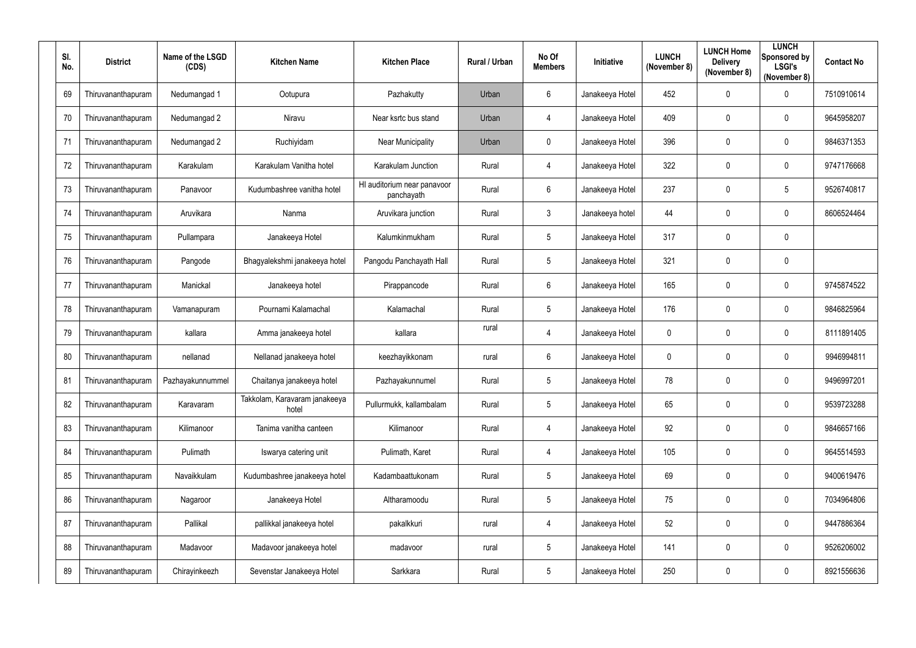| Sl. No. | District | Name of the LSGD (CDS) | Kitchen Name | Kitchen Place | Rural / Urban | No Of Members | Initiative | LUNCH (November 8) | LUNCH Home Delivery (November 8) | LUNCH Sponsored by LSGI's (November 8) | Contact No |
|---|---|---|---|---|---|---|---|---|---|---|---|
| 69 | Thiruvananthapuram | Nedumangad 1 | Ootupura | Pazhakutty | Urban | 6 | Janakeeya Hotel | 452 | 0 | 0 | 7510910614 |
| 70 | Thiruvananthapuram | Nedumangad 2 | Niravu | Near ksrtc bus stand | Urban | 4 | Janakeeya Hotel | 409 | 0 | 0 | 9645958207 |
| 71 | Thiruvananthapuram | Nedumangad 2 | Ruchiyidam | Near Municipality | Urban | 0 | Janakeeya Hotel | 396 | 0 | 0 | 9846371353 |
| 72 | Thiruvananthapuram | Karakulam | Karakulam Vanitha hotel | Karakulam Junction | Rural | 4 | Janakeeya Hotel | 322 | 0 | 0 | 9747176668 |
| 73 | Thiruvananthapuram | Panavoor | Kudumbashree vanitha hotel | Hl auditorium near panavoor panchayath | Rural | 6 | Janakeeya Hotel | 237 | 0 | 5 | 9526740817 |
| 74 | Thiruvananthapuram | Aruvikara | Nanma | Aruvikara junction | Rural | 3 | Janakeeya hotel | 44 | 0 | 0 | 8606524464 |
| 75 | Thiruvananthapuram | Pullampara | Janakeeya Hotel | Kalumkinmukham | Rural | 5 | Janakeeya Hotel | 317 | 0 | 0 | |
| 76 | Thiruvananthapuram | Pangode | Bhagyalekshmi janakeeya hotel | Pangodu Panchayath Hall | Rural | 5 | Janakeeya Hotel | 321 | 0 | 0 | |
| 77 | Thiruvananthapuram | Manickal | Janakeeya hotel | Pirappancode | Rural | 6 | Janakeeya Hotel | 165 | 0 | 0 | 9745874522 |
| 78 | Thiruvananthapuram | Vamanapuram | Pournami Kalamachal | Kalamachal | Rural | 5 | Janakeeya Hotel | 176 | 0 | 0 | 9846825964 |
| 79 | Thiruvananthapuram | kallara | Amma janakeeya hotel | kallara | rural | 4 | Janakeeya Hotel | 0 | 0 | 0 | 8111891405 |
| 80 | Thiruvananthapuram | nellanad | Nellanad janakeeya hotel | keezhayikkonam | rural | 6 | Janakeeya Hotel | 0 | 0 | 0 | 9946994811 |
| 81 | Thiruvananthapuram | Pazhayakunnummel | Chaitanya janakeeya hotel | Pazhayakunnumel | Rural | 5 | Janakeeya Hotel | 78 | 0 | 0 | 9496997201 |
| 82 | Thiruvananthapuram | Karavaram | Takkolam, Karavaram janakeeya hotel | Pullurmukk, kallambalam | Rural | 5 | Janakeeya Hotel | 65 | 0 | 0 | 9539723288 |
| 83 | Thiruvananthapuram | Kilimanoor | Tanima vanitha canteen | Kilimanoor | Rural | 4 | Janakeeya Hotel | 92 | 0 | 0 | 9846657166 |
| 84 | Thiruvananthapuram | Pulimath | Iswarya catering unit | Pulimath, Karet | Rural | 4 | Janakeeya Hotel | 105 | 0 | 0 | 9645514593 |
| 85 | Thiruvananthapuram | Navaikkulam | Kudumbashree janakeeya hotel | Kadambaattukonam | Rural | 5 | Janakeeya Hotel | 69 | 0 | 0 | 9400619476 |
| 86 | Thiruvananthapuram | Nagaroor | Janakeeya Hotel | Altharamoodu | Rural | 5 | Janakeeya Hotel | 75 | 0 | 0 | 7034964806 |
| 87 | Thiruvananthapuram | Pallikal | pallikkal janakeeya hotel | pakalkkuri | rural | 4 | Janakeeya Hotel | 52 | 0 | 0 | 9447886364 |
| 88 | Thiruvananthapuram | Madavoor | Madavoor janakeeya hotel | madavoor | rural | 5 | Janakeeya Hotel | 141 | 0 | 0 | 9526206002 |
| 89 | Thiruvananthapuram | Chirayinkeezh | Sevenstar Janakeeya Hotel | Sarkkara | Rural | 5 | Janakeeya Hotel | 250 | 0 | 0 | 8921556636 |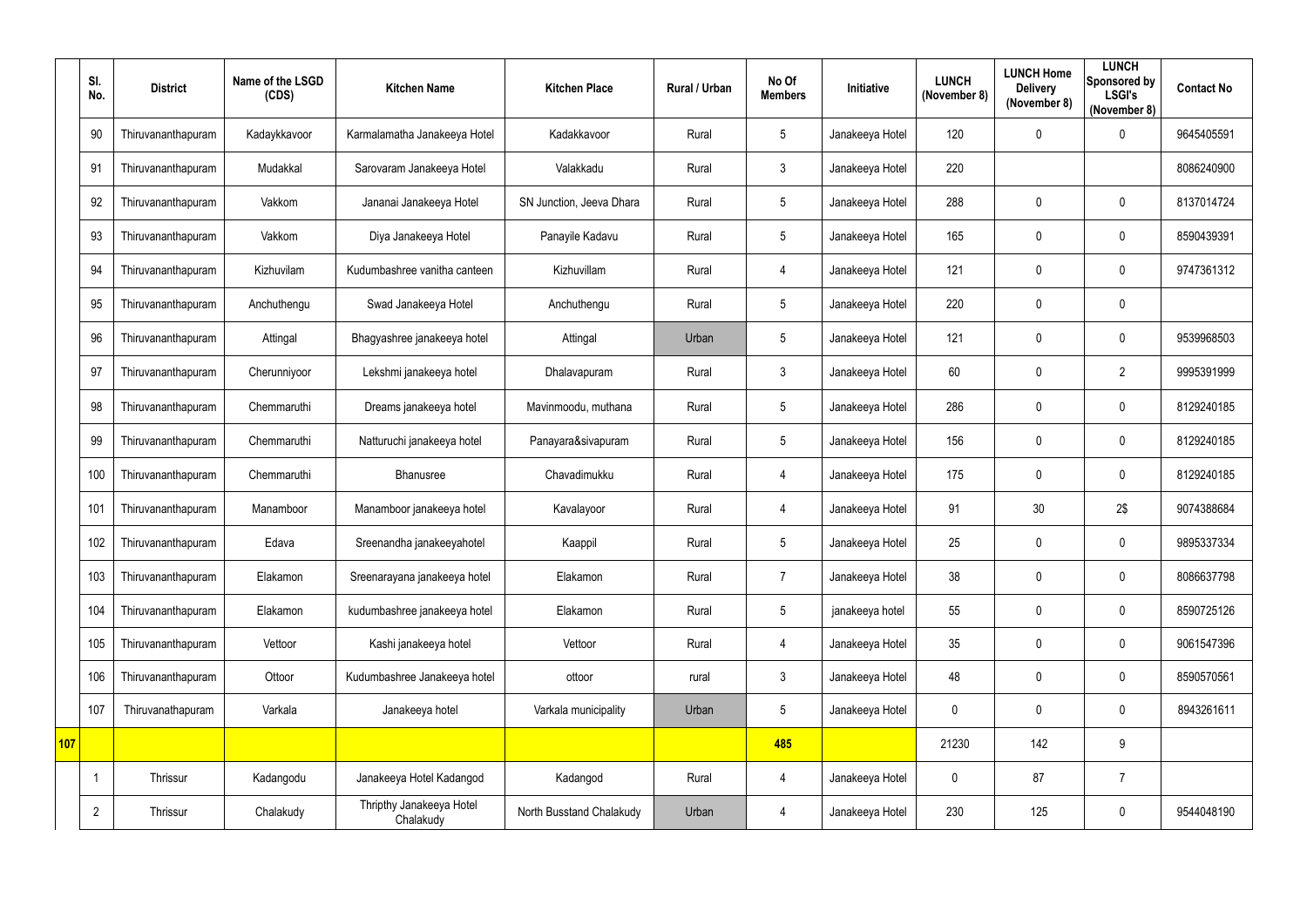| | Sl. No. | District | Name of the LSGD (CDS) | Kitchen Name | Kitchen Place | Rural / Urban | No Of Members | Initiative | LUNCH (November 8) | LUNCH Home Delivery (November 8) | LUNCH Sponsored by LSGI's (November 8) | Contact No |
|---|---|---|---|---|---|---|---|---|---|---|---|---|
| | 90 | Thiruvananthapuram | Kadaykkavoor | Karmalamatha Janakeeya Hotel | Kadakkavoor | Rural | 5 | Janakeeya Hotel | 120 | 0 | 0 | 9645405591 |
| | 91 | Thiruvananthapuram | Mudakkal | Sarovaram Janakeeya Hotel | Valakkadu | Rural | 3 | Janakeeya Hotel | 220 | | | 8086240900 |
| | 92 | Thiruvananthapuram | Vakkom | Jananai Janakeeya Hotel | SN Junction, Jeeva Dhara | Rural | 5 | Janakeeya Hotel | 288 | 0 | 0 | 8137014724 |
| | 93 | Thiruvananthapuram | Vakkom | Diya Janakeeya Hotel | Panayile Kadavu | Rural | 5 | Janakeeya Hotel | 165 | 0 | 0 | 8590439391 |
| | 94 | Thiruvananthapuram | Kizhuvilam | Kudumbashree vanitha canteen | Kizhuvillam | Rural | 4 | Janakeeya Hotel | 121 | 0 | 0 | 9747361312 |
| | 95 | Thiruvananthapuram | Anchuthengu | Swad Janakeeya Hotel | Anchuthengu | Rural | 5 | Janakeeya Hotel | 220 | 0 | 0 | |
| | 96 | Thiruvananthapuram | Attingal | Bhagyashree janakeeya hotel | Attingal | Urban | 5 | Janakeeya Hotel | 121 | 0 | 0 | 9539968503 |
| | 97 | Thiruvananthapuram | Cherunniyoor | Lekshmi janakeeya hotel | Dhalavapuram | Rural | 3 | Janakeeya Hotel | 60 | 0 | 2 | 9995391999 |
| | 98 | Thiruvananthapuram | Chemmaruthi | Dreams janakeeya hotel | Mavinmoodu, muthana | Rural | 5 | Janakeeya Hotel | 286 | 0 | 0 | 8129240185 |
| | 99 | Thiruvananthapuram | Chemmaruthi | Natturuchi janakeeya hotel | Panayara&sivapuram | Rural | 5 | Janakeeya Hotel | 156 | 0 | 0 | 8129240185 |
| | 100 | Thiruvananthapuram | Chemmaruthi | Bhanusree | Chavadimukku | Rural | 4 | Janakeeya Hotel | 175 | 0 | 0 | 8129240185 |
| | 101 | Thiruvananthapuram | Manamboor | Manamboor janakeeya hotel | Kavalayoor | Rural | 4 | Janakeeya Hotel | 91 | 30 | 2$ | 9074388684 |
| | 102 | Thiruvananthapuram | Edava | Sreenandha janakeeyahotel | Kaappil | Rural | 5 | Janakeeya Hotel | 25 | 0 | 0 | 9895337334 |
| | 103 | Thiruvananthapuram | Elakamon | Sreenarayana janakeeya hotel | Elakamon | Rural | 7 | Janakeeya Hotel | 38 | 0 | 0 | 8086637798 |
| | 104 | Thiruvananthapuram | Elakamon | kudumbashree janakeeya hotel | Elakamon | Rural | 5 | janakeeya hotel | 55 | 0 | 0 | 8590725126 |
| | 105 | Thiruvananthapuram | Vettoor | Kashi janakeeya hotel | Vettoor | Rural | 4 | Janakeeya Hotel | 35 | 0 | 0 | 9061547396 |
| | 106 | Thiruvananthapuram | Ottoor | Kudumbashree Janakeeya hotel | ottoor | rural | 3 | Janakeeya Hotel | 48 | 0 | 0 | 8590570561 |
| | 107 | Thiruvanathapuram | Varkala | Janakeeya hotel | Varkala municipality | Urban | 5 | Janakeeya Hotel | 0 | 0 | 0 | 8943261611 |
| 107 | | | | | | | 485 | | 21230 | 142 | 9 | |
| | 1 | Thrissur | Kadangodu | Janakeeya Hotel Kadangod | Kadangod | Rural | 4 | Janakeeya Hotel | 0 | 87 | 7 | |
| | 2 | Thrissur | Chalakudy | Thripthy Janakeeya Hotel Chalakudy | North Busstand Chalakudy | Urban | 4 | Janakeeya Hotel | 230 | 125 | 0 | 9544048190 |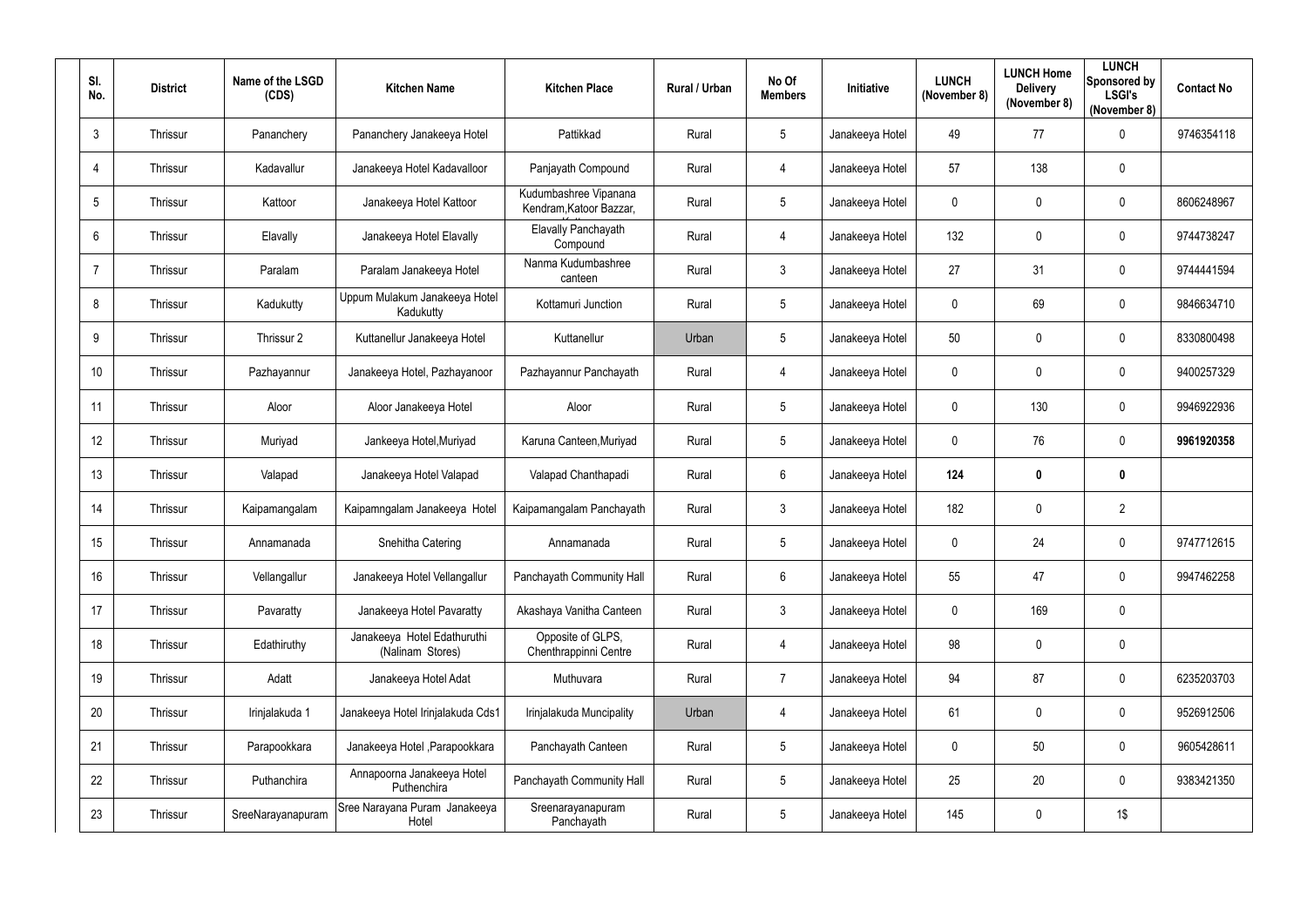| Sl. No. | District | Name of the LSGD (CDS) | Kitchen Name | Kitchen Place | Rural / Urban | No Of Members | Initiative | LUNCH (November 8) | LUNCH Home Delivery (November 8) | LUNCH Sponsored by LSGI's (November 8) | Contact No |
|---|---|---|---|---|---|---|---|---|---|---|---|
| 3 | Thrissur | Pananchery | Pananchery Janakeeya Hotel | Pattikkad | Rural | 5 | Janakeeya Hotel | 49 | 77 | 0 | 9746354118 |
| 4 | Thrissur | Kadavallur | Janakeeya Hotel Kadavalloor | Panjayath Compound | Rural | 4 | Janakeeya Hotel | 57 | 138 | 0 | |
| 5 | Thrissur | Kattoor | Janakeeya Hotel Kattoor | Kudumbashree Vipanana Kendram,Katoor Bazzar, | Rural | 5 | Janakeeya Hotel | 0 | 0 | 0 | 8606248967 |
| 6 | Thrissur | Elavally | Janakeeya Hotel Elavally | Elavally Panchayath Compound | Rural | 4 | Janakeeya Hotel | 132 | 0 | 0 | 9744738247 |
| 7 | Thrissur | Paralam | Paralam Janakeeya Hotel | Nanma Kudumbashree canteen | Rural | 3 | Janakeeya Hotel | 27 | 31 | 0 | 9744441594 |
| 8 | Thrissur | Kadukutty | Uppum Mulakum Janakeeya Hotel Kadukutty | Kottamuri Junction | Rural | 5 | Janakeeya Hotel | 0 | 69 | 0 | 9846634710 |
| 9 | Thrissur | Thrissur 2 | Kuttanellur Janakeeya Hotel | Kuttanellur | Urban | 5 | Janakeeya Hotel | 50 | 0 | 0 | 8330800498 |
| 10 | Thrissur | Pazhayannur | Janakeeya Hotel, Pazhayanoor | Pazhayannur Panchayath | Rural | 4 | Janakeeya Hotel | 0 | 0 | 0 | 9400257329 |
| 11 | Thrissur | Aloor | Aloor Janakeeya Hotel | Aloor | Rural | 5 | Janakeeya Hotel | 0 | 130 | 0 | 9946922936 |
| 12 | Thrissur | Muriyad | Jankeeya Hotel,Muriyad | Karuna Canteen,Muriyad | Rural | 5 | Janakeeya Hotel | 0 | 76 | 0 | **9961920358** |
| 13 | Thrissur | Valapad | Janakeeya Hotel Valapad | Valapad Chanthapadi | Rural | 6 | Janakeeya Hotel | **124** | **0** | **0** | |
| 14 | Thrissur | Kaipamangalam | Kaipamngalam Janakeeya Hotel | Kaipamangalam Panchayath | Rural | 3 | Janakeeya Hotel | 182 | 0 | 2 | |
| 15 | Thrissur | Annamanada | Snehitha Catering | Annamanada | Rural | 5 | Janakeeya Hotel | 0 | 24 | 0 | 9747712615 |
| 16 | Thrissur | Vellangallur | Janakeeya Hotel Vellangallur | Panchayath Community Hall | Rural | 6 | Janakeeya Hotel | 55 | 47 | 0 | 9947462258 |
| 17 | Thrissur | Pavaratty | Janakeeya Hotel Pavaratty | Akashaya Vanitha Canteen | Rural | 3 | Janakeeya Hotel | 0 | 169 | 0 | |
| 18 | Thrissur | Edathiruthy | Janakeeya Hotel Edathuruthi (Nalinam Stores) | Opposite of GLPS, Chenthrappinni Centre | Rural | 4 | Janakeeya Hotel | 98 | 0 | 0 | |
| 19 | Thrissur | Adatt | Janakeeya Hotel Adat | Muthuvara | Rural | 7 | Janakeeya Hotel | 94 | 87 | 0 | 6235203703 |
| 20 | Thrissur | Irinjalakuda 1 | Janakeeya Hotel Irinjalakuda Cds1 | Irinjalakuda Muncipality | Urban | 4 | Janakeeya Hotel | 61 | 0 | 0 | 9526912506 |
| 21 | Thrissur | Parapookkara | Janakeeya Hotel ,Parapookkara | Panchayath Canteen | Rural | 5 | Janakeeya Hotel | 0 | 50 | 0 | 9605428611 |
| 22 | Thrissur | Puthanchira | Annapoorna Janakeeya Hotel Puthenchira | Panchayath Community Hall | Rural | 5 | Janakeeya Hotel | 25 | 20 | 0 | 9383421350 |
| 23 | Thrissur | SreeNarayanapuram | Sree Narayana Puram Janakeeya Hotel | Sreenarayanapuram Panchayath | Rural | 5 | Janakeeya Hotel | 145 | 0 | 1$ | |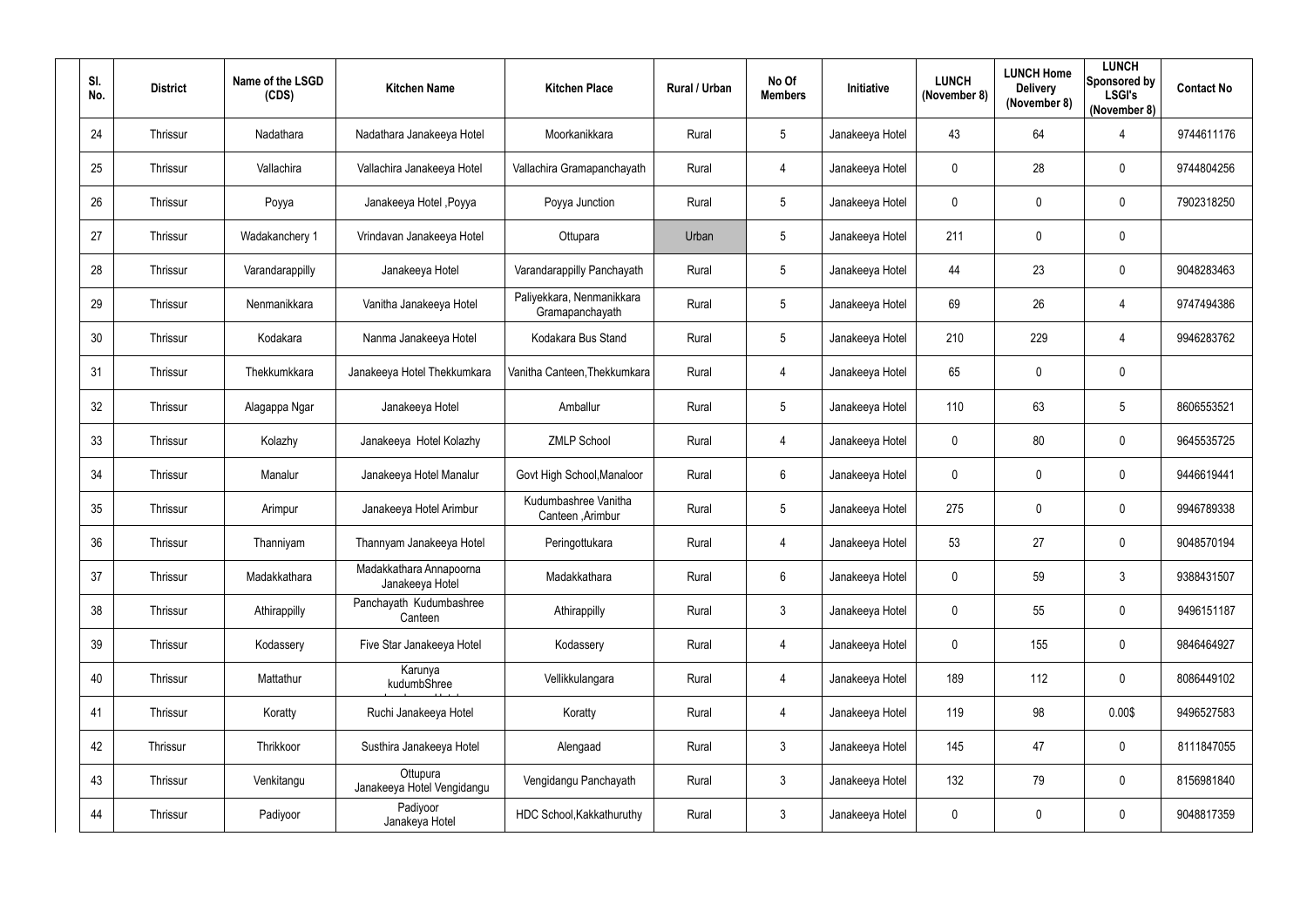| Sl. No. | District | Name of the LSGD (CDS) | Kitchen Name | Kitchen Place | Rural / Urban | No Of Members | Initiative | LUNCH (November 8) | LUNCH Home Delivery (November 8) | LUNCH Sponsored by LSGI's (November 8) | Contact No |
|---|---|---|---|---|---|---|---|---|---|---|---|
| 24 | Thrissur | Nadathara | Nadathara Janakeeya Hotel | Moorkanikkara | Rural | 5 | Janakeeya Hotel | 43 | 64 | 4 | 9744611176 |
| 25 | Thrissur | Vallachira | Vallachira Janakeeya Hotel | Vallachira Gramapanchayath | Rural | 4 | Janakeeya Hotel | 0 | 28 | 0 | 9744804256 |
| 26 | Thrissur | Poyya | Janakeeya Hotel ,Poyya | Poyya Junction | Rural | 5 | Janakeeya Hotel | 0 | 0 | 0 | 7902318250 |
| 27 | Thrissur | Wadakanchery 1 | Vrindavan Janakeeya Hotel | Ottupara | Urban | 5 | Janakeeya Hotel | 211 | 0 | 0 | |
| 28 | Thrissur | Varandarappilly | Janakeeya Hotel | Varandarappilly Panchayath | Rural | 5 | Janakeeya Hotel | 44 | 23 | 0 | 9048283463 |
| 29 | Thrissur | Nenmanikkara | Vanitha Janakeeya Hotel | Paliyekkara, Nenmanikkara Gramapanchayath | Rural | 5 | Janakeeya Hotel | 69 | 26 | 4 | 9747494386 |
| 30 | Thrissur | Kodakara | Nanma Janakeeya Hotel | Kodakara Bus Stand | Rural | 5 | Janakeeya Hotel | 210 | 229 | 4 | 9946283762 |
| 31 | Thrissur | Thekkumkkara | Janakeeya Hotel Thekkumkara | Vanitha Canteen,Thekkumkara | Rural | 4 | Janakeeya Hotel | 65 | 0 | 0 | |
| 32 | Thrissur | Alagappa Ngar | Janakeeya Hotel | Amballur | Rural | 5 | Janakeeya Hotel | 110 | 63 | 5 | 8606553521 |
| 33 | Thrissur | Kolazhy | Janakeeya Hotel Kolazhy | ZMLP School | Rural | 4 | Janakeeya Hotel | 0 | 80 | 0 | 9645535725 |
| 34 | Thrissur | Manalur | Janakeeya Hotel Manalur | Govt High School,Manaloor | Rural | 6 | Janakeeya Hotel | 0 | 0 | 0 | 9446619441 |
| 35 | Thrissur | Arimpur | Janakeeya Hotel Arimbur | Kudumbashree Vanitha Canteen ,Arimbur | Rural | 5 | Janakeeya Hotel | 275 | 0 | 0 | 9946789338 |
| 36 | Thrissur | Thanniyam | Thannyam Janakeeya Hotel | Peringottukara | Rural | 4 | Janakeeya Hotel | 53 | 27 | 0 | 9048570194 |
| 37 | Thrissur | Madakkathara | Madakkathara Annapoorna Janakeeya Hotel | Madakkathara | Rural | 6 | Janakeeya Hotel | 0 | 59 | 3 | 9388431507 |
| 38 | Thrissur | Athirappilly | Panchayath Kudumbashree Canteen | Athirappilly | Rural | 3 | Janakeeya Hotel | 0 | 55 | 0 | 9496151187 |
| 39 | Thrissur | Kodassery | Five Star Janakeeya Hotel | Kodassery | Rural | 4 | Janakeeya Hotel | 0 | 155 | 0 | 9846464927 |
| 40 | Thrissur | Mattathur | Karunya kudumbShree | Vellikkulangara | Rural | 4 | Janakeeya Hotel | 189 | 112 | 0 | 8086449102 |
| 41 | Thrissur | Koratty | Ruchi Janakeeya Hotel | Koratty | Rural | 4 | Janakeeya Hotel | 119 | 98 | 0.00$ | 9496527583 |
| 42 | Thrissur | Thrikkoor | Susthira Janakeeya Hotel | Alengaad | Rural | 3 | Janakeeya Hotel | 145 | 47 | 0 | 8111847055 |
| 43 | Thrissur | Venkitangu | Ottupura Janakeeya Hotel Vengidangu | Vengidangu Panchayath | Rural | 3 | Janakeeya Hotel | 132 | 79 | 0 | 8156981840 |
| 44 | Thrissur | Padiyoor | Padiyoor Janakeya Hotel | HDC School,Kakkathuruthy | Rural | 3 | Janakeeya Hotel | 0 | 0 | 0 | 9048817359 |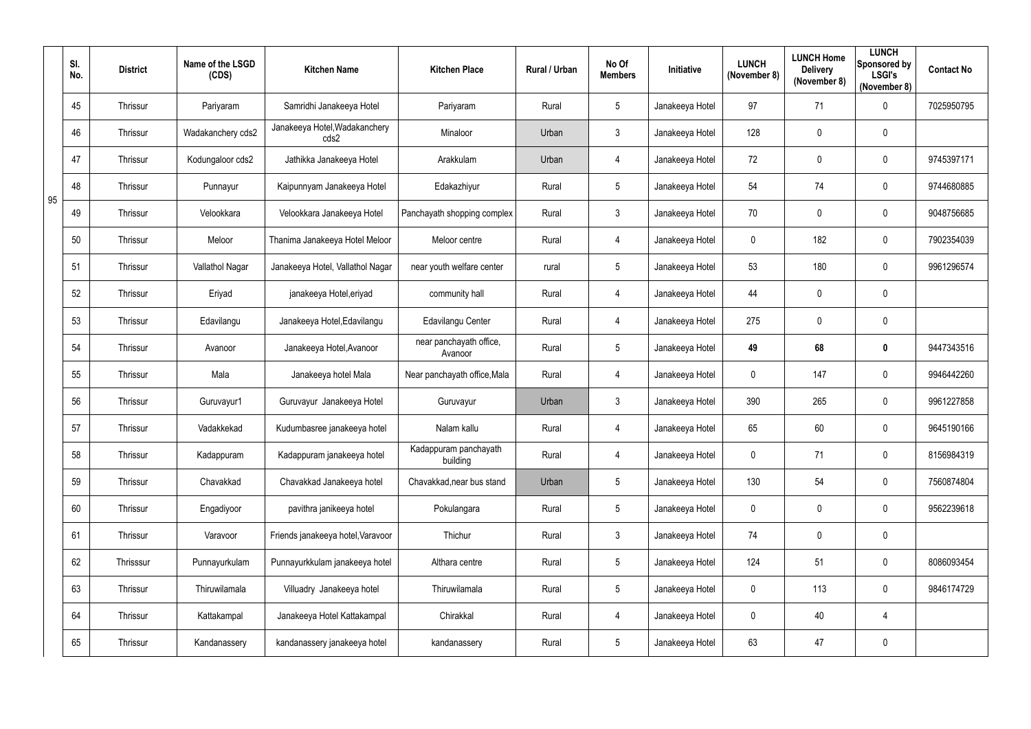|  | Sl. No. | District | Name of the LSGD (CDS) | Kitchen Name | Kitchen Place | Rural / Urban | No Of Members | Initiative | LUNCH (November 8) | LUNCH Home Delivery (November 8) | LUNCH Sponsored by LSGI's (November 8) | Contact No |
|---|---|---|---|---|---|---|---|---|---|---|---|---|
| 95 | 45 | Thrissur | Pariyaram | Samridhi Janakeeya Hotel | Pariyaram | Rural | 5 | Janakeeya Hotel | 97 | 71 | 0 | 7025950795 |
|  | 46 | Thrissur | Wadakanchery cds2 | Janakeeya Hotel,Wadakanchery cds2 | Minaloor | Urban | 3 | Janakeeya Hotel | 128 | 0 | 0 |  |
|  | 47 | Thrissur | Kodungaloor cds2 | Jathikka Janakeeya Hotel | Arakkulam | Urban | 4 | Janakeeya Hotel | 72 | 0 | 0 | 9745397171 |
|  | 48 | Thrissur | Punnayur | Kaipunnyam Janakeeya Hotel | Edakazhiyur | Rural | 5 | Janakeeya Hotel | 54 | 74 | 0 | 9744680885 |
|  | 49 | Thrissur | Velookkara | Velookkara Janakeeya Hotel | Panchayath shopping complex | Rural | 3 | Janakeeya Hotel | 70 | 0 | 0 | 9048756685 |
|  | 50 | Thrissur | Meloor | Thanima Janakeeya Hotel Meloor | Meloor centre | Rural | 4 | Janakeeya Hotel | 0 | 182 | 0 | 7902354039 |
|  | 51 | Thrissur | Vallathol Nagar | Janakeeya Hotel, Vallathol Nagar | near youth welfare center | rural | 5 | Janakeeya Hotel | 53 | 180 | 0 | 9961296574 |
|  | 52 | Thrissur | Eriyad | janakeeya Hotel,eriyad | community hall | Rural | 4 | Janakeeya Hotel | 44 | 0 | 0 |  |
|  | 53 | Thrissur | Edavilangu | Janakeeya Hotel,Edavilangu | Edavilangu Center | Rural | 4 | Janakeeya Hotel | 275 | 0 | 0 |  |
|  | 54 | Thrissur | Avanoor | Janakeeya Hotel,Avanoor | near panchayath office, Avanoor | Rural | 5 | Janakeeya Hotel | **49** | **68** | **0** | 9447343516 |
|  | 55 | Thrissur | Mala | Janakeeya hotel Mala | Near panchayath office,Mala | Rural | 4 | Janakeeya Hotel | 0 | 147 | 0 | 9946442260 |
|  | 56 | Thrissur | Guruvayur1 | Guruvayur Janakeeya Hotel | Guruvayur | Urban | 3 | Janakeeya Hotel | 390 | 265 | 0 | 9961227858 |
|  | 57 | Thrissur | Vadakkekad | Kudumbasree janakeeya hotel | Nalam kallu | Rural | 4 | Janakeeya Hotel | 65 | 60 | 0 | 9645190166 |
|  | 58 | Thrissur | Kadappuram | Kadappuram janakeeya hotel | Kadappuram panchayath building | Rural | 4 | Janakeeya Hotel | 0 | 71 | 0 | 8156984319 |
|  | 59 | Thrissur | Chavakkad | Chavakkad Janakeeya hotel | Chavakkad,near bus stand | Urban | 5 | Janakeeya Hotel | 130 | 54 | 0 | 7560874804 |
|  | 60 | Thrissur | Engadiyoor | pavithra janikeeya hotel | Pokulangara | Rural | 5 | Janakeeya Hotel | 0 | 0 | 0 | 9562239618 |
|  | 61 | Thrissur | Varavoor | Friends janakeeya hotel,Varavoor | Thichur | Rural | 3 | Janakeeya Hotel | 74 | 0 | 0 |  |
|  | 62 | Thrisssur | Punnayurkulam | Punnayurkkulam janakeeya hotel | Althara centre | Rural | 5 | Janakeeya Hotel | 124 | 51 | 0 | 8086093454 |
|  | 63 | Thrissur | Thiruwilamala | Villuadry Janakeeya hotel | Thiruwilamala | Rural | 5 | Janakeeya Hotel | 0 | 113 | 0 | 9846174729 |
|  | 64 | Thrissur | Kattakampal | Janakeeya Hotel Kattakampal | Chirakkal | Rural | 4 | Janakeeya Hotel | 0 | 40 | 4 |  |
|  | 65 | Thrissur | Kandanassery | kandanassery janakeeya hotel | kandanassery | Rural | 5 | Janakeeya Hotel | 63 | 47 | 0 |  |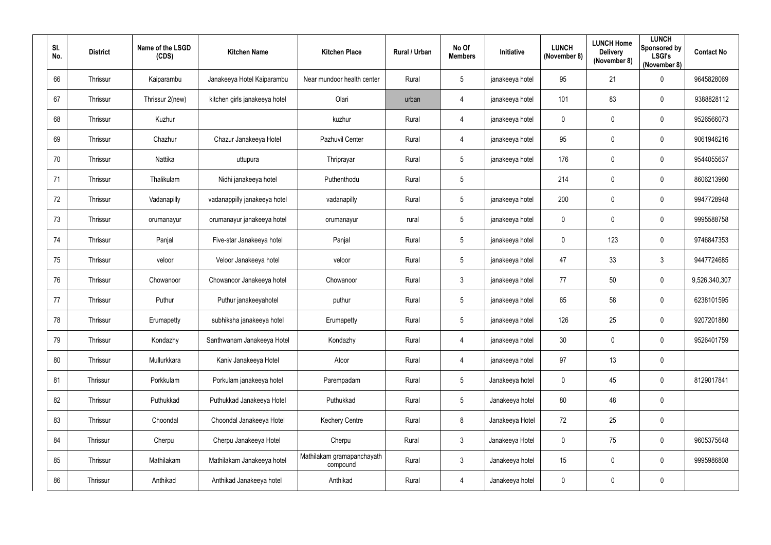| Sl. No. | District | Name of the LSGD (CDS) | Kitchen Name | Kitchen Place | Rural / Urban | No Of Members | Initiative | LUNCH (November 8) | LUNCH Home Delivery (November 8) | LUNCH Sponsored by LSGI's (November 8) | Contact No |
|---|---|---|---|---|---|---|---|---|---|---|---|
| 66 | Thrissur | Kaiparambu | Janakeeya Hotel Kaiparambu | Near mundoor health center | Rural | 5 | janakeeya hotel | 95 | 21 | 0 | 9645828069 |
| 67 | Thrissur | Thrissur 2(new) | kitchen girls janakeeya hotel | Olari | urban | 4 | janakeeya hotel | 101 | 83 | 0 | 9388828112 |
| 68 | Thrissur | Kuzhur | | kuzhur | Rural | 4 | janakeeya hotel | 0 | 0 | 0 | 9526566073 |
| 69 | Thrissur | Chazhur | Chazur Janakeeya Hotel | Pazhuvil Center | Rural | 4 | janakeeya hotel | 95 | 0 | 0 | 9061946216 |
| 70 | Thrissur | Nattika | uttupura | Thriprayar | Rural | 5 | janakeeya hotel | 176 | 0 | 0 | 9544055637 |
| 71 | Thrissur | Thalikulam | Nidhi janakeeya hotel | Puthenthodu | Rural | 5 | | 214 | 0 | 0 | 8606213960 |
| 72 | Thrissur | Vadanapilly | vadanappilly janakeeya hotel | vadanapilly | Rural | 5 | janakeeya hotel | 200 | 0 | 0 | 9947728948 |
| 73 | Thrissur | orumanayur | orumanayur janakeeya hotel | orumanayur | rural | 5 | janakeeya hotel | 0 | 0 | 0 | 9995588758 |
| 74 | Thrissur | Panjal | Five-star Janakeeya hotel | Panjal | Rural | 5 | janakeeya hotel | 0 | 123 | 0 | 9746847353 |
| 75 | Thrissur | veloor | Veloor Janakeeya hotel | veloor | Rural | 5 | janakeeya hotel | 47 | 33 | 3 | 9447724685 |
| 76 | Thrissur | Chowanoor | Chowanoor Janakeeya hotel | Chowanoor | Rural | 3 | janakeeya hotel | 77 | 50 | 0 | 9,526,340,307 |
| 77 | Thrissur | Puthur | Puthur janakeeyahotel | puthur | Rural | 5 | janakeeya hotel | 65 | 58 | 0 | 6238101595 |
| 78 | Thrissur | Erumapetty | subhiksha janakeeya hotel | Erumapetty | Rural | 5 | janakeeya hotel | 126 | 25 | 0 | 9207201880 |
| 79 | Thrissur | Kondazhy | Santhwanam Janakeeya Hotel | Kondazhy | Rural | 4 | janakeeya hotel | 30 | 0 | 0 | 9526401759 |
| 80 | Thrissur | Mullurkkara | Kaniv Janakeeya Hotel | Atoor | Rural | 4 | janakeeya hotel | 97 | 13 | 0 | |
| 81 | Thrissur | Porkkulam | Porkulam janakeeya hotel | Parempadam | Rural | 5 | Janakeeya hotel | 0 | 45 | 0 | 8129017841 |
| 82 | Thrissur | Puthukkad | Puthukkad Janakeeya Hotel | Puthukkad | Rural | 5 | Janakeeya hotel | 80 | 48 | 0 | |
| 83 | Thrissur | Choondal | Choondal Janakeeya Hotel | Kechery Centre | Rural | 8 | Janakeeya Hotel | 72 | 25 | 0 | |
| 84 | Thrissur | Cherpu | Cherpu Janakeeya Hotel | Cherpu | Rural | 3 | Janakeeya Hotel | 0 | 75 | 0 | 9605375648 |
| 85 | Thrissur | Mathilakam | Mathilakam Janakeeya hotel | Mathilakam gramapanchayath compound | Rural | 3 | Janakeeya hotel | 15 | 0 | 0 | 9995986808 |
| 86 | Thrissur | Anthikad | Anthikad Janakeeya hotel | Anthikad | Rural | 4 | Janakeeya hotel | 0 | 0 | 0 | |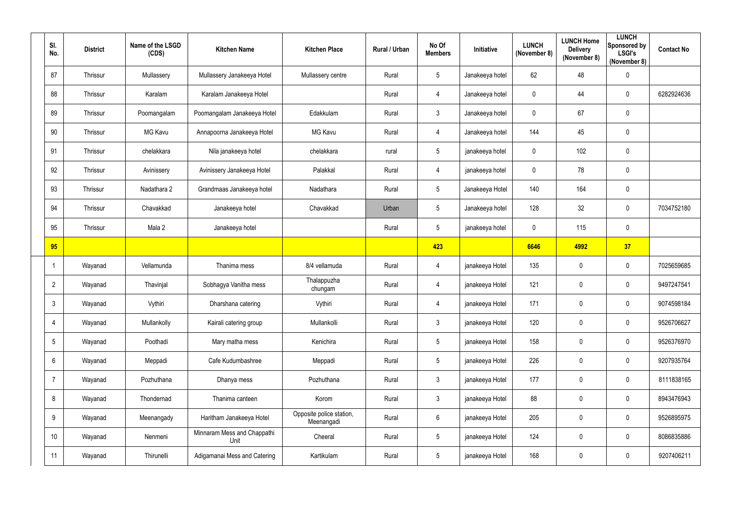| Sl. No. | District | Name of the LSGD (CDS) | Kitchen Name | Kitchen Place | Rural / Urban | No Of Members | Initiative | LUNCH (November 8) | LUNCH Home Delivery (November 8) | LUNCH Sponsored by LSGI's (November 8) | Contact No |
|---|---|---|---|---|---|---|---|---|---|---|---|
| 87 | Thrissur | Mullassery | Mullassery Janakeeya Hotel | Mullassery centre | Rural | 5 | Janakeeya hotel | 62 | 48 | 0 | |
| 88 | Thrissur | Karalam | Karalam Janakeeya Hotel | | Rural | 4 | Janakeeya hotel | 0 | 44 | 0 | 6282924636 |
| 89 | Thrissur | Poomangalam | Poomangalam Janakeeya Hotel | Edakkulam | Rural | 3 | Janakeeya hotel | 0 | 67 | 0 | |
| 90 | Thrissur | MG Kavu | Annapoorna Janakeeya Hotel | MG Kavu | Rural | 4 | Janakeeya hotel | 144 | 45 | 0 | |
| 91 | Thrissur | chelakkara | Nila janakeeya hotel | chelakkara | rural | 5 | janakeeya hotel | 0 | 102 | 0 | |
| 92 | Thrissur | Avinissery | Avinissery Janakeeya Hotel | Palakkal | Rural | 4 | janakeeya hotel | 0 | 78 | 0 | |
| 93 | Thrissur | Nadathara 2 | Grandmaas Janakeeya hotel | Nadathara | Rural | 5 | Janakeeya Hotel | 140 | 164 | 0 | |
| 94 | Thrissur | Chavakkad | Janakeeya hotel | Chavakkad | Urban | 5 | Janakeeya hotel | 128 | 32 | 0 | 7034752180 |
| 95 | Thrissur | Mala 2 | Janakeeya hotel | | Rural | 5 | janakeeya hotel | 0 | 115 | 0 | |
| **95** | | | | | | **423** | | **6646** | **4992** | **37** | |
| 1 | Wayanad | Vellamunda | Thanima mess | 8/4 vellamuda | Rural | 4 | janakeeya Hotel | 135 | 0 | 0 | 7025659685 |
| 2 | Wayanad | Thavinjal | Sobhagya Vanitha mess | Thalappuzha chungam | Rural | 4 | janakeeya Hotel | 121 | 0 | 0 | 9497247541 |
| 3 | Wayanad | Vythiri | Dharshana catering | Vythiri | Rural | 4 | janakeeya Hotel | 171 | 0 | 0 | 9074598184 |
| 4 | Wayanad | Mullankolly | Kairali catering group | Mullankolli | Rural | 3 | janakeeya Hotel | 120 | 0 | 0 | 9526706627 |
| 5 | Wayanad | Poothadi | Mary matha mess | Kenichira | Rural | 5 | janakeeya Hotel | 158 | 0 | 0 | 9526376970 |
| 6 | Wayanad | Meppadi | Cafe Kudumbashree | Meppadi | Rural | 5 | janakeeya Hotel | 226 | 0 | 0 | 9207935764 |
| 7 | Wayanad | Pozhuthana | Dhanya mess | Pozhuthana | Rural | 3 | janakeeya Hotel | 177 | 0 | 0 | 8111838165 |
| 8 | Wayanad | Thondernad | Thanima canteen | Korom | Rural | 3 | janakeeya Hotel | 88 | 0 | 0 | 8943476943 |
| 9 | Wayanad | Meenangady | Haritham Janakeeya Hotel | Opposite police station, Meenangadi | Rural | 6 | janakeeya Hotel | 205 | 0 | 0 | 9526895975 |
| 10 | Wayanad | Nenmeni | Minnaram Mess and Chappathi Unit | Cheeral | Rural | 5 | janakeeya Hotel | 124 | 0 | 0 | 8086835886 |
| 11 | Wayanad | Thirunelli | Adigamanai Mess and Catering | Kartikulam | Rural | 5 | janakeeya Hotel | 168 | 0 | 0 | 9207406211 |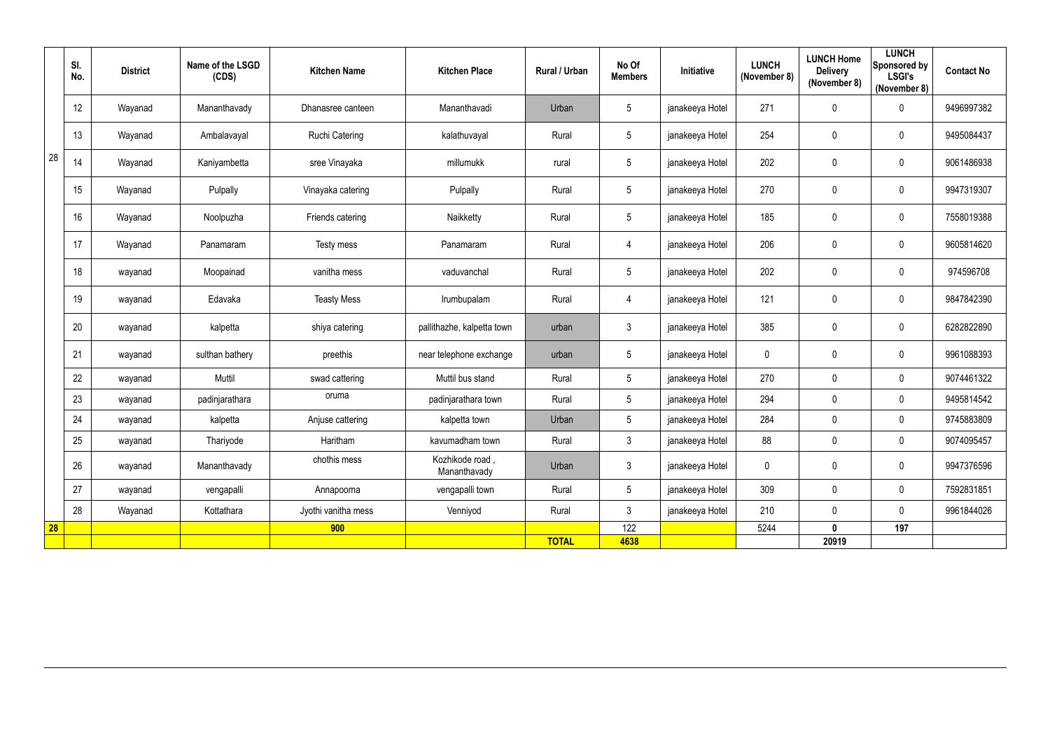| | Sl. No. | District | Name of the LSGD (CDS) | Kitchen Name | Kitchen Place | Rural / Urban | No Of Members | Initiative | LUNCH (November 8) | LUNCH Home Delivery (November 8) | LUNCH Sponsored by LSGI's (November 8) | Contact No |
|---|---|---|---|---|---|---|---|---|---|---|---|---|
| 28 | 12 | Wayanad | Mananthavady | Dhanasree canteen | Mananthavadi | Urban | 5 | janakeeya Hotel | 271 | 0 | 0 | 9496997382 |
| | 13 | Wayanad | Ambalavayal | Ruchi Catering | kalathuvayal | Rural | 5 | janakeeya Hotel | 254 | 0 | 0 | 9495084437 |
| | 14 | Wayanad | Kaniyambetta | sree Vinayaka | millumukk | rural | 5 | janakeeya Hotel | 202 | 0 | 0 | 9061486938 |
| | 15 | Wayanad | Pulpally | Vinayaka catering | Pulpally | Rural | 5 | janakeeya Hotel | 270 | 0 | 0 | 9947319307 |
| | 16 | Wayanad | Noolpuzha | Friends catering | Naikketty | Rural | 5 | janakeeya Hotel | 185 | 0 | 0 | 7558019388 |
| | 17 | Wayanad | Panamaram | Testy mess | Panamaram | Rural | 4 | janakeeya Hotel | 206 | 0 | 0 | 9605814620 |
| | 18 | wayanad | Moopainad | vanitha mess | vaduvanchal | Rural | 5 | janakeeya Hotel | 202 | 0 | 0 | 974596708 |
| | 19 | wayanad | Edavaka | Teasty Mess | Irumbupalam | Rural | 4 | janakeeya Hotel | 121 | 0 | 0 | 9847842390 |
| | 20 | wayanad | kalpetta | shiya catering | pallithazhe, kalpetta town | urban | 3 | janakeeya Hotel | 385 | 0 | 0 | 6282822890 |
| | 21 | wayanad | sulthan bathery | preethis | near telephone exchange | urban | 5 | janakeeya Hotel | 0 | 0 | 0 | 9961088393 |
| | 22 | wayanad | Muttil | swad cattering | Muttil bus stand | Rural | 5 | janakeeya Hotel | 270 | 0 | 0 | 9074461322 |
| | 23 | wayanad | padinjarathara | oruma | padinjarathara town | Rural | 5 | janakeeya Hotel | 294 | 0 | 0 | 9495814542 |
| | 24 | wayanad | kalpetta | Anjuse cattering | kalpetta town | Urban | 5 | janakeeya Hotel | 284 | 0 | 0 | 9745883809 |
| | 25 | wayanad | Thariyode | Haritham | kavumadham town | Rural | 3 | janakeeya Hotel | 88 | 0 | 0 | 9074095457 |
| | 26 | wayanad | Mananthavady | chothis mess | Kozhikode road , Mananthavady | Urban | 3 | janakeeya Hotel | 0 | 0 | 0 | 9947376596 |
| | 27 | wayanad | vengapalli | Annapoorna | vengapalli town | Rural | 5 | janakeeya Hotel | 309 | 0 | 0 | 7592831851 |
| | 28 | Wayanad | Kottathara | Jyothi vanitha mess | Venniyod | Rural | 3 | janakeeya Hotel | 210 | 0 | 0 | 9961844026 |
| **28** | | | | **900** | | | 122 | | 5244 | **0** | **197** | |
| | | | | | | **TOTAL** | **4638** | | | **20919** | | |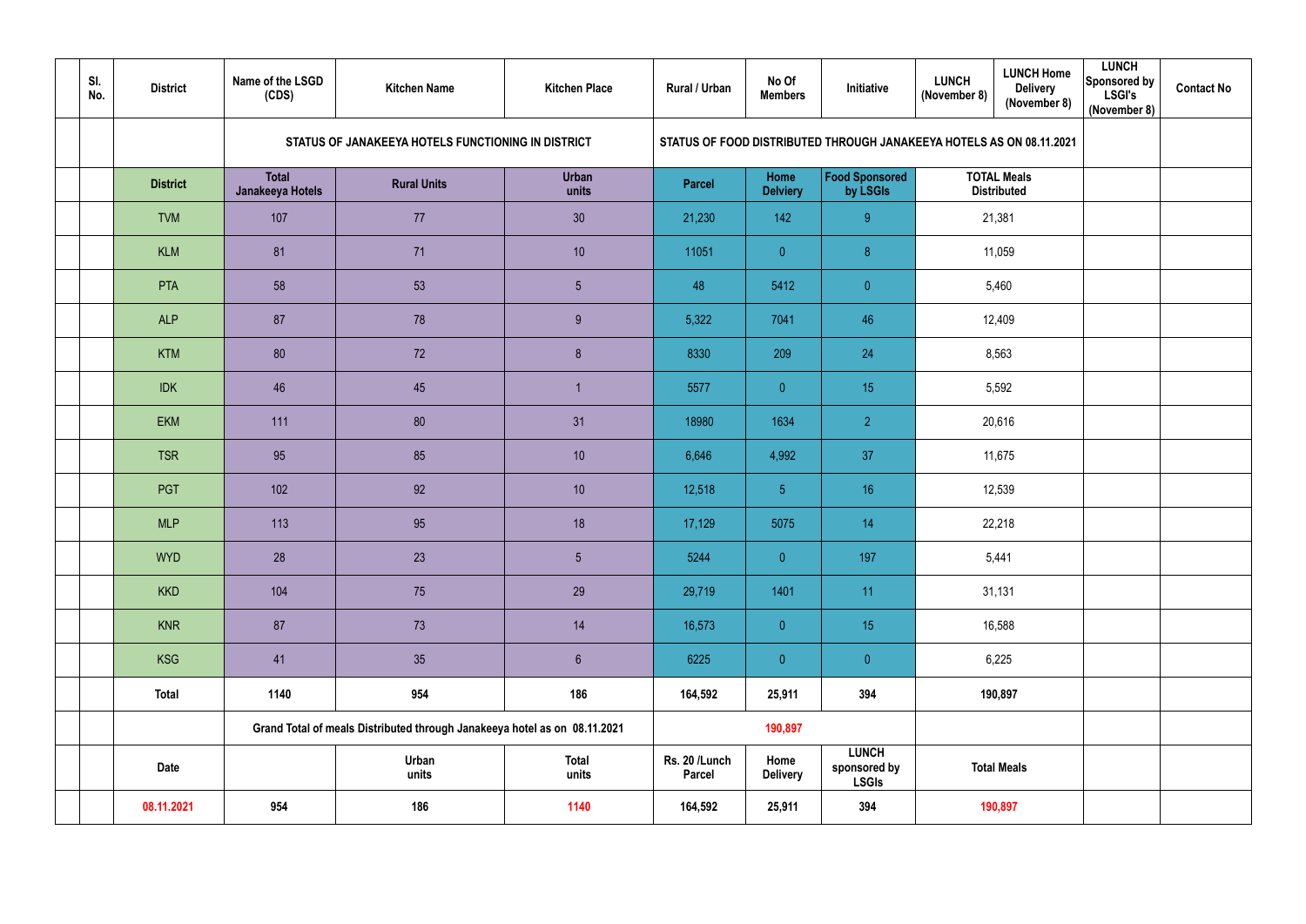| Sl. No. | District | Name of the LSGD (CDS) | Kitchen Name | Kitchen Place | Rural / Urban | No Of Members | Initiative | LUNCH (November 8) | LUNCH Home Delivery (November 8) | LUNCH Sponsored by LSGI's (November 8) | Contact No |
|---|---|---|---|---|---|---|---|---|---|---|---|
| | | STATUS OF JANAKEEYA HOTELS FUNCTIONING IN DISTRICT | | | STATUS OF FOOD DISTRIBUTED THROUGH JANAKEEYA HOTELS AS ON 08.11.2021 | | | | | | |
| | District | Total Janakeeya Hotels | Rural Units | Urban units | Parcel | Home Delviery | Food Sponsored by LSGIs | TOTAL Meals Distributed | | | |
| | TVM | 107 | 77 | 30 | 21,230 | 142 | 9 | 21,381 | | | |
| | KLM | 81 | 71 | 10 | 11051 | 0 | 8 | 11,059 | | | |
| | PTA | 58 | 53 | 5 | 48 | 5412 | 0 | 5,460 | | | |
| | ALP | 87 | 78 | 9 | 5,322 | 7041 | 46 | 12,409 | | | |
| | KTM | 80 | 72 | 8 | 8330 | 209 | 24 | 8,563 | | | |
| | IDK | 46 | 45 | 1 | 5577 | 0 | 15 | 5,592 | | | |
| | EKM | 111 | 80 | 31 | 18980 | 1634 | 2 | 20,616 | | | |
| | TSR | 95 | 85 | 10 | 6,646 | 4,992 | 37 | 11,675 | | | |
| | PGT | 102 | 92 | 10 | 12,518 | 5 | 16 | 12,539 | | | |
| | MLP | 113 | 95 | 18 | 17,129 | 5075 | 14 | 22,218 | | | |
| | WYD | 28 | 23 | 5 | 5244 | 0 | 197 | 5,441 | | | |
| | KKD | 104 | 75 | 29 | 29,719 | 1401 | 11 | 31,131 | | | |
| | KNR | 87 | 73 | 14 | 16,573 | 0 | 15 | 16,588 | | | |
| | KSG | 41 | 35 | 6 | 6225 | 0 | 0 | 6,225 | | | |
| | **Total** | **1140** | **954** | **186** | **164,592** | **25,911** | **394** | **190,897** | | | |
| | | **Grand Total of meals Distributed through Janakeeya hotel as on 08.11.2021** | | | | **190,897** | | | | | |
| | **Date** | | **Urban units** | **Total units** | **Rs. 20 /Lunch Parcel** | **Home Delivery** | **LUNCH sponsored by LSGIs** | **Total Meals** | | | |
| | **08.11.2021** | **954** | **186** | **1140** | **164,592** | **25,911** | **394** | **190,897** | | | |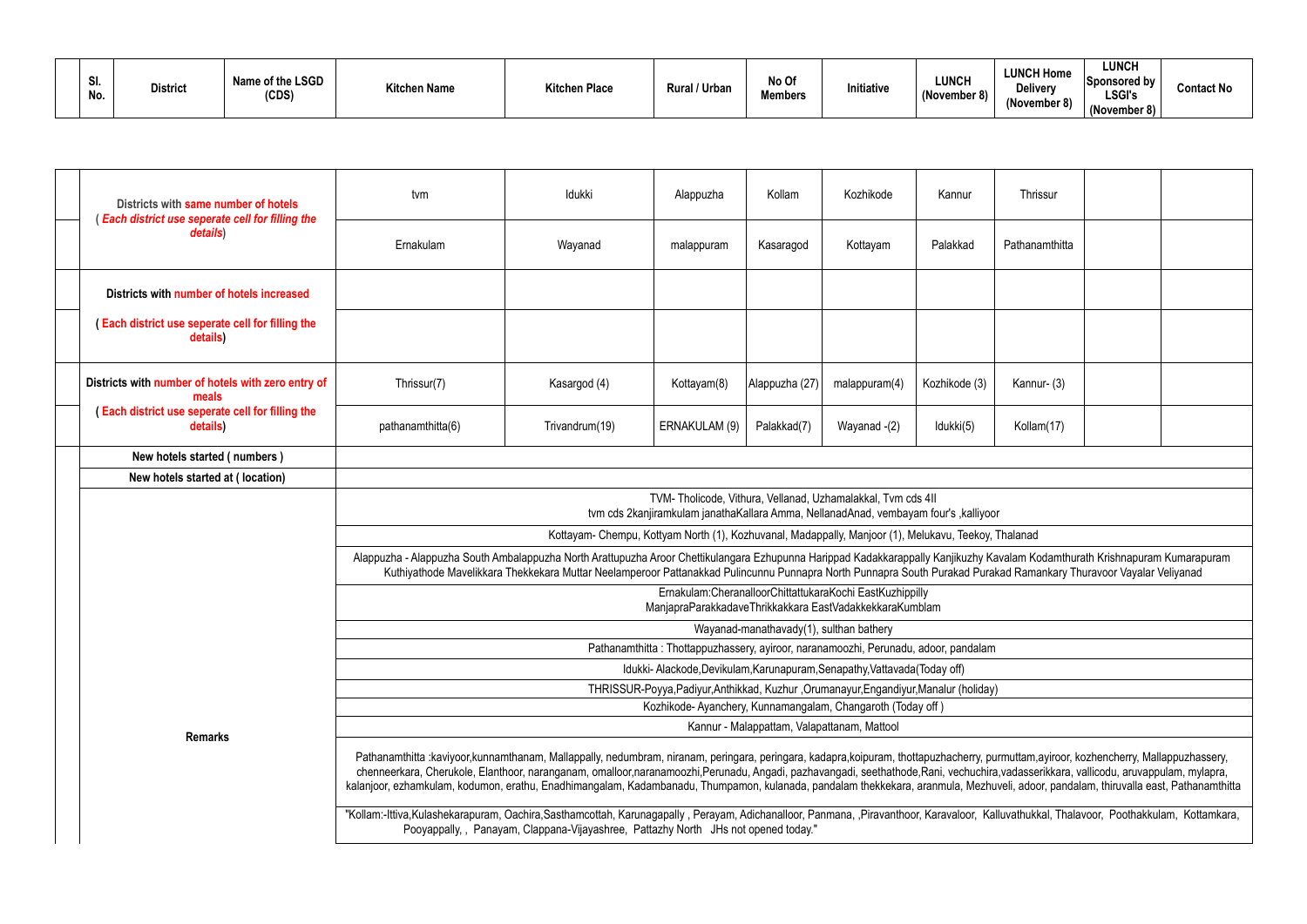| Sl. No. | District | Name of the LSGD (CDS) | Kitchen Name | Kitchen Place | Rural / Urban | No Of Members | Initiative | LUNCH (November 8) | LUNCH Home Delivery (November 8) | LUNCH Sponsored by LSGI's (November 8) | Contact No |
|---|---|---|---|---|---|---|---|---|---|---|---|

| | | | | | | | | | |
|---|---|---|---|---|---|---|---|---|---|
| Districts with same number of hotels ( Each district use seperate cell for filling the details) | tvm | Idukki | Alappuzha | Kollam | Kozhikode | Kannur | Thrissur | | |
| | Ernakulam | Wayanad | malappuram | Kasaragod | Kottayam | Palakkad | Pathanamthitta | | |
| Districts with number of hotels increased | | | | | | | | | |
| ( Each district use seperate cell for filling the details) | | | | | | | | | |
| Districts with number of hotels with zero entry of meals ( Each district use seperate cell for filling the details) | Thrissur(7) | Kasargod (4) | Kottayam(8) | Alappuzha (27) | malappuram(4) | Kozhikode (3) | Kannur- (3) | | |
| | pathanamthitta(6) | Trivandrum(19) | ERNAKULAM (9) | Palakkad(7) | Wayanad -(2) | Idukki(5) | Kollam(17) | | |
| New hotels started ( numbers ) | | | | | | | | | |
| New hotels started at ( location) | | | | | | | | | |
| Remarks | TVM- Tholicode, Vithura, Vellanad, Uzhamalakkal, Tvm cds 4II tvm cds 2kanjiramkulam janathaKallara Amma, NellanadAnad, vembayam four's ,kalliyoor | | | | | | | | |
| | Kottayam- Chempu, Kottyam North (1), Kozhuvanal, Madappally, Manjoor (1), Melukavu, Teekoy, Thalanad | | | | | | | | |
| | Alappuzha - Alappuzha South Ambalappuzha North Arattupuzha Aroor Chettikulangara Ezhupunna Harippad Kadakkarappally Kanjikuzhy Kavalam Kodamthurath Krishnapuram Kumarapuram Kuthiyathode Mavelikkara Thekkekara Muttar Neelamperoor Pattanakkad Pulincunnu Punnapra North Punnapra South Purakad Purakad Ramankary Thuravoor Vayalar Veliyanad | | | | | | | | |
| | Ernakulam:CheranalloorChittattukaraKochi EastKuzhippilly ManjapraParakkadaveThrikkakkara EastVadakkekkaraKumblam | | | | | | | | |
| | Wayanad-manathavady(1), sulthan bathery | | | | | | | | |
| | Pathanamthitta : Thottappuzhassery, ayiroor, naranamoozhi, Perunadu, adoor, pandalam | | | | | | | | |
| | Idukki- Alackode,Devikulam,Karunapuram,Senapathy,Vattavada(Today off) | | | | | | | | |
| | THRISSUR-Poyya,Padiyur,Anthikkad, Kuzhur ,Orumanayur,Engandiyur,Manalur (holiday) | | | | | | | | |
| | Kozhikode- Ayanchery, Kunnamangalam, Changaroth (Today off ) | | | | | | | | |
| | Kannur - Malappattam, Valapattanam, Mattool | | | | | | | | |
| | Pathanamthitta :kaviyoor,kunnamthanam, Mallappally, nedumbram, niranam, peringara, peringara, kadapra,koipuram, thottapuzhacherry, purmuttam,ayiroor, kozhencherry, Mallappuzhassery, chenneerkara, Cherukole, Elanthoor, naranganam, omalloor,naranamoozhi,Perunadu, Angadi, pazhavangadi, seethathode,Rani, vechuchira,vadasserikkara, vallicodu, aruvappulam, mylapra, kalanjoor, ezhamkulam, kodumon, erathu, Enadhimangalam, Kadambanadu, Thumpamon, kulanada, pandalam thekkekara, aranmula, Mezhuveli, adoor, pandalam, thiruvalla east, Pathanamthitta | | | | | | | | |
| | "Kollam:-Ittiva,Kulashekarapuram, Oachira,Sasthamcottah, Karunagapally , Perayam, Adichanalloor, Panmana, ,Piravanthoor, Karavaloor, Kalluvathukkal, Thalavoor, Poothakkulam, Kottamkara, Pooyappally, , Panayam, Clappana-Vijayashree, Pattazhy North JHs not opened today." | | | | | | | | |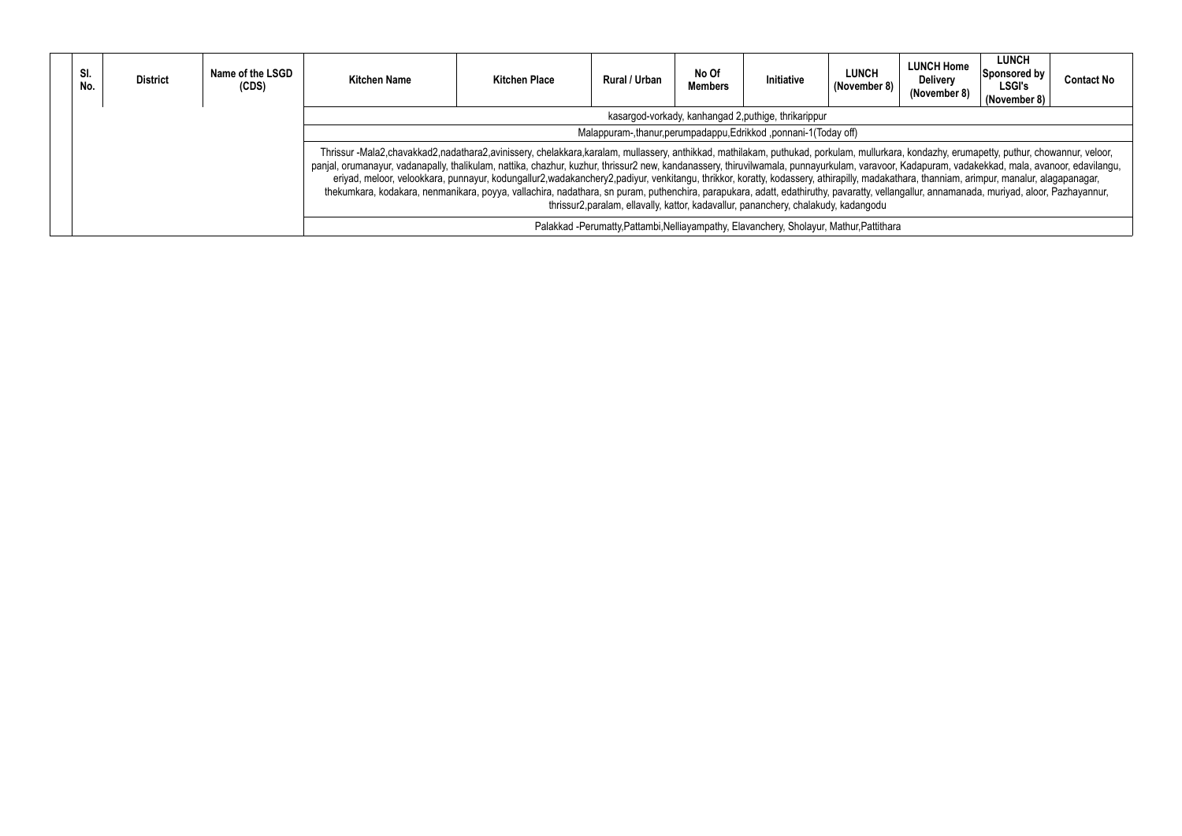| Sl. No. | District | Name of the LSGD (CDS) | Kitchen Name | Kitchen Place | Rural / Urban | No Of Members | Initiative | LUNCH (November 8) | LUNCH Home Delivery (November 8) | LUNCH Sponsored by LSGI's (November 8) | Contact No |
|---|---|---|---|---|---|---|---|---|---|---|---|
| | | | kasargod-vorkady, kanhangad 2,puthige, thrikarippur | | | | | | | | |
| | | | Malappuram-,thanur,perumpadappu,Edrikkod ,ponnani-1(Today off) | | | | | | | | |
| | | | Thrissur -Mala2,chavakkad2,nadathara2,avinissery, chelakkara,karalam, mullassery, anthikkad, mathilakam, puthukad, porkulam, mullurkara, kondazhy, erumapetty, puthur, chowannur, veloor, panjal, orumanayur, vadanapally, thalikulam, nattika, chazhur, kuzhur, thrissur2 new, kandanassery, thiruvilwamala, punnayurkulam, varavoor, Kadapuram, vadakekkad, mala, avanoor, edavilangu, eriyad, meloor, velookkara, punnayur, kodungallur2,wadakanchery2,padiyur, venkitangu, thrikkor, koratty, kodassery, athirapilly, madakathara, thanniam, arimpur, manalur, alagapanagar, thekumkara, kodakara, nenmanikara, poyya, vallachira, nadathara, sn puram, puthenchira, parapukara, adatt, edathiruthy, pavaratty, vellangallur, annamanada, muriyad, aloor, Pazhayannur, thrissur2,paralam, ellavally, kattor, kadavallur, pananchery, chalakudy, kadangodu | | | | | | | | |
| | | | Palakkad -Perumatty,Pattambi,Nelliayampathy, Elavanchery, Sholayur, Mathur,Pattithara | | | | | | | | |